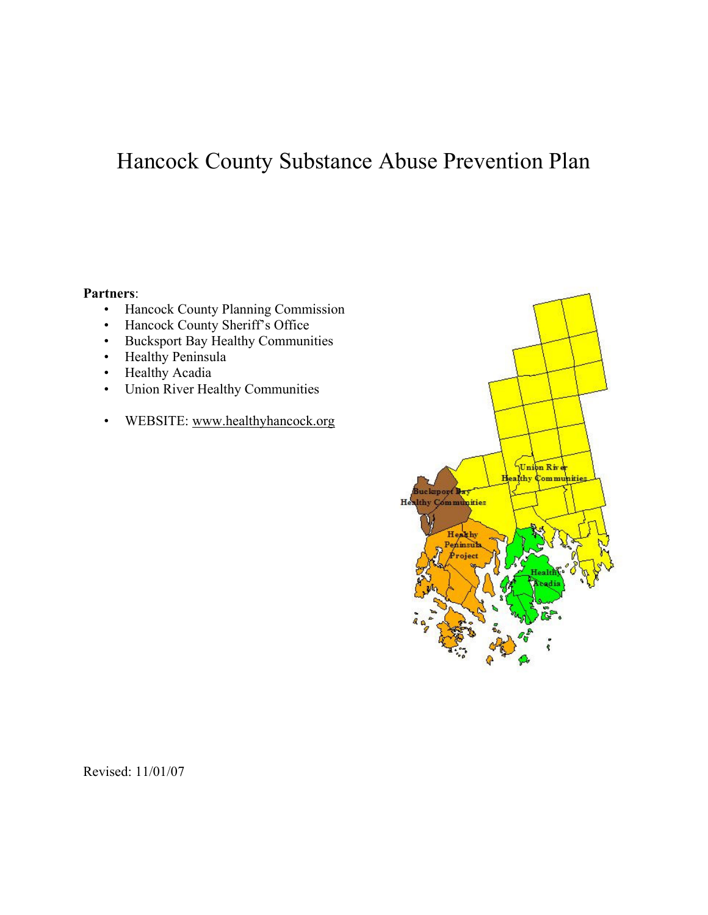# Hancock County Substance Abuse Prevention Plan

**Partners**:

- Hancock County Planning Commission
- Hancock County Sheriff's Office
- Bucksport Bay Healthy Communities
- Healthy Peninsula
- Healthy Acadia
- Union River Healthy Communities

- WEBSITE: www.healthyhancock.org

Revised: 11/01/07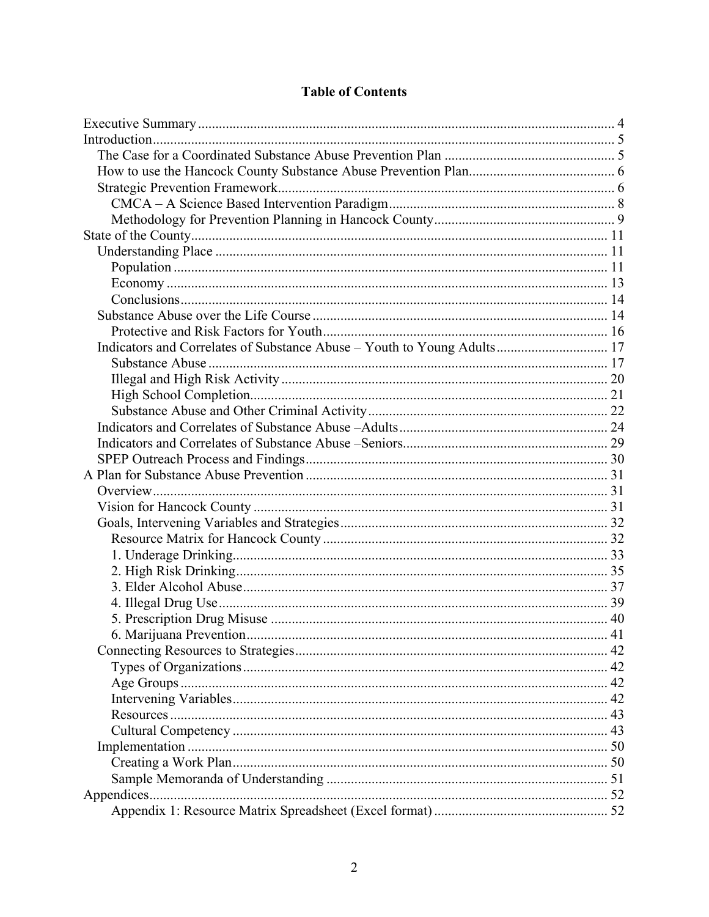# Table of Contents

- Executive Summary ....................................................... 4
- Introduction ....................................................... 5
  - The Case for a Coordinated Substance Abuse Prevention Plan ....................................................... 5
  - How to use the Hancock County Substance Abuse Prevention Plan ....................................................... 6
  - Strategic Prevention Framework ....................................................... 6
    - CMCA – A Science Based Intervention Paradigm ....................................................... 8
    - Methodology for Prevention Planning in Hancock County ....................................................... 9
- State of the County ....................................................... 11
  - Understanding Place ....................................................... 11
    - Population ....................................................... 11
    - Economy ....................................................... 13
    - Conclusions ....................................................... 14
  - Substance Abuse over the Life Course ....................................................... 14
    - Protective and Risk Factors for Youth ....................................................... 16
  - Indicators and Correlates of Substance Abuse – Youth to Young Adults ....................................................... 17
    - Substance Abuse ....................................................... 17
    - Illegal and High Risk Activity ....................................................... 20
    - High School Completion ....................................................... 21
    - Substance Abuse and Other Criminal Activity ....................................................... 22
  - Indicators and Correlates of Substance Abuse –Adults ....................................................... 24
  - Indicators and Correlates of Substance Abuse –Seniors ....................................................... 29
  - SPEP Outreach Process and Findings ....................................................... 30
- A Plan for Substance Abuse Prevention ....................................................... 31
  - Overview ....................................................... 31
  - Vision for Hancock County ....................................................... 31
  - Goals, Intervening Variables and Strategies ....................................................... 32
    - Resource Matrix for Hancock County ....................................................... 32
    - 1. Underage Drinking ....................................................... 33
    - 2. High Risk Drinking ....................................................... 35
    - 3. Elder Alcohol Abuse ....................................................... 37
    - 4. Illegal Drug Use ....................................................... 39
    - 5. Prescription Drug Misuse ....................................................... 40
    - 6. Marijuana Prevention ....................................................... 41
  - Connecting Resources to Strategies ....................................................... 42
    - Types of Organizations ....................................................... 42
    - Age Groups ....................................................... 42
    - Intervening Variables ....................................................... 42
    - Resources ....................................................... 43
    - Cultural Competency ....................................................... 43
  - Implementation ....................................................... 50
    - Creating a Work Plan ....................................................... 50
    - Sample Memoranda of Understanding ....................................................... 51
- Appendices ....................................................... 52
    - Appendix 1: Resource Matrix Spreadsheet (Excel format) ....................................................... 52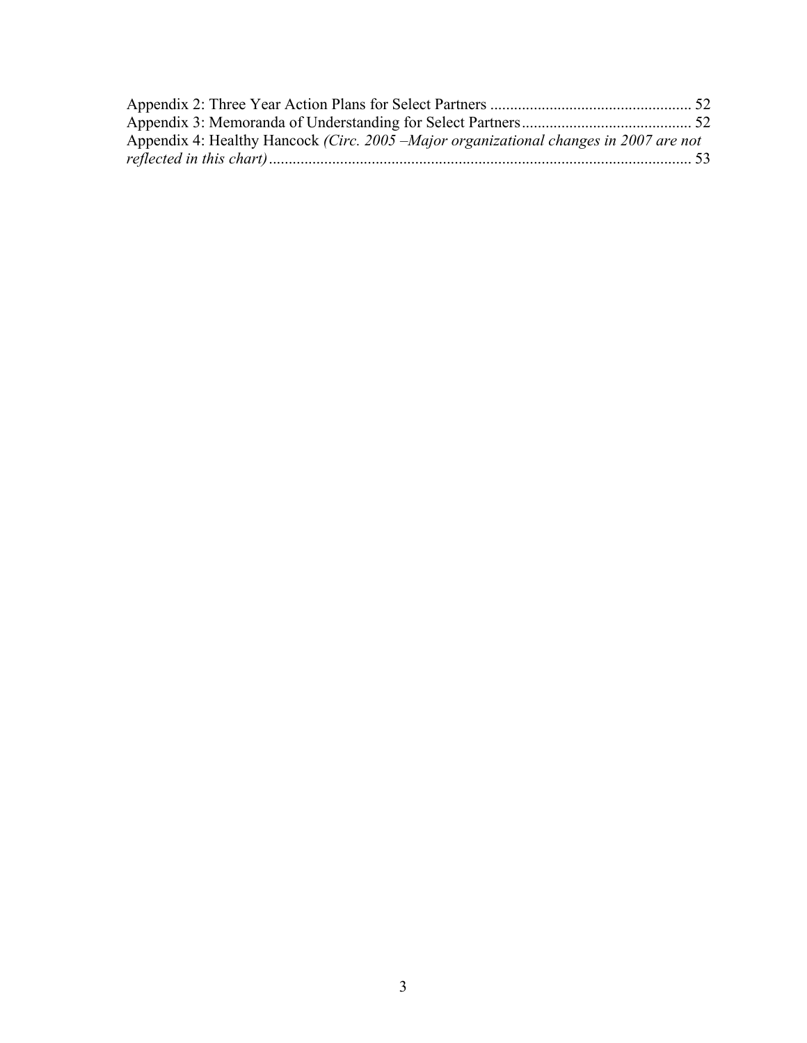Appendix 2: Three Year Action Plans for Select Partners .................................................. 52

Appendix 3: Memoranda of Understanding for Select Partners........................................... 52

Appendix 4: Healthy Hancock *(Circ. 2005 –Major organizational changes in 2007 are not reflected in this chart)*........................................................................................................... 53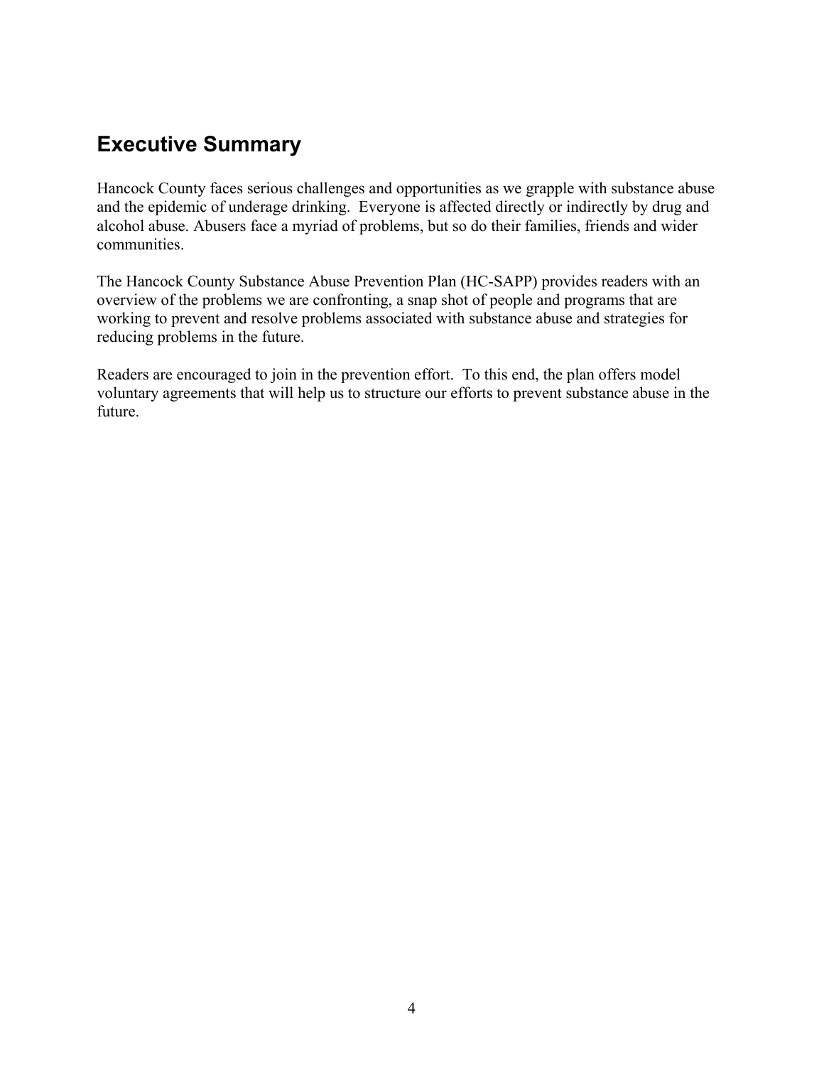## Executive Summary

Hancock County faces serious challenges and opportunities as we grapple with substance abuse and the epidemic of underage drinking. Everyone is affected directly or indirectly by drug and alcohol abuse. Abusers face a myriad of problems, but so do their families, friends and wider communities.

The Hancock County Substance Abuse Prevention Plan (HC-SAPP) provides readers with an overview of the problems we are confronting, a snap shot of people and programs that are working to prevent and resolve problems associated with substance abuse and strategies for reducing problems in the future.

Readers are encouraged to join in the prevention effort. To this end, the plan offers model voluntary agreements that will help us to structure our efforts to prevent substance abuse in the future.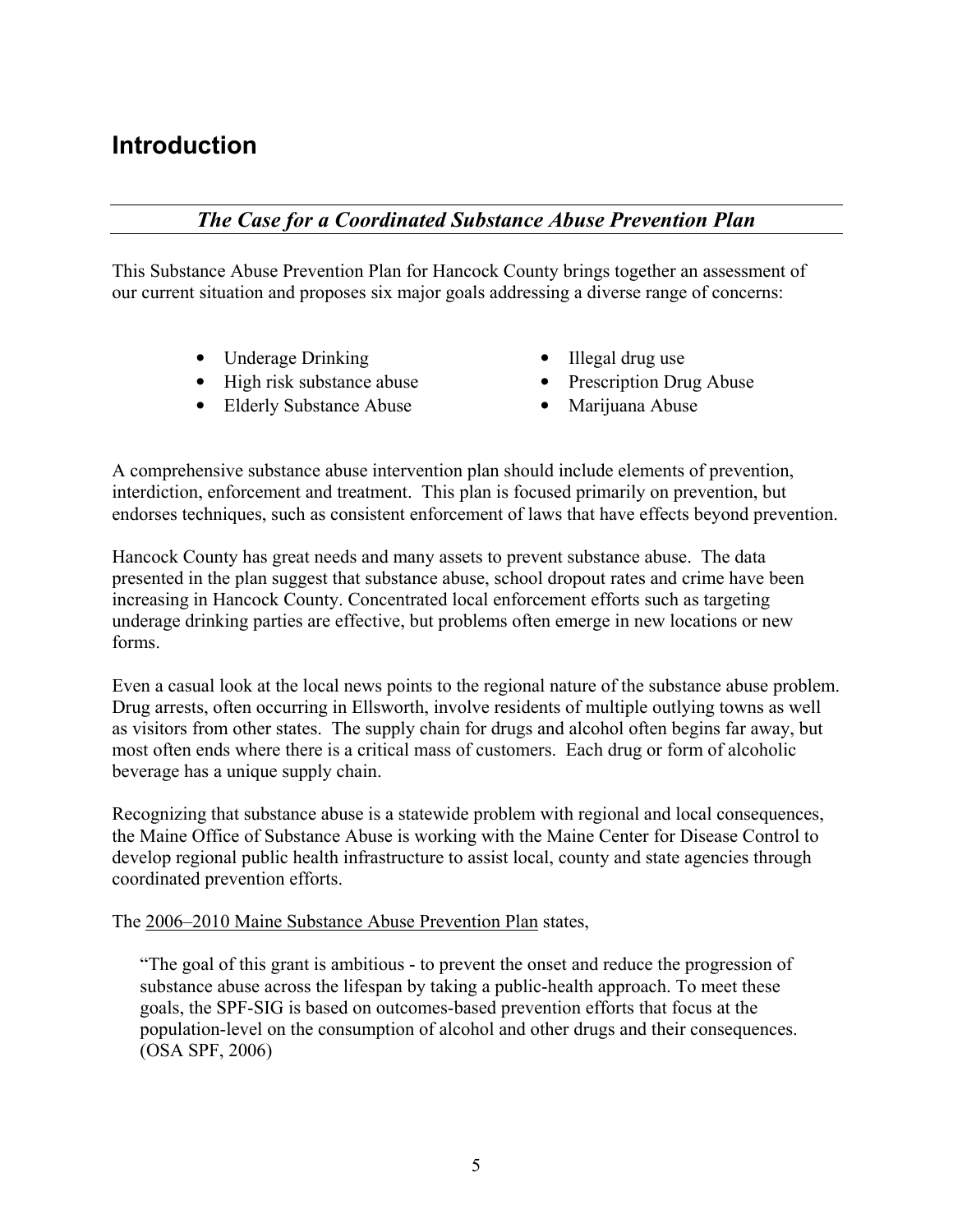# Introduction

## *The Case for a Coordinated Substance Abuse Prevention Plan*

This Substance Abuse Prevention Plan for Hancock County brings together an assessment of our current situation and proposes six major goals addressing a diverse range of concerns:

- Underage Drinking
- High risk substance abuse
- Elderly Substance Abuse
- Illegal drug use
- Prescription Drug Abuse
- Marijuana Abuse

A comprehensive substance abuse intervention plan should include elements of prevention, interdiction, enforcement and treatment. This plan is focused primarily on prevention, but endorses techniques, such as consistent enforcement of laws that have effects beyond prevention.

Hancock County has great needs and many assets to prevent substance abuse. The data presented in the plan suggest that substance abuse, school dropout rates and crime have been increasing in Hancock County. Concentrated local enforcement efforts such as targeting underage drinking parties are effective, but problems often emerge in new locations or new forms.

Even a casual look at the local news points to the regional nature of the substance abuse problem. Drug arrests, often occurring in Ellsworth, involve residents of multiple outlying towns as well as visitors from other states. The supply chain for drugs and alcohol often begins far away, but most often ends where there is a critical mass of customers. Each drug or form of alcoholic beverage has a unique supply chain.

Recognizing that substance abuse is a statewide problem with regional and local consequences, the Maine Office of Substance Abuse is working with the Maine Center for Disease Control to develop regional public health infrastructure to assist local, county and state agencies through coordinated prevention efforts.

The 2006–2010 Maine Substance Abuse Prevention Plan states,

> "The goal of this grant is ambitious - to prevent the onset and reduce the progression of substance abuse across the lifespan by taking a public-health approach. To meet these goals, the SPF-SIG is based on outcomes-based prevention efforts that focus at the population-level on the consumption of alcohol and other drugs and their consequences. (OSA SPF, 2006)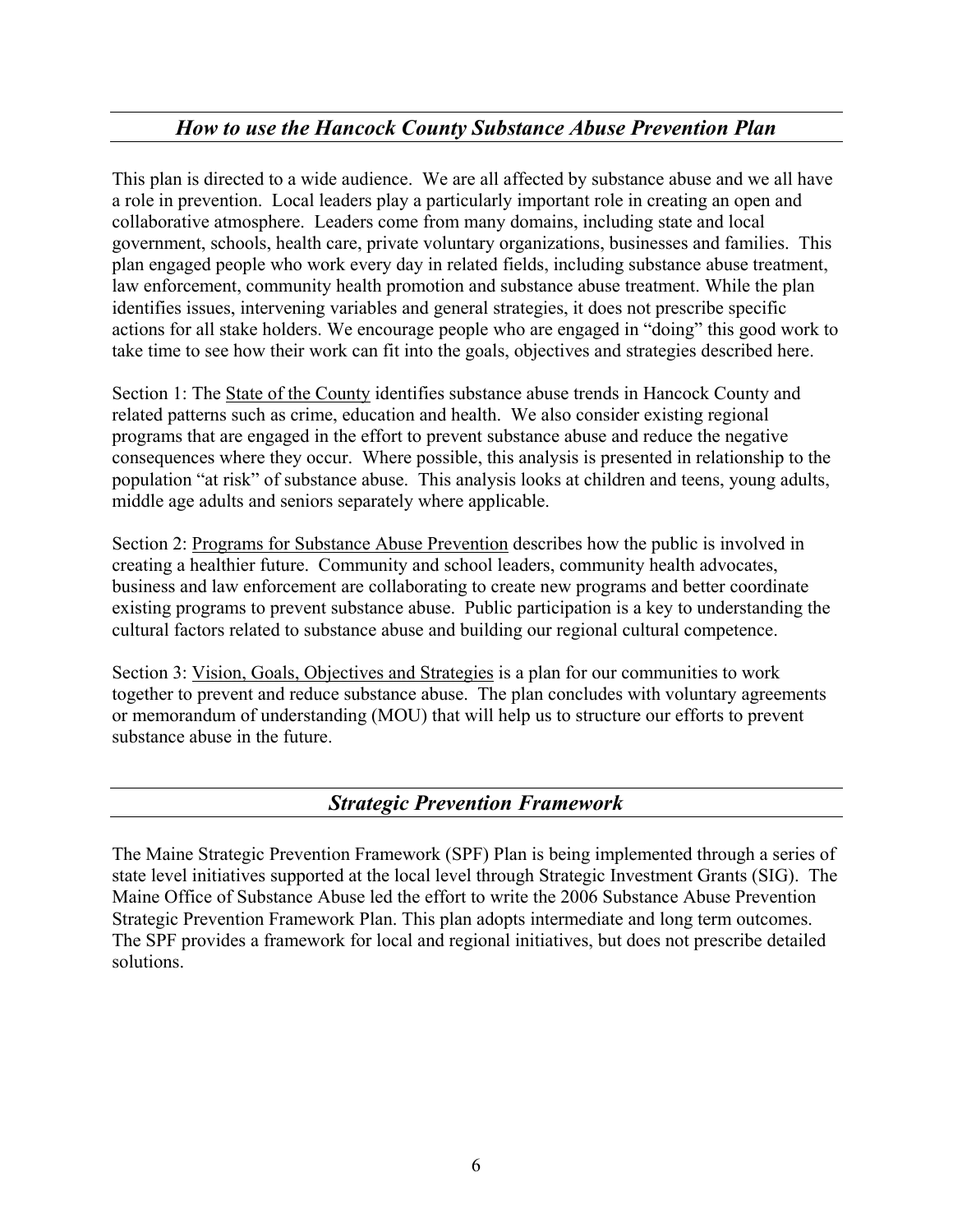## *How to use the Hancock County Substance Abuse Prevention Plan*

This plan is directed to a wide audience. We are all affected by substance abuse and we all have a role in prevention. Local leaders play a particularly important role in creating an open and collaborative atmosphere. Leaders come from many domains, including state and local government, schools, health care, private voluntary organizations, businesses and families. This plan engaged people who work every day in related fields, including substance abuse treatment, law enforcement, community health promotion and substance abuse treatment. While the plan identifies issues, intervening variables and general strategies, it does not prescribe specific actions for all stake holders. We encourage people who are engaged in "doing" this good work to take time to see how their work can fit into the goals, objectives and strategies described here.

Section 1: The State of the County identifies substance abuse trends in Hancock County and related patterns such as crime, education and health. We also consider existing regional programs that are engaged in the effort to prevent substance abuse and reduce the negative consequences where they occur. Where possible, this analysis is presented in relationship to the population "at risk" of substance abuse. This analysis looks at children and teens, young adults, middle age adults and seniors separately where applicable.

Section 2: Programs for Substance Abuse Prevention describes how the public is involved in creating a healthier future. Community and school leaders, community health advocates, business and law enforcement are collaborating to create new programs and better coordinate existing programs to prevent substance abuse. Public participation is a key to understanding the cultural factors related to substance abuse and building our regional cultural competence.

Section 3: Vision, Goals, Objectives and Strategies is a plan for our communities to work together to prevent and reduce substance abuse. The plan concludes with voluntary agreements or memorandum of understanding (MOU) that will help us to structure our efforts to prevent substance abuse in the future.

## *Strategic Prevention Framework*

The Maine Strategic Prevention Framework (SPF) Plan is being implemented through a series of state level initiatives supported at the local level through Strategic Investment Grants (SIG). The Maine Office of Substance Abuse led the effort to write the 2006 Substance Abuse Prevention Strategic Prevention Framework Plan. This plan adopts intermediate and long term outcomes. The SPF provides a framework for local and regional initiatives, but does not prescribe detailed solutions.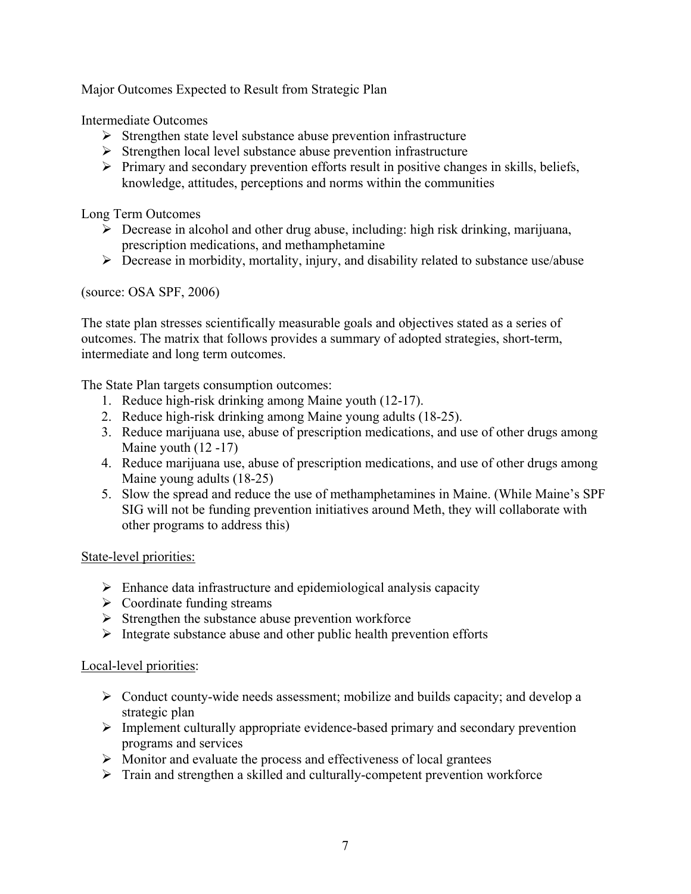Major Outcomes Expected to Result from Strategic Plan

Intermediate Outcomes

- Strengthen state level substance abuse prevention infrastructure
- Strengthen local level substance abuse prevention infrastructure
- Primary and secondary prevention efforts result in positive changes in skills, beliefs, knowledge, attitudes, perceptions and norms within the communities

Long Term Outcomes

- Decrease in alcohol and other drug abuse, including: high risk drinking, marijuana, prescription medications, and methamphetamine
- Decrease in morbidity, mortality, injury, and disability related to substance use/abuse

(source: OSA SPF, 2006)

The state plan stresses scientifically measurable goals and objectives stated as a series of outcomes. The matrix that follows provides a summary of adopted strategies, short-term, intermediate and long term outcomes.

The State Plan targets consumption outcomes:

1. Reduce high-risk drinking among Maine youth (12-17).
2. Reduce high-risk drinking among Maine young adults (18-25).
3. Reduce marijuana use, abuse of prescription medications, and use of other drugs among Maine youth (12 -17)
4. Reduce marijuana use, abuse of prescription medications, and use of other drugs among Maine young adults (18-25)
5. Slow the spread and reduce the use of methamphetamines in Maine. (While Maine's SPF SIG will not be funding prevention initiatives around Meth, they will collaborate with other programs to address this)

<u>State-level priorities:</u>

- Enhance data infrastructure and epidemiological analysis capacity
- Coordinate funding streams
- Strengthen the substance abuse prevention workforce
- Integrate substance abuse and other public health prevention efforts

<u>Local-level priorities</u>:

- Conduct county-wide needs assessment; mobilize and builds capacity; and develop a strategic plan
- Implement culturally appropriate evidence-based primary and secondary prevention programs and services
- Monitor and evaluate the process and effectiveness of local grantees
- Train and strengthen a skilled and culturally-competent prevention workforce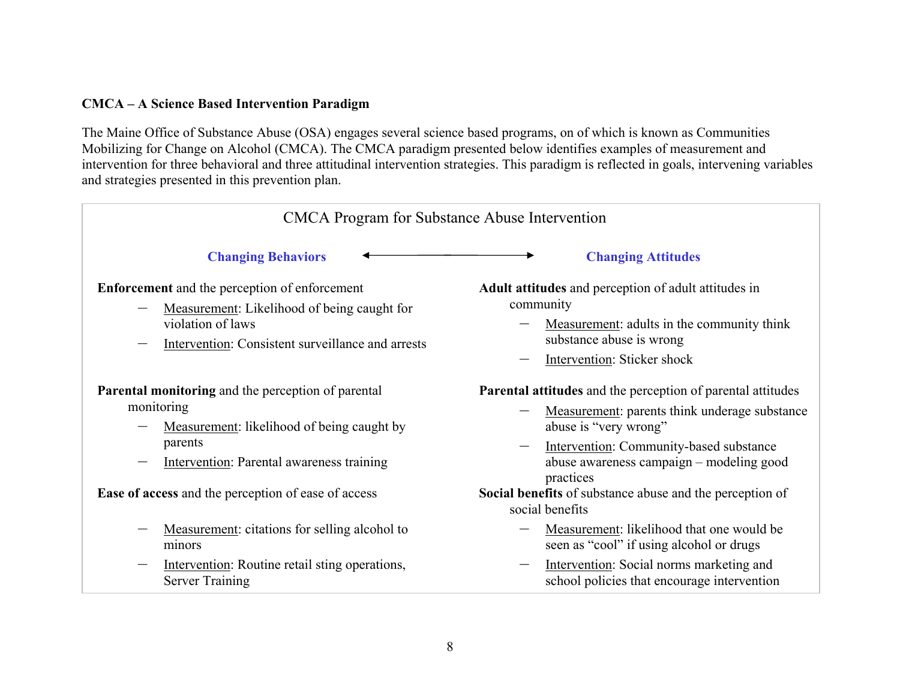**CMCA – A Science Based Intervention Paradigm**

The Maine Office of Substance Abuse (OSA) engages several science based programs, on of which is known as Communities Mobilizing for Change on Alcohol (CMCA). The CMCA paradigm presented below identifies examples of measurement and intervention for three behavioral and three attitudinal intervention strategies. This paradigm is reflected in goals, intervening variables and strategies presented in this prevention plan.

CMCA Program for Substance Abuse Intervention

**Changing Behaviors** ⟷ **Changing Attitudes**

**Changing Behaviors**

**Enforcement** and the perception of enforcement

- Measurement: Likelihood of being caught for violation of laws
- Intervention: Consistent surveillance and arrests

**Parental monitoring** and the perception of parental monitoring

- Measurement: likelihood of being caught by parents
- Intervention: Parental awareness training

**Ease of access** and the perception of ease of access

- Measurement: citations for selling alcohol to minors
- Intervention: Routine retail sting operations, Server Training

**Changing Attitudes**

**Adult attitudes** and perception of adult attitudes in community

- Measurement: adults in the community think substance abuse is wrong
- Intervention: Sticker shock

**Parental attitudes** and the perception of parental attitudes

- Measurement: parents think underage substance abuse is "very wrong"
- Intervention: Community-based substance abuse awareness campaign – modeling good practices

**Social benefits** of substance abuse and the perception of social benefits

- Measurement: likelihood that one would be seen as "cool" if using alcohol or drugs
- Intervention: Social norms marketing and school policies that encourage intervention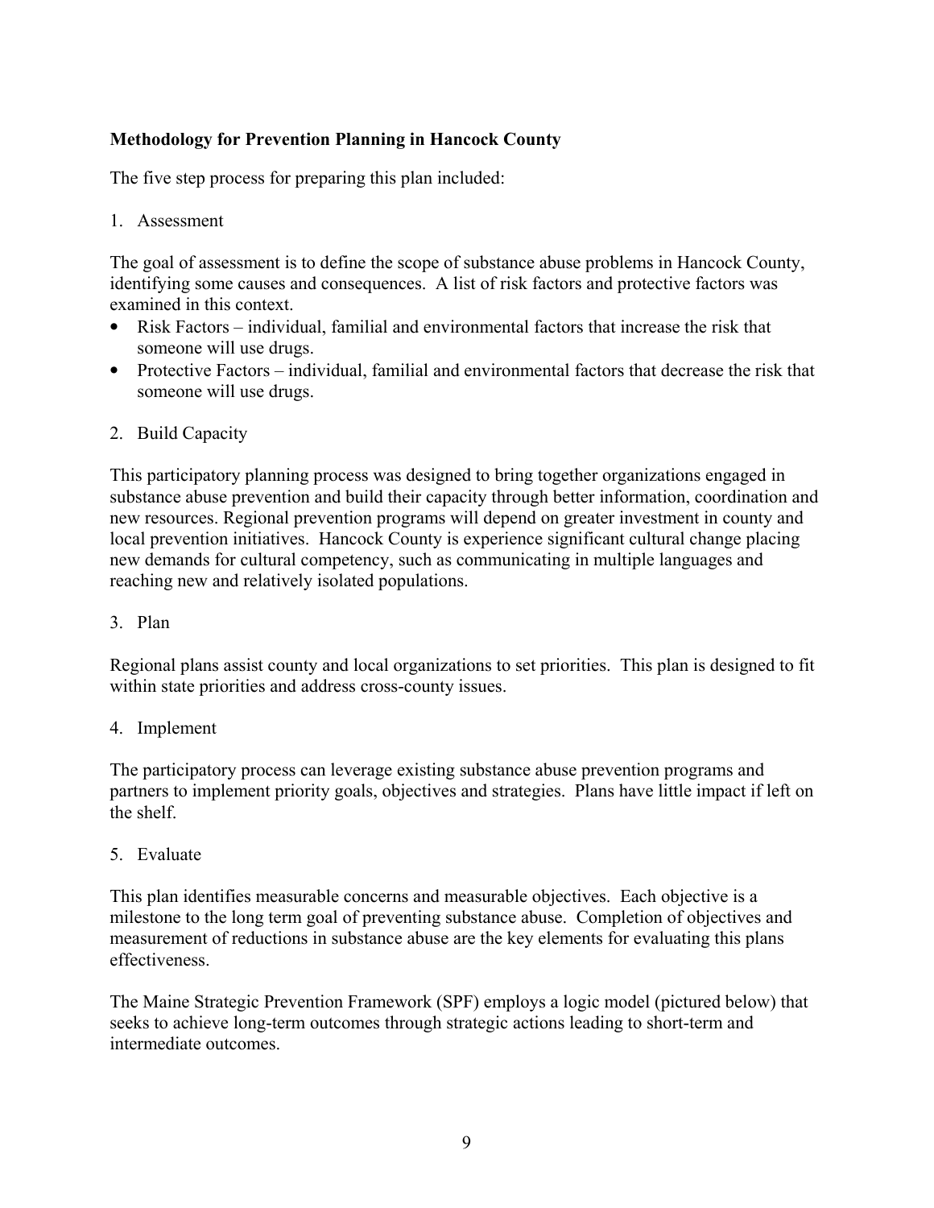**Methodology for Prevention Planning in Hancock County**

The five step process for preparing this plan included:

1. Assessment

The goal of assessment is to define the scope of substance abuse problems in Hancock County, identifying some causes and consequences. A list of risk factors and protective factors was examined in this context.

- Risk Factors – individual, familial and environmental factors that increase the risk that someone will use drugs.
- Protective Factors – individual, familial and environmental factors that decrease the risk that someone will use drugs.

2. Build Capacity

This participatory planning process was designed to bring together organizations engaged in substance abuse prevention and build their capacity through better information, coordination and new resources. Regional prevention programs will depend on greater investment in county and local prevention initiatives. Hancock County is experience significant cultural change placing new demands for cultural competency, such as communicating in multiple languages and reaching new and relatively isolated populations.

3. Plan

Regional plans assist county and local organizations to set priorities. This plan is designed to fit within state priorities and address cross-county issues.

4. Implement

The participatory process can leverage existing substance abuse prevention programs and partners to implement priority goals, objectives and strategies. Plans have little impact if left on the shelf.

5. Evaluate

This plan identifies measurable concerns and measurable objectives. Each objective is a milestone to the long term goal of preventing substance abuse. Completion of objectives and measurement of reductions in substance abuse are the key elements for evaluating this plans effectiveness.

The Maine Strategic Prevention Framework (SPF) employs a logic model (pictured below) that seeks to achieve long-term outcomes through strategic actions leading to short-term and intermediate outcomes.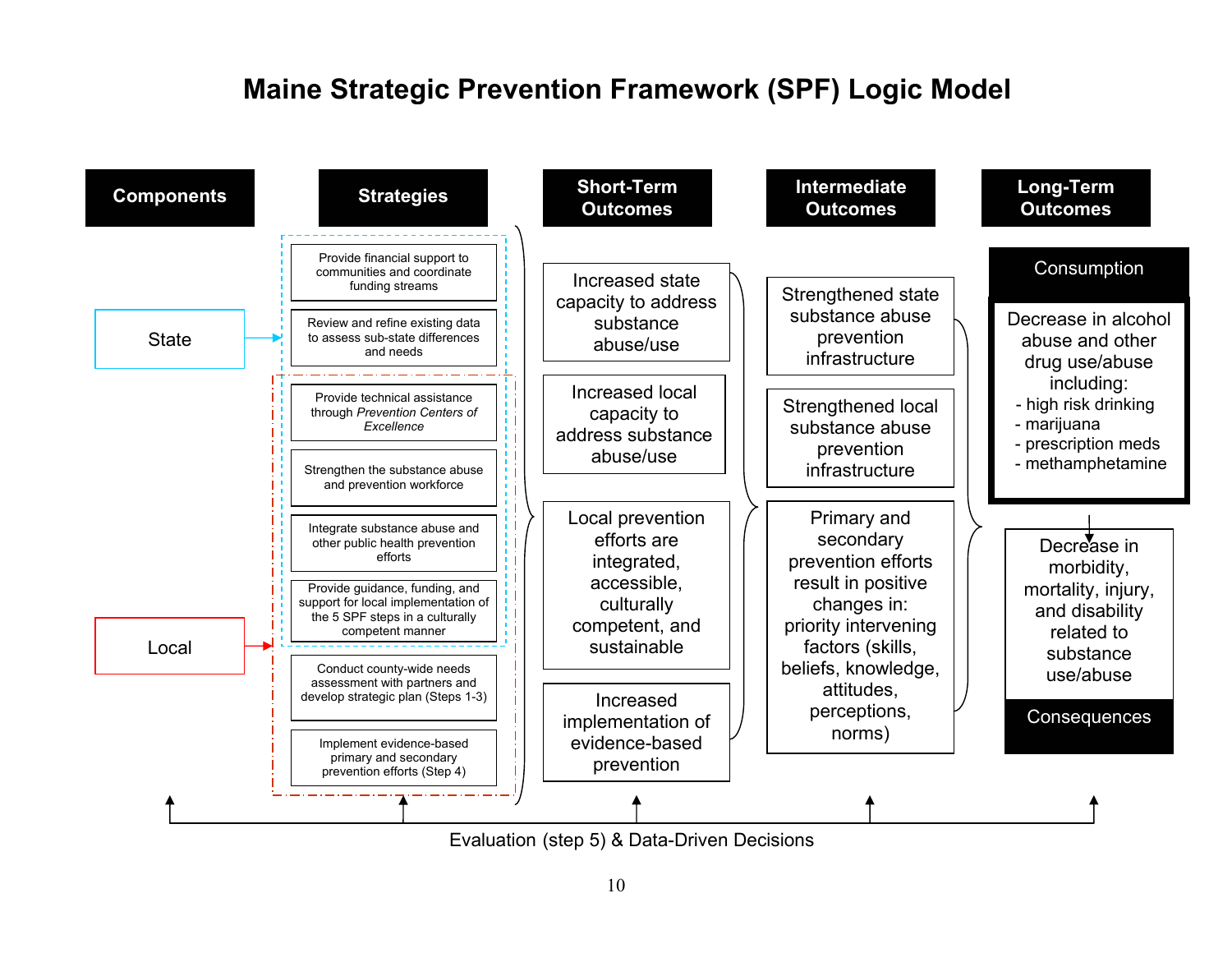# Maine Strategic Prevention Framework (SPF) Logic Model

| Components | Strategies | Short-Term Outcomes | Intermediate Outcomes | Long-Term Outcomes |
|---|---|---|---|---|
| State | Provide financial support to communities and coordinate funding streams | Increased state capacity to address substance abuse/use | Strengthened state substance abuse prevention infrastructure | **Consumption**: Decrease in alcohol abuse and other drug use/abuse including: - high risk drinking - marijuana - prescription meds - methamphetamine |
| | Review and refine existing data to assess sub-state differences and needs | Increased local capacity to address substance abuse/use | Strengthened local substance abuse prevention infrastructure | **Consequences**: Decrease in morbidity, mortality, injury, and disability related to substance use/abuse |
| State / Local | Provide technical assistance through *Prevention Centers of Excellence* | Local prevention efforts are integrated, accessible, culturally competent, and sustainable | Primary and secondary prevention efforts result in positive changes in: priority intervening factors (skills, beliefs, knowledge, attitudes, perceptions, norms) | |
| State / Local | Strengthen the substance abuse and prevention workforce | Increased implementation of evidence-based prevention | | |
| State / Local | Integrate substance abuse and other public health prevention efforts | | | |
| State / Local | Provide guidance, funding, and support for local implementation of the 5 SPF steps in a culturally competent manner | | | |
| Local | Conduct county-wide needs assessment with partners and develop strategic plan (Steps 1-3) | | | |
| Local | Implement evidence-based primary and secondary prevention efforts (Step 4) | | | |

Evaluation (step 5) & Data-Driven Decisions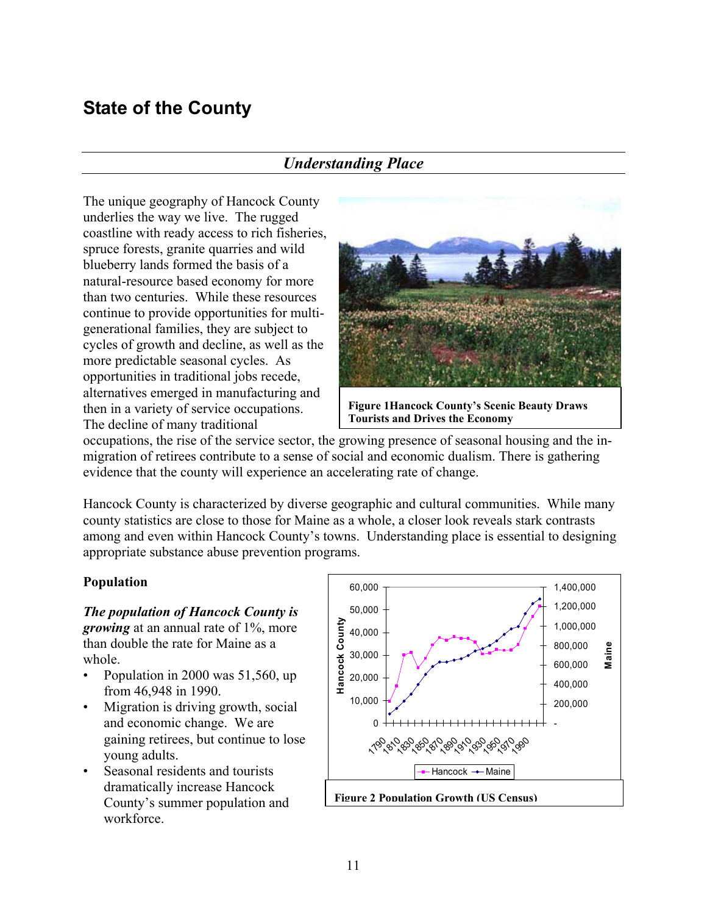# State of the County

## *Understanding Place*

The unique geography of Hancock County underlies the way we live. The rugged coastline with ready access to rich fisheries, spruce forests, granite quarries and wild blueberry lands formed the basis of a natural-resource based economy for more than two centuries. While these resources continue to provide opportunities for multi-generational families, they are subject to cycles of growth and decline, as well as the more predictable seasonal cycles. As opportunities in traditional jobs recede, alternatives emerged in manufacturing and then in a variety of service occupations. The decline of many traditional occupations, the rise of the service sector, the growing presence of seasonal housing and the in-migration of retirees contribute to a sense of social and economic dualism. There is gathering evidence that the county will experience an accelerating rate of change.

**Figure 1 Hancock County's Scenic Beauty Draws Tourists and Drives the Economy**

Hancock County is characterized by diverse geographic and cultural communities. While many county statistics are close to those for Maine as a whole, a closer look reveals stark contrasts among and even within Hancock County's towns. Understanding place is essential to designing appropriate substance abuse prevention programs.

### Population

***The population of Hancock County is growing*** at an annual rate of 1%, more than double the rate for Maine as a whole.

- Population in 2000 was 51,560, up from 46,948 in 1990.
- Migration is driving growth, social and economic change. We are gaining retirees, but continue to lose young adults.
- Seasonal residents and tourists dramatically increase Hancock County's summer population and workforce.

**Figure 2 Population Growth (US Census)**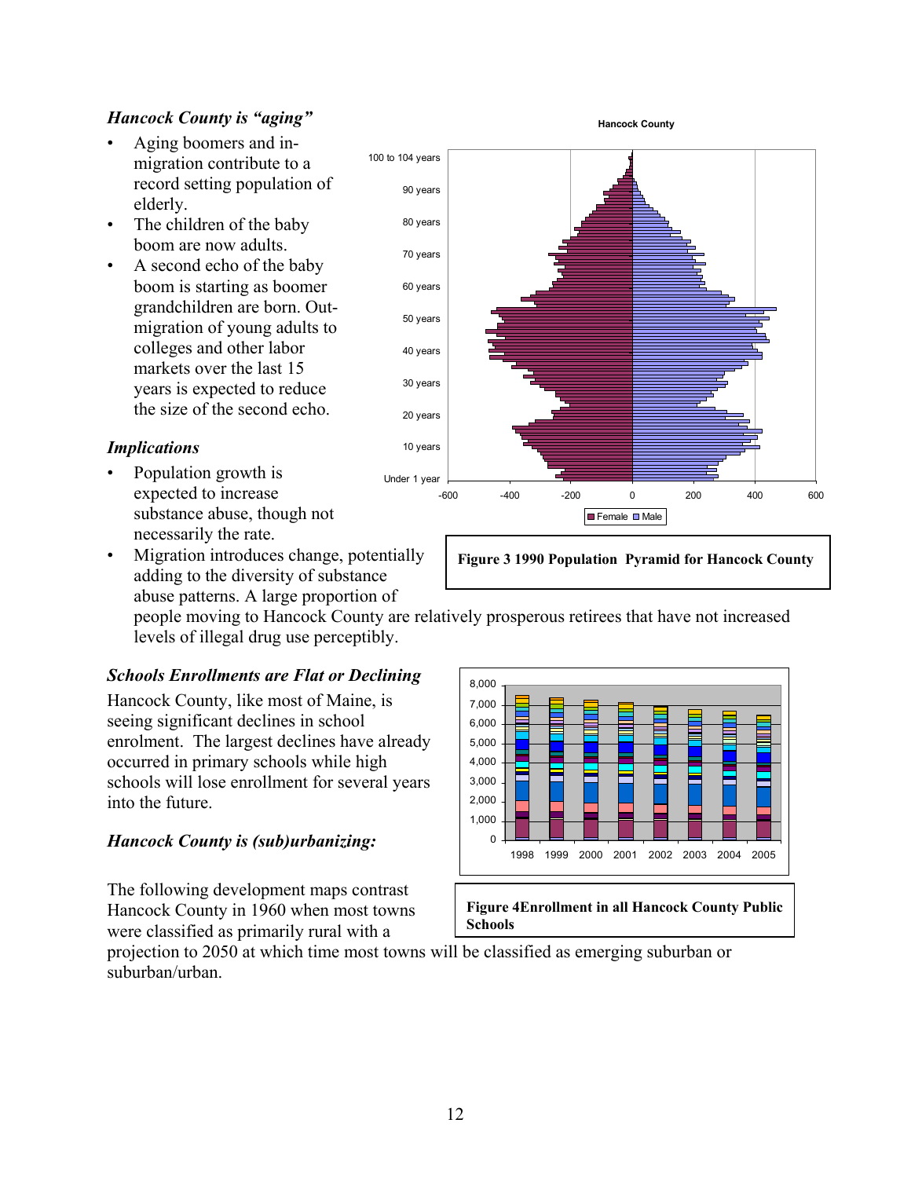### *Hancock County is "aging"*

- Aging boomers and in-migration contribute to a record setting population of elderly.
- The children of the baby boom are now adults.
- A second echo of the baby boom is starting as boomer grandchildren are born. Out-migration of young adults to colleges and other labor markets over the last 15 years is expected to reduce the size of the second echo.

### *Implications*

- Population growth is expected to increase substance abuse, though not necessarily the rate.
- Migration introduces change, potentially adding to the diversity of substance abuse patterns. A large proportion of people moving to Hancock County are relatively prosperous retirees that have not increased levels of illegal drug use perceptibly.

**Figure 3 1990 Population Pyramid for Hancock County**

### *Schools Enrollments are Flat or Declining*

Hancock County, like most of Maine, is seeing significant declines in school enrolment. The largest declines have already occurred in primary schools while high schools will lose enrollment for several years into the future.

**Figure 4Enrollment in all Hancock County Public Schools**

### *Hancock County is (sub)urbanizing:*

The following development maps contrast Hancock County in 1960 when most towns were classified as primarily rural with a projection to 2050 at which time most towns will be classified as emerging suburban or suburban/urban.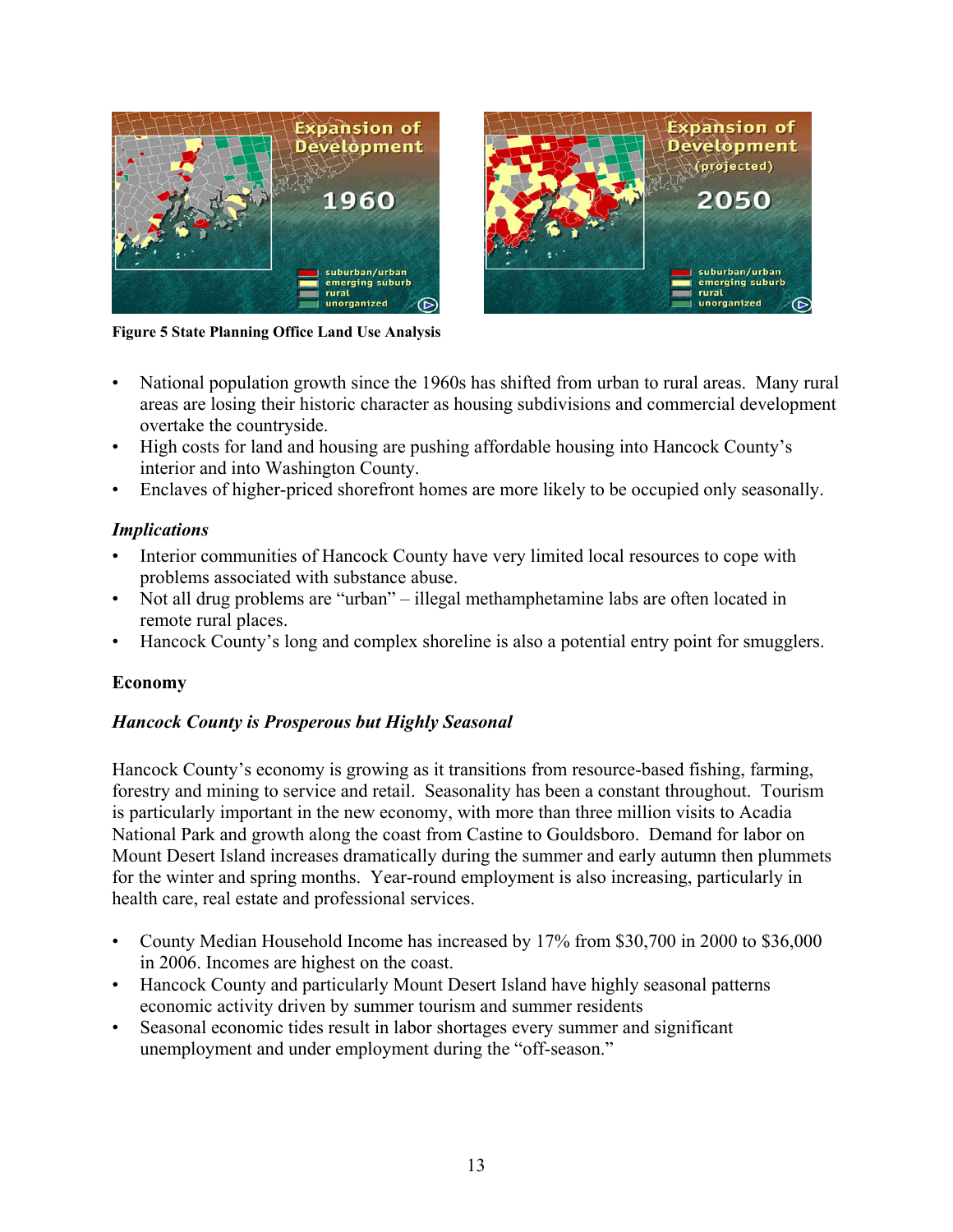Figure 5 State Planning Office Land Use Analysis

- National population growth since the 1960s has shifted from urban to rural areas. Many rural areas are losing their historic character as housing subdivisions and commercial development overtake the countryside.
- High costs for land and housing are pushing affordable housing into Hancock County's interior and into Washington County.
- Enclaves of higher-priced shorefront homes are more likely to be occupied only seasonally.

### *Implications*

- Interior communities of Hancock County have very limited local resources to cope with problems associated with substance abuse.
- Not all drug problems are "urban" – illegal methamphetamine labs are often located in remote rural places.
- Hancock County's long and complex shoreline is also a potential entry point for smugglers.

## Economy

### *Hancock County is Prosperous but Highly Seasonal*

Hancock County's economy is growing as it transitions from resource-based fishing, farming, forestry and mining to service and retail. Seasonality has been a constant throughout. Tourism is particularly important in the new economy, with more than three million visits to Acadia National Park and growth along the coast from Castine to Gouldsboro. Demand for labor on Mount Desert Island increases dramatically during the summer and early autumn then plummets for the winter and spring months. Year-round employment is also increasing, particularly in health care, real estate and professional services.

- County Median Household Income has increased by 17% from $30,700 in 2000 to $36,000 in 2006. Incomes are highest on the coast.
- Hancock County and particularly Mount Desert Island have highly seasonal patterns economic activity driven by summer tourism and summer residents
- Seasonal economic tides result in labor shortages every summer and significant unemployment and under employment during the "off-season."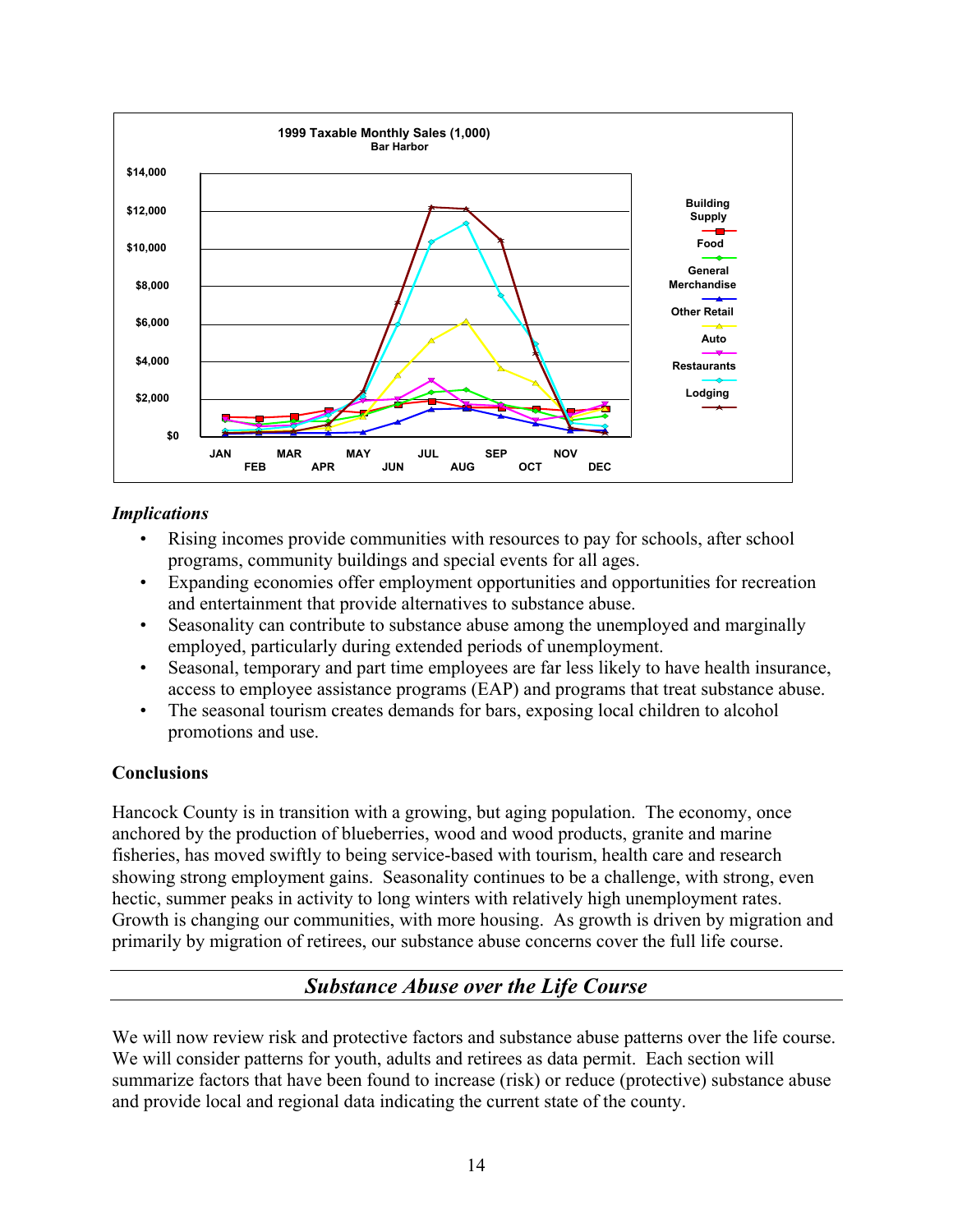**1999 Taxable Monthly Sales (1,000)**
**Bar Harbor**

### *Implications*

- Rising incomes provide communities with resources to pay for schools, after school programs, community buildings and special events for all ages.
- Expanding economies offer employment opportunities and opportunities for recreation and entertainment that provide alternatives to substance abuse.
- Seasonality can contribute to substance abuse among the unemployed and marginally employed, particularly during extended periods of unemployment.
- Seasonal, temporary and part time employees are far less likely to have health insurance, access to employee assistance programs (EAP) and programs that treat substance abuse.
- The seasonal tourism creates demands for bars, exposing local children to alcohol promotions and use.

### Conclusions

Hancock County is in transition with a growing, but aging population. The economy, once anchored by the production of blueberries, wood and wood products, granite and marine fisheries, has moved swiftly to being service-based with tourism, health care and research showing strong employment gains. Seasonality continues to be a challenge, with strong, even hectic, summer peaks in activity to long winters with relatively high unemployment rates. Growth is changing our communities, with more housing. As growth is driven by migration and primarily by migration of retirees, our substance abuse concerns cover the full life course.

## *Substance Abuse over the Life Course*

We will now review risk and protective factors and substance abuse patterns over the life course. We will consider patterns for youth, adults and retirees as data permit. Each section will summarize factors that have been found to increase (risk) or reduce (protective) substance abuse and provide local and regional data indicating the current state of the county.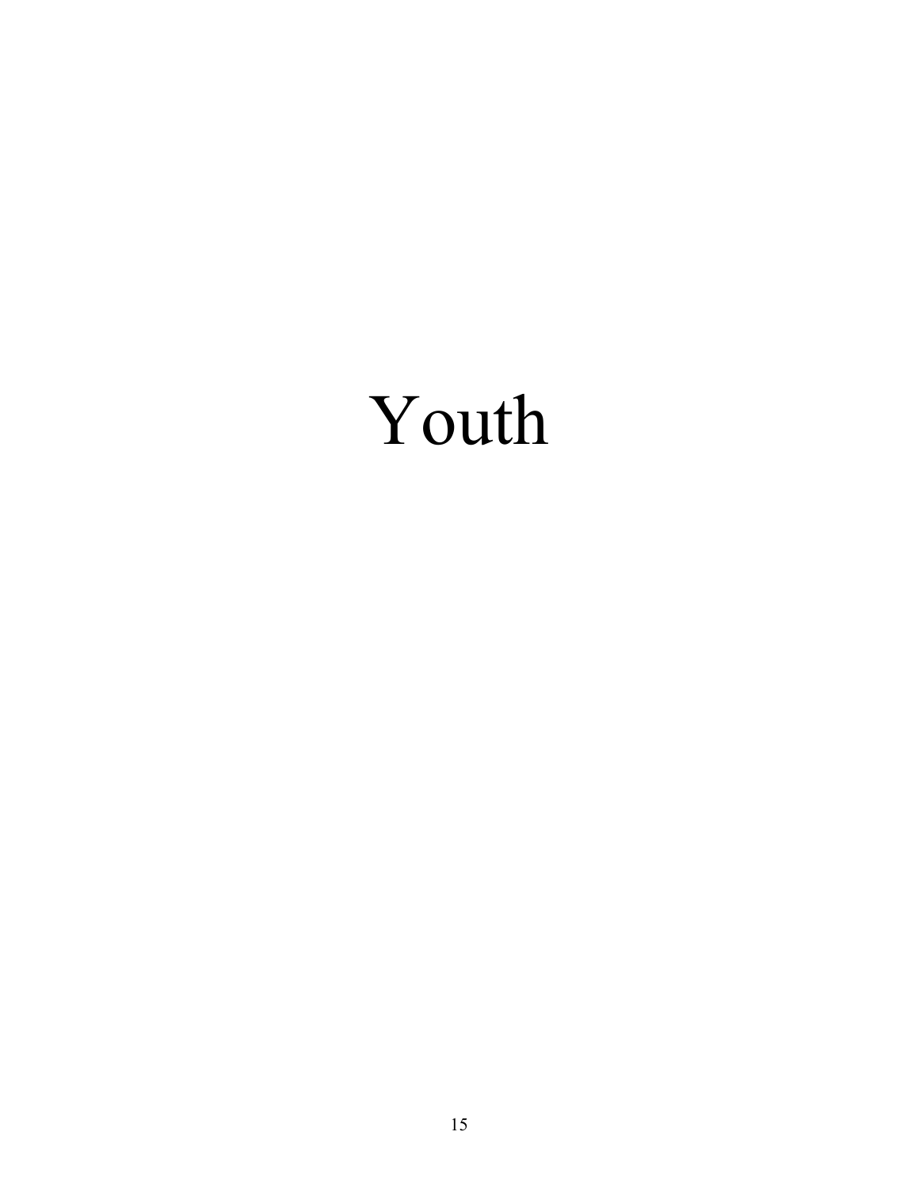# Youth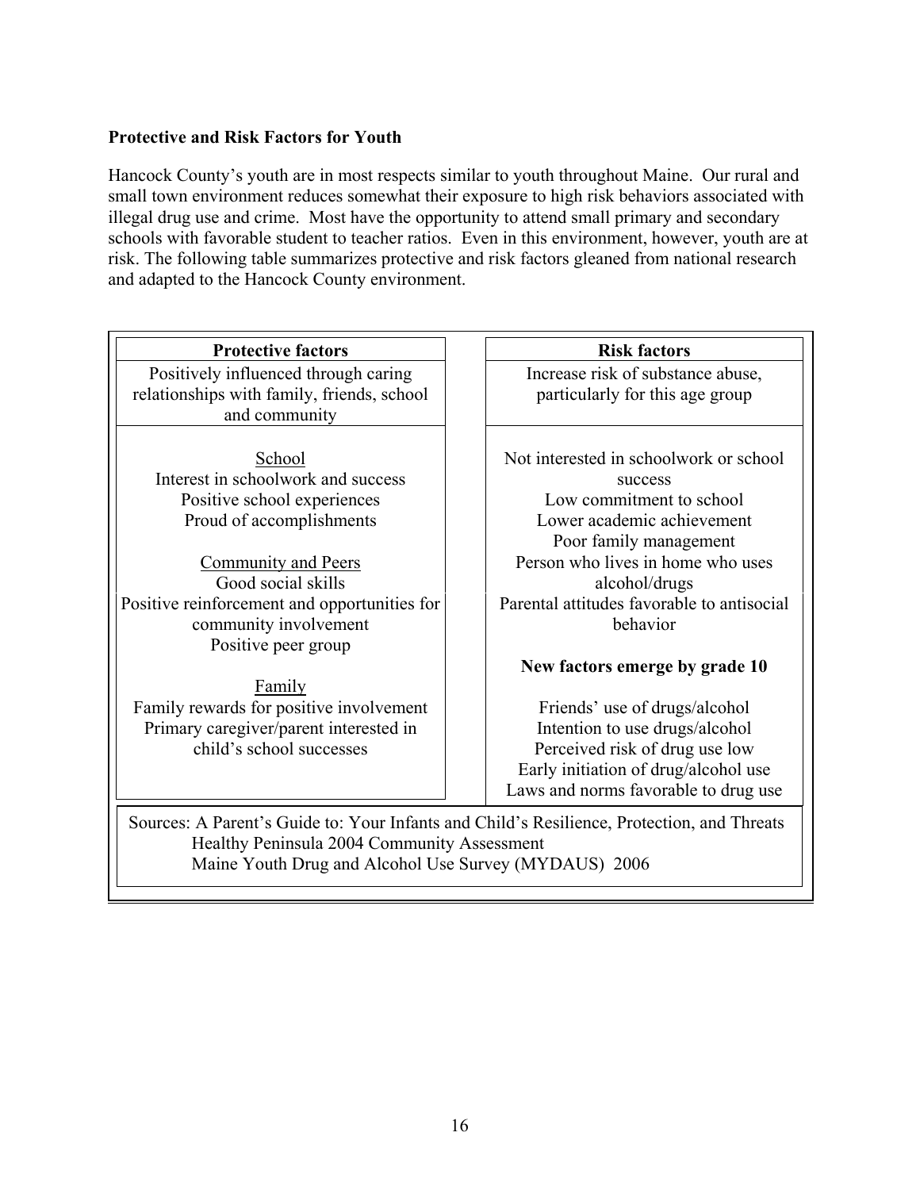**Protective and Risk Factors for Youth**

Hancock County's youth are in most respects similar to youth throughout Maine. Our rural and small town environment reduces somewhat their exposure to high risk behaviors associated with illegal drug use and crime. Most have the opportunity to attend small primary and secondary schools with favorable student to teacher ratios. Even in this environment, however, youth are at risk. The following table summarizes protective and risk factors gleaned from national research and adapted to the Hancock County environment.

| Protective factors | Risk factors |
|---|---|
| Positively influenced through caring relationships with family, friends, school and community | Increase risk of substance abuse, particularly for this age group |
| <u>School</u><br>Interest in schoolwork and success<br>Positive school experiences<br>Proud of accomplishments<br><br><u>Community and Peers</u><br>Good social skills<br>Positive reinforcement and opportunities for community involvement<br>Positive peer group<br><br><u>Family</u><br>Family rewards for positive involvement<br>Primary caregiver/parent interested in child's school successes | Not interested in schoolwork or school success<br>Low commitment to school<br>Lower academic achievement<br>Poor family management<br>Person who lives in home who uses alcohol/drugs<br>Parental attitudes favorable to antisocial behavior<br><br>**New factors emerge by grade 10**<br><br>Friends' use of drugs/alcohol<br>Intention to use drugs/alcohol<br>Perceived risk of drug use low<br>Early initiation of drug/alcohol use<br>Laws and norms favorable to drug use |

Sources: A Parent's Guide to: Your Infants and Child's Resilience, Protection, and Threats
Healthy Peninsula 2004 Community Assessment
Maine Youth Drug and Alcohol Use Survey (MYDAUS) 2006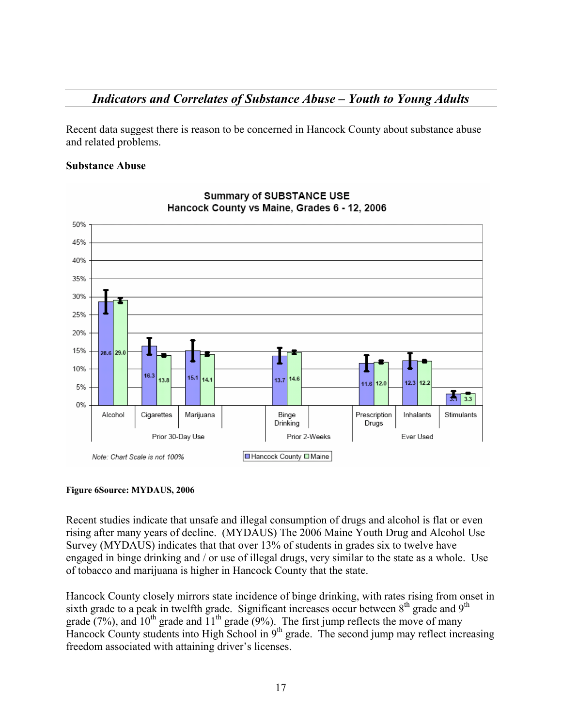## *Indicators and Correlates of Substance Abuse – Youth to Young Adults*

Recent data suggest there is reason to be concerned in Hancock County about substance abuse and related problems.

**Substance Abuse**

**Figure 6Source: MYDAUS, 2006**

Recent studies indicate that unsafe and illegal consumption of drugs and alcohol is flat or even rising after many years of decline. (MYDAUS) The 2006 Maine Youth Drug and Alcohol Use Survey (MYDAUS) indicates that that over 13% of students in grades six to twelve have engaged in binge drinking and / or use of illegal drugs, very similar to the state as a whole. Use of tobacco and marijuana is higher in Hancock County that the state.

Hancock County closely mirrors state incidence of binge drinking, with rates rising from onset in sixth grade to a peak in twelfth grade. Significant increases occur between 8th grade and 9th grade (7%), and 10th grade and 11th grade (9%). The first jump reflects the move of many Hancock County students into High School in 9th grade. The second jump may reflect increasing freedom associated with attaining driver's licenses.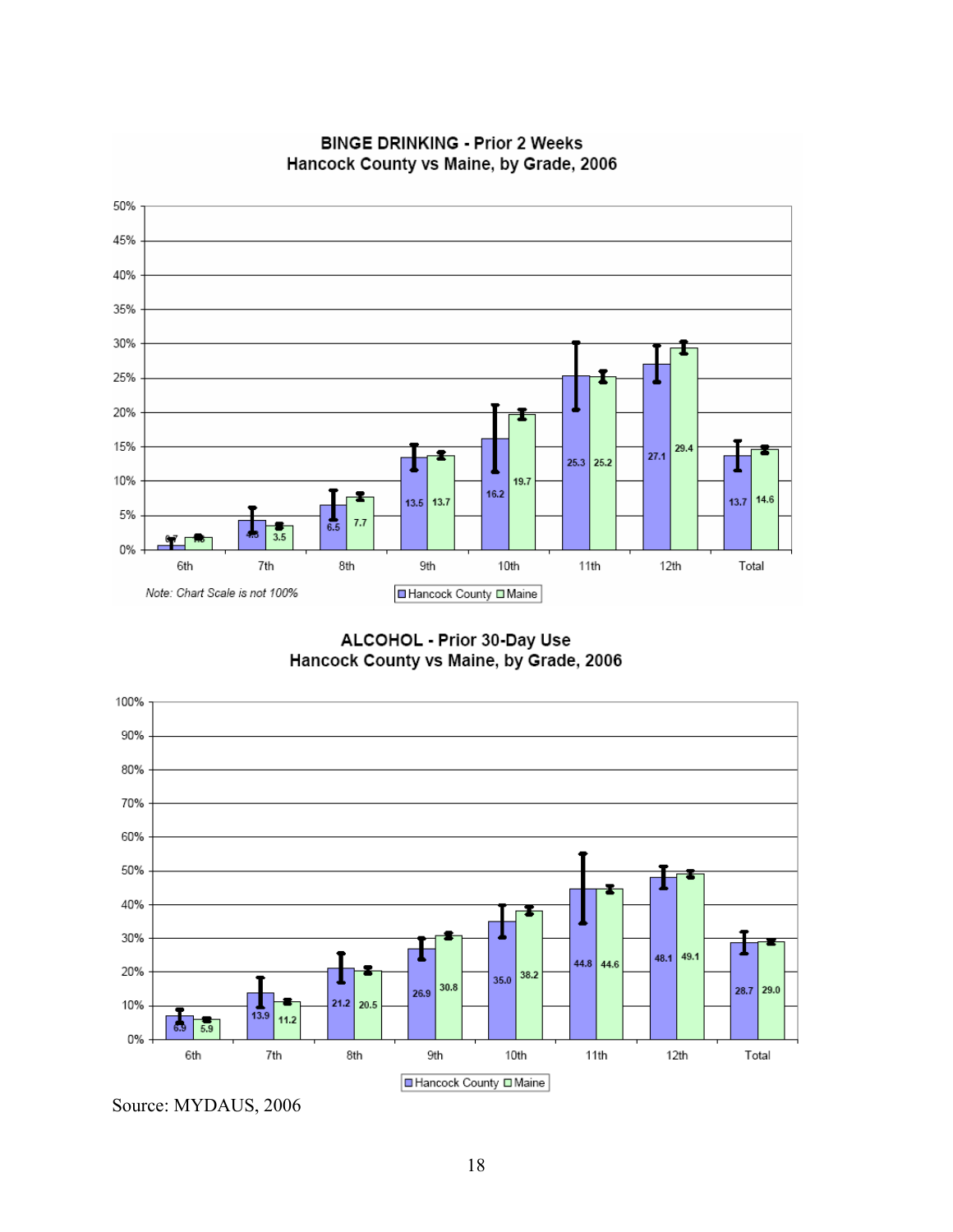### BINGE DRINKING - Prior 2 Weeks
### Hancock County vs Maine, by Grade, 2006

| Grade | Hancock County | Maine |
|---|---|---|
| 6th | 0.7 | 1.8 |
| 7th | 4.3 | 3.5 |
| 8th | 6.5 | 7.7 |
| 9th | 13.5 | 13.7 |
| 10th | 16.2 | 19.7 |
| 11th | 25.3 | 25.2 |
| 12th | 27.1 | 29.4 |
| Total | 13.7 | 14.6 |

*Note: Chart Scale is not 100%*

### ALCOHOL - Prior 30-Day Use
### Hancock County vs Maine, by Grade, 2006

| Grade | Hancock County | Maine |
|---|---|---|
| 6th | 6.9 | 5.9 |
| 7th | 13.9 | 11.2 |
| 8th | 21.2 | 20.5 |
| 9th | 26.9 | 30.8 |
| 10th | 35.0 | 38.2 |
| 11th | 44.8 | 44.6 |
| 12th | 48.1 | 49.1 |
| Total | 28.7 | 29.0 |

Source: MYDAUS, 2006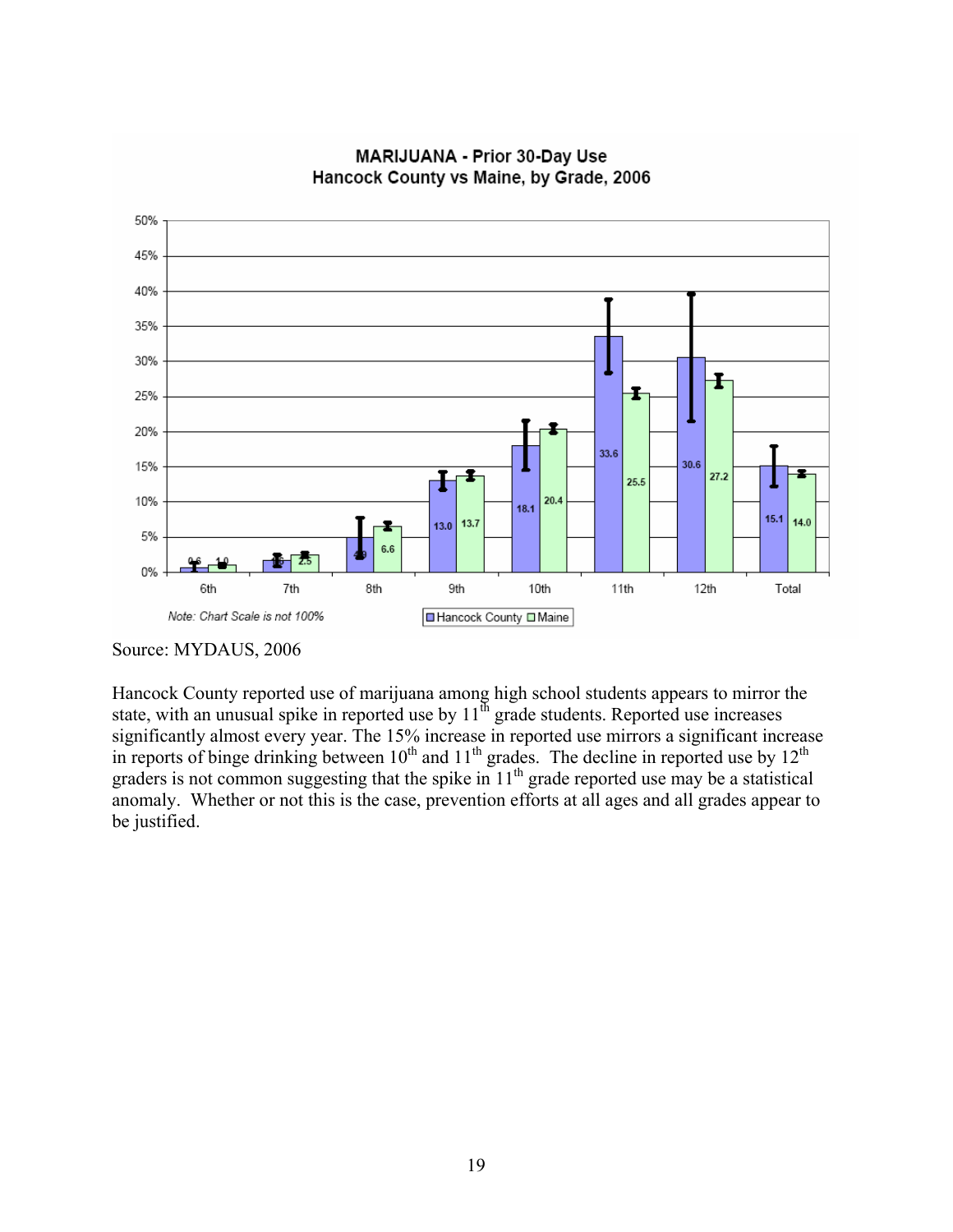**MARIJUANA - Prior 30-Day Use**
**Hancock County vs Maine, by Grade, 2006**

| Grade | Hancock County | Maine |
|---|---|---|
| 6th | 0.6 | 1.0 |
| 7th | 1.6 | 2.5 |
| 8th | 4.9 | 6.6 |
| 9th | 13.0 | 13.7 |
| 10th | 18.1 | 20.4 |
| 11th | 33.6 | 25.5 |
| 12th | 30.6 | 27.2 |
| Total | 15.1 | 14.0 |

*Note: Chart Scale is not 100%*

Source: MYDAUS, 2006

Hancock County reported use of marijuana among high school students appears to mirror the state, with an unusual spike in reported use by 11th grade students. Reported use increases significantly almost every year. The 15% increase in reported use mirrors a significant increase in reports of binge drinking between 10th and 11th grades. The decline in reported use by 12th graders is not common suggesting that the spike in 11th grade reported use may be a statistical anomaly. Whether or not this is the case, prevention efforts at all ages and all grades appear to be justified.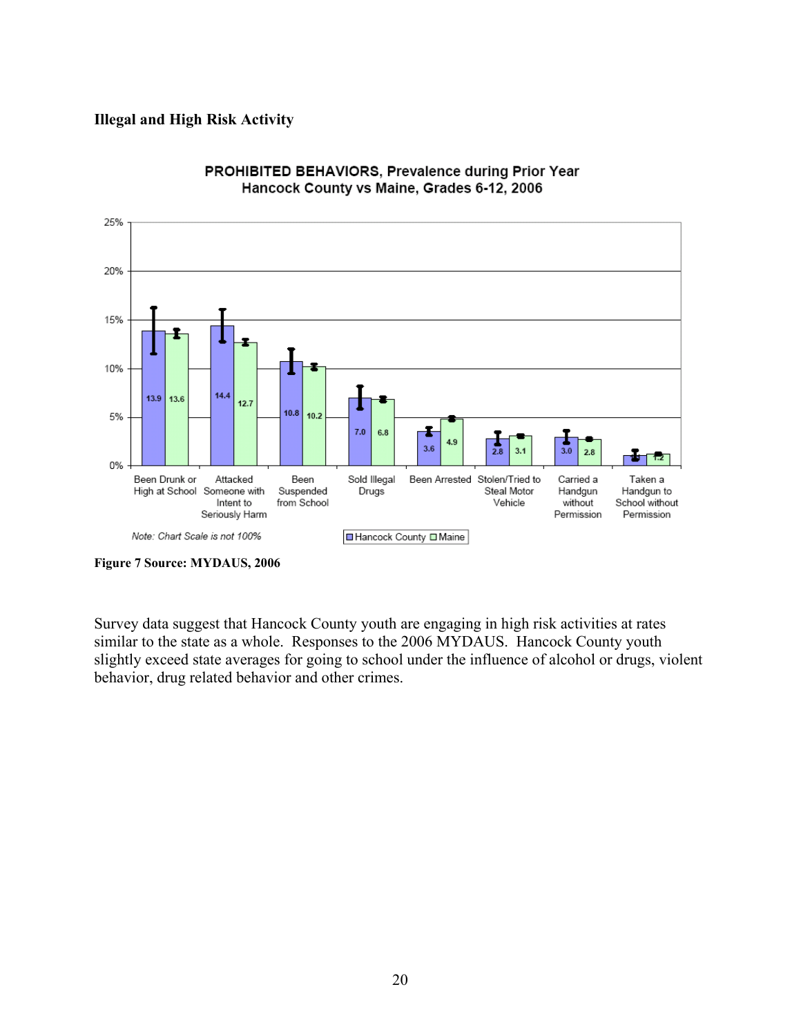**Illegal and High Risk Activity**

PROHIBITED BEHAVIORS, Prevalence during Prior Year
Hancock County vs Maine, Grades 6-12, 2006

| Behavior | Hancock County | Maine |
|---|---|---|
| Been Drunk or High at School | 13.9 | 13.6 |
| Attacked Someone with Intent to Seriously Harm | 14.4 | 12.7 |
| Been Suspended from School | 10.8 | 10.2 |
| Sold Illegal Drugs | 7.0 | 6.8 |
| Been Arrested | 3.6 | 4.9 |
| Stolen/Tried to Steal Motor Vehicle | 2.8 | 3.1 |
| Carried a Handgun without Permission | 3.0 | 2.8 |
| Taken a Handgun to School without Permission | | 1.2 |

Note: Chart Scale is not 100%

**Figure 7 Source: MYDAUS, 2006**

Survey data suggest that Hancock County youth are engaging in high risk activities at rates similar to the state as a whole. Responses to the 2006 MYDAUS. Hancock County youth slightly exceed state averages for going to school under the influence of alcohol or drugs, violent behavior, drug related behavior and other crimes.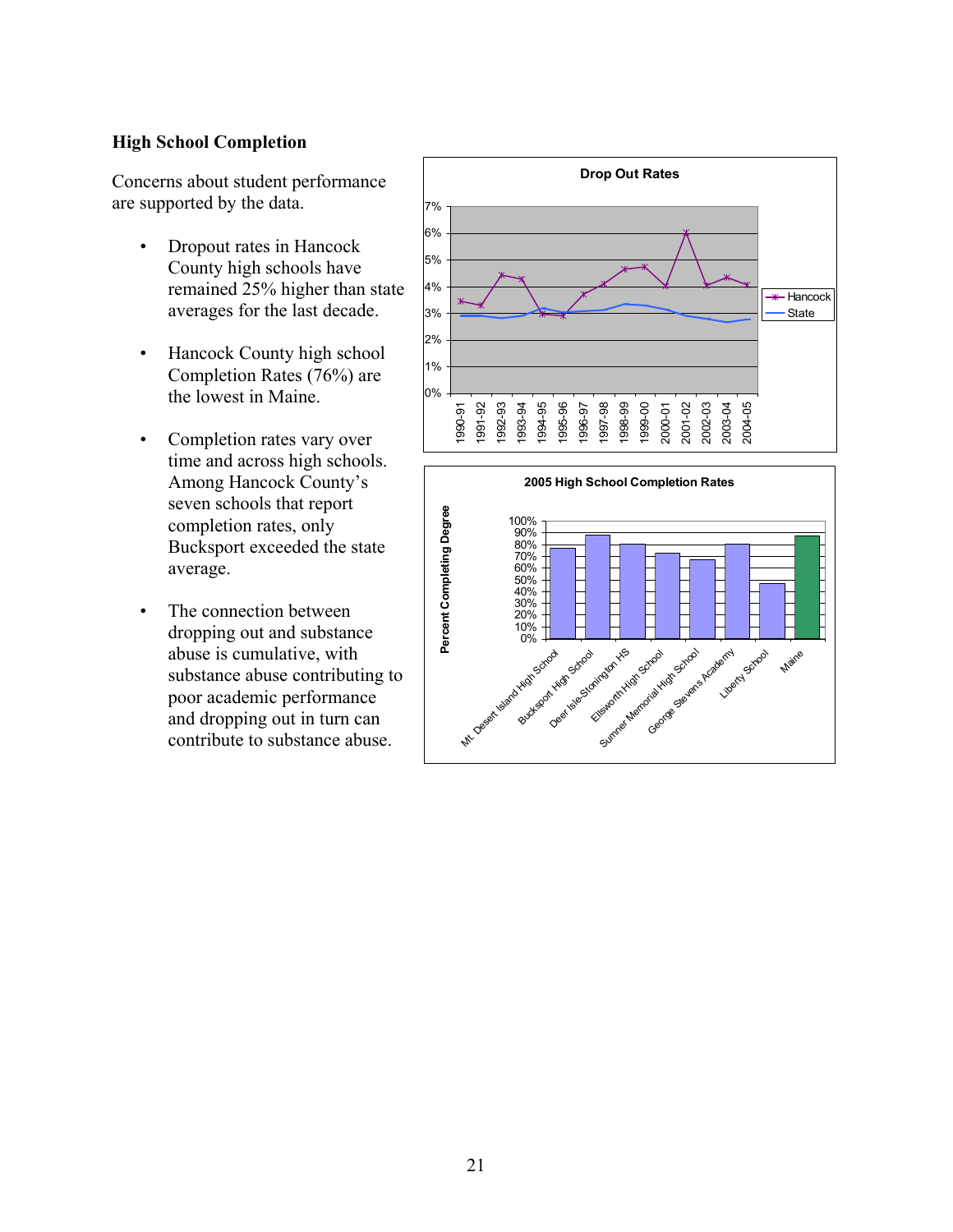### High School Completion

Concerns about student performance are supported by the data.

- Dropout rates in Hancock County high schools have remained 25% higher than state averages for the last decade.
- Hancock County high school Completion Rates (76%) are the lowest in Maine.
- Completion rates vary over time and across high schools. Among Hancock County's seven schools that report completion rates, only Bucksport exceeded the state average.
- The connection between dropping out and substance abuse is cumulative, with substance abuse contributing to poor academic performance and dropping out in turn can contribute to substance abuse.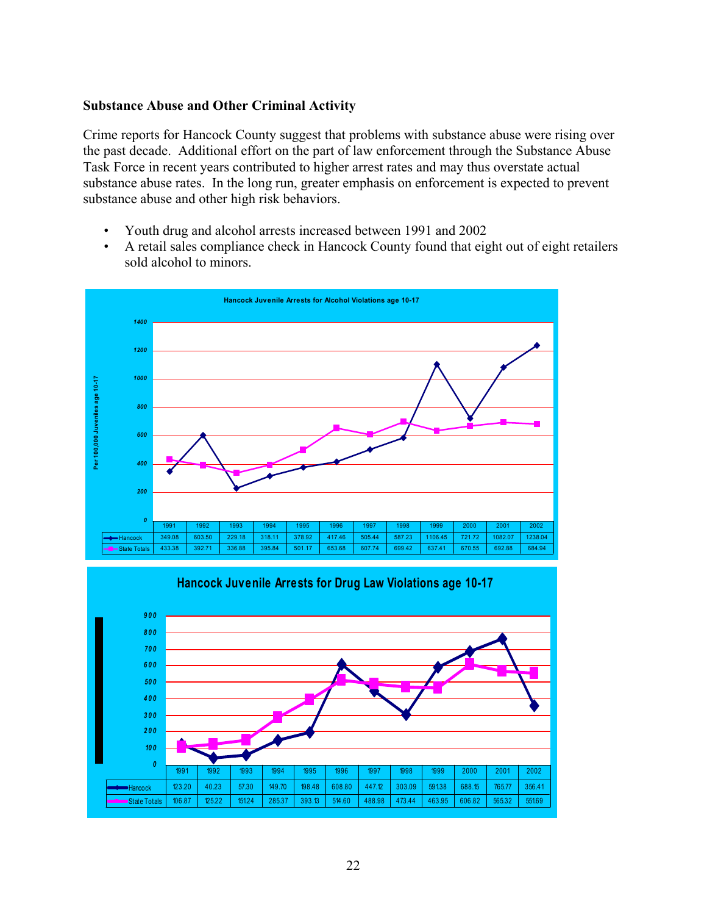### Substance Abuse and Other Criminal Activity

Crime reports for Hancock County suggest that problems with substance abuse were rising over the past decade. Additional effort on the part of law enforcement through the Substance Abuse Task Force in recent years contributed to higher arrest rates and may thus overstate actual substance abuse rates. In the long run, greater emphasis on enforcement is expected to prevent substance abuse and other high risk behaviors.

- Youth drug and alcohol arrests increased between 1991 and 2002
- A retail sales compliance check in Hancock County found that eight out of eight retailers sold alcohol to minors.

**Hancock Juvenile Arrests for Alcohol Violations age 10-17**

Per 100,000 Juveniles age 10-17

| | 1991 | 1992 | 1993 | 1994 | 1995 | 1996 | 1997 | 1998 | 1999 | 2000 | 2001 | 2002 |
|---|---|---|---|---|---|---|---|---|---|---|---|---|
| Hancock | 349.08 | 603.50 | 229.18 | 318.11 | 378.92 | 417.46 | 505.44 | 587.23 | 1106.45 | 721.72 | 1082.07 | 1238.04 |
| State Totals | 433.38 | 392.71 | 336.88 | 395.84 | 501.17 | 653.68 | 607.74 | 699.42 | 637.41 | 670.55 | 692.88 | 684.94 |

**Hancock Juvenile Arrests for Drug Law Violations age 10-17**

| | 1991 | 1992 | 1993 | 1994 | 1995 | 1996 | 1997 | 1998 | 1999 | 2000 | 2001 | 2002 |
|---|---|---|---|---|---|---|---|---|---|---|---|---|
| Hancock | 123.20 | 40.23 | 57.30 | 149.70 | 198.48 | 608.80 | 447.12 | 303.09 | 591.38 | 688.15 | 765.77 | 356.41 |
| State Totals | 106.87 | 125.22 | 151.24 | 285.37 | 393.13 | 514.60 | 488.98 | 473.44 | 463.95 | 606.82 | 565.32 | 551.69 |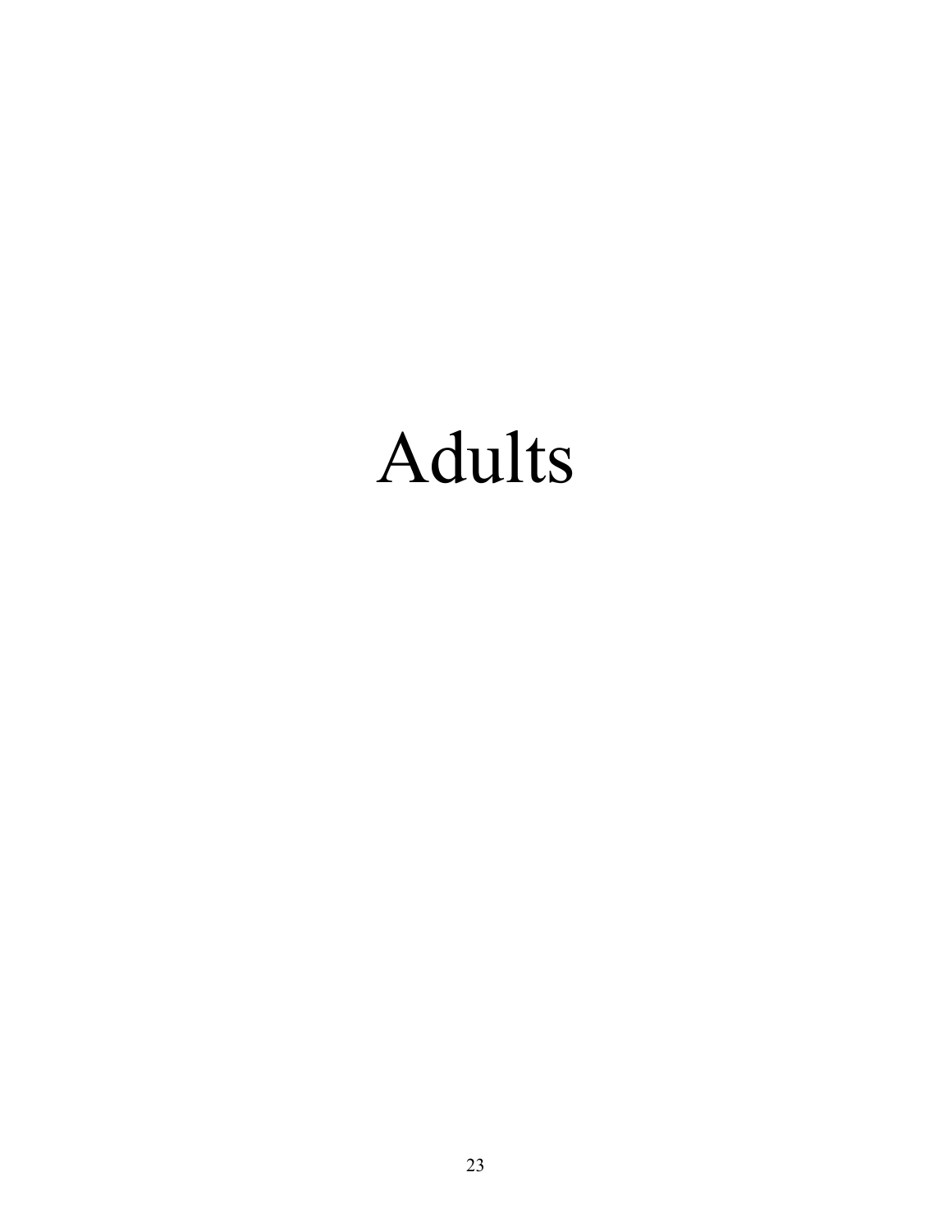# Adults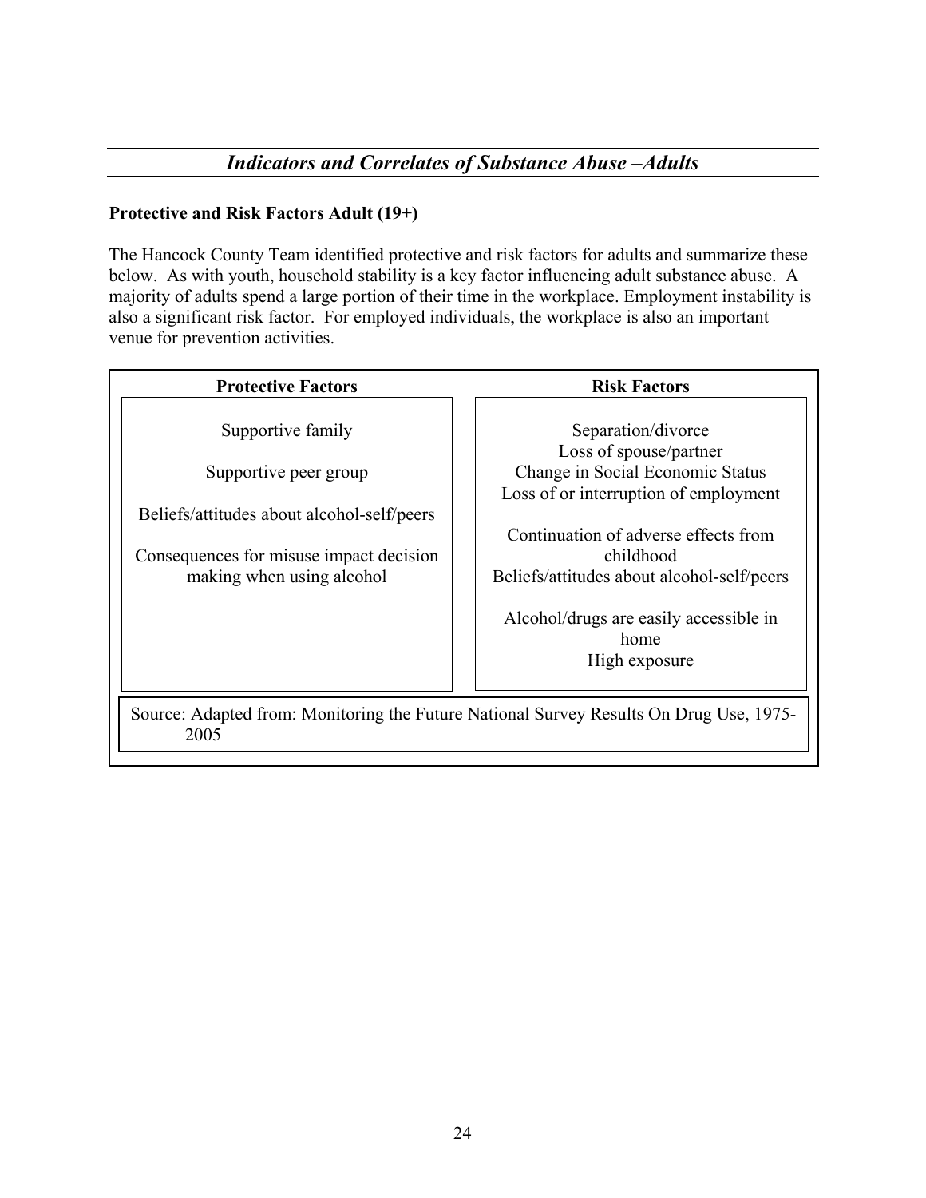## *Indicators and Correlates of Substance Abuse –Adults*

**Protective and Risk Factors Adult (19+)**

The Hancock County Team identified protective and risk factors for adults and summarize these below. As with youth, household stability is a key factor influencing adult substance abuse. A majority of adults spend a large portion of their time in the workplace. Employment instability is also a significant risk factor. For employed individuals, the workplace is also an important venue for prevention activities.

| Protective Factors | Risk Factors |
|---|---|
| Supportive family<br><br>Supportive peer group<br><br>Beliefs/attitudes about alcohol-self/peers<br><br>Consequences for misuse impact decision making when using alcohol | Separation/divorce<br>Loss of spouse/partner<br>Change in Social Economic Status<br>Loss of or interruption of employment<br><br>Continuation of adverse effects from childhood<br>Beliefs/attitudes about alcohol-self/peers<br><br>Alcohol/drugs are easily accessible in home<br>High exposure |

Source: Adapted from: Monitoring the Future National Survey Results On Drug Use, 1975-2005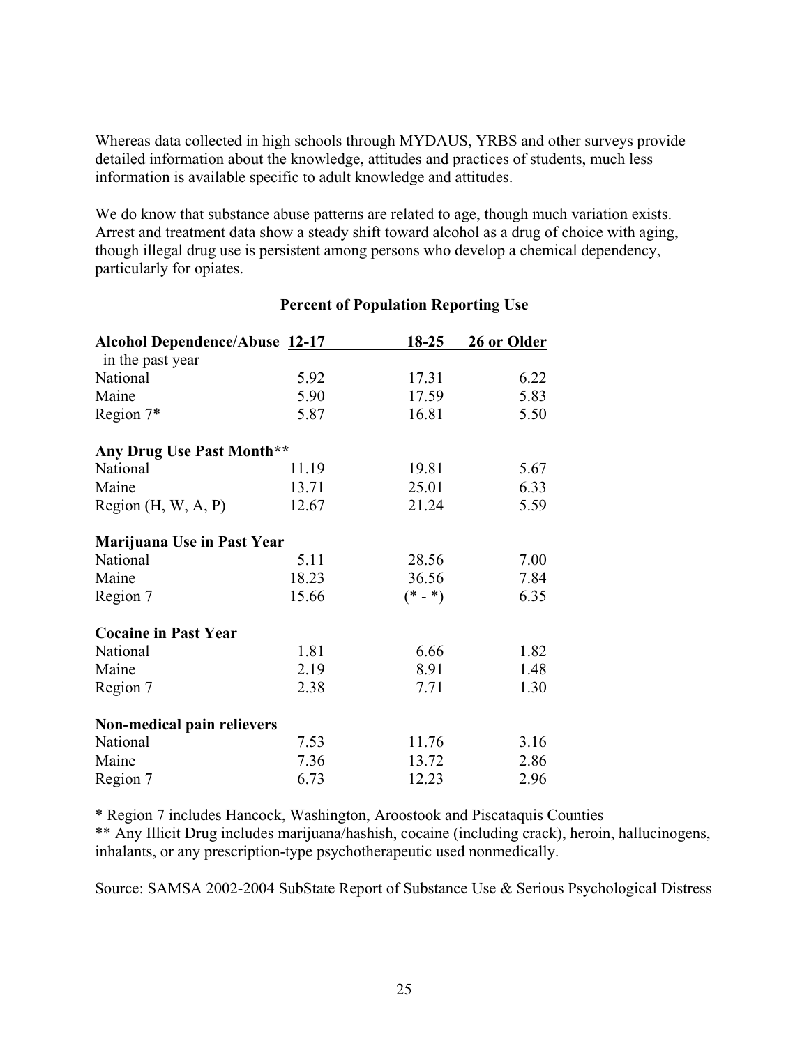Whereas data collected in high schools through MYDAUS, YRBS and other surveys provide detailed information about the knowledge, attitudes and practices of students, much less information is available specific to adult knowledge and attitudes.

We do know that substance abuse patterns are related to age, though much variation exists. Arrest and treatment data show a steady shift toward alcohol as a drug of choice with aging, though illegal drug use is persistent among persons who develop a chemical dependency, particularly for opiates.

**Percent of Population Reporting Use**

| **Alcohol Dependence/Abuse** in the past year | **12-17** | **18-25** | **26 or Older** |
|---|---|---|---|
| National | 5.92 | 17.31 | 6.22 |
| Maine | 5.90 | 17.59 | 5.83 |
| Region 7* | 5.87 | 16.81 | 5.50 |
| **Any Drug Use Past Month**** | | | |
| National | 11.19 | 19.81 | 5.67 |
| Maine | 13.71 | 25.01 | 6.33 |
| Region (H, W, A, P) | 12.67 | 21.24 | 5.59 |
| **Marijuana Use in Past Year** | | | |
| National | 5.11 | 28.56 | 7.00 |
| Maine | 18.23 | 36.56 | 7.84 |
| Region 7 | 15.66 | (* - *) | 6.35 |
| **Cocaine in Past Year** | | | |
| National | 1.81 | 6.66 | 1.82 |
| Maine | 2.19 | 8.91 | 1.48 |
| Region 7 | 2.38 | 7.71 | 1.30 |
| **Non-medical pain relievers** | | | |
| National | 7.53 | 11.76 | 3.16 |
| Maine | 7.36 | 13.72 | 2.86 |
| Region 7 | 6.73 | 12.23 | 2.96 |

\* Region 7 includes Hancock, Washington, Aroostook and Piscataquis Counties

** Any Illicit Drug includes marijuana/hashish, cocaine (including crack), heroin, hallucinogens, inhalants, or any prescription-type psychotherapeutic used nonmedically.

Source: SAMSA 2002-2004 SubState Report of Substance Use & Serious Psychological Distress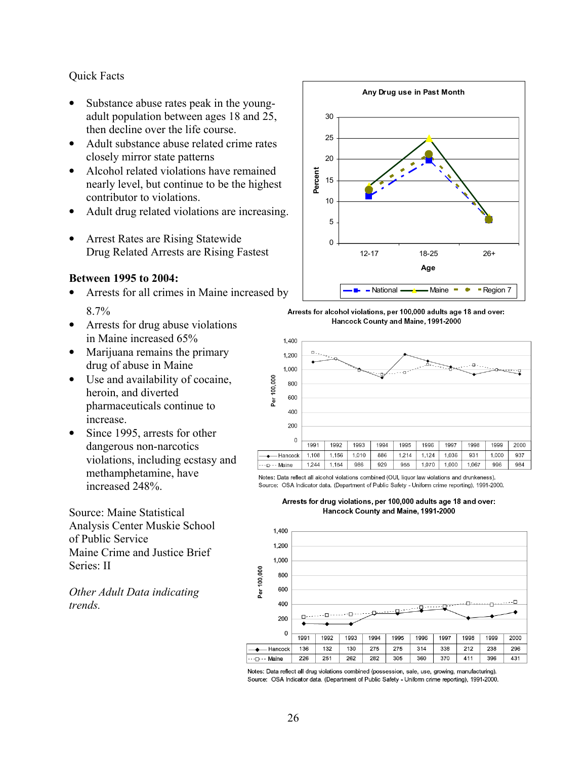Quick Facts

- Substance abuse rates peak in the young-adult population between ages 18 and 25, then decline over the life course.
- Adult substance abuse related crime rates closely mirror state patterns
- Alcohol related violations have remained nearly level, but continue to be the highest contributor to violations.
- Adult drug related violations are increasing.
- Arrest Rates are Rising Statewide
  Drug Related Arrests are Rising Fastest

**Between 1995 to 2004:**

- Arrests for all crimes in Maine increased by 8.7%
- Arrests for drug abuse violations in Maine increased 65%
- Marijuana remains the primary drug of abuse in Maine
- Use and availability of cocaine, heroin, and diverted pharmaceuticals continue to increase.
- Since 1995, arrests for other dangerous non-narcotics violations, including ecstasy and methamphetamine, have increased 248%.

Source: Maine Statistical Analysis Center Muskie School of Public Service
Maine Crime and Justice Brief Series: II

*Other Adult Data indicating trends.*

**Any Drug use in Past Month**

**Arrests for alcohol violations, per 100,000 adults age 18 and over: Hancock County and Maine, 1991-2000**

| | 1991 | 1992 | 1993 | 1994 | 1995 | 1996 | 1997 | 1998 | 1999 | 2000 |
|---|---|---|---|---|---|---|---|---|---|---|
| Hancock | 1,108 | 1,156 | 1,010 | 886 | 1,214 | 1,124 | 1,036 | 931 | 1,000 | 937 |
| Maine | 1,244 | 1,154 | 986 | 929 | 955 | 1,070 | 1,000 | 1,067 | 996 | 984 |

Notes: Data reflect all alcohol violations combined (OUI, liquor law violations and drunkeness).
Source: OSA Indicator data. (Department of Public Safety - Uniform crime reporting), 1991-2000.

**Arrests for drug violations, per 100,000 adults age 18 and over: Hancock County and Maine, 1991-2000**

| | 1991 | 1992 | 1993 | 1994 | 1995 | 1996 | 1997 | 1998 | 1999 | 2000 |
|---|---|---|---|---|---|---|---|---|---|---|
| Hancock | 136 | 132 | 130 | 275 | 275 | 314 | 338 | 212 | 238 | 296 |
| Maine | 226 | 251 | 262 | 282 | 305 | 360 | 370 | 411 | 396 | 431 |

Notes: Data reflect all drug violations combined (possession, sale, use, growing, manufacturing).
Source: OSA Indicator data. (Department of Public Safety - Uniform crime reporting), 1991-2000.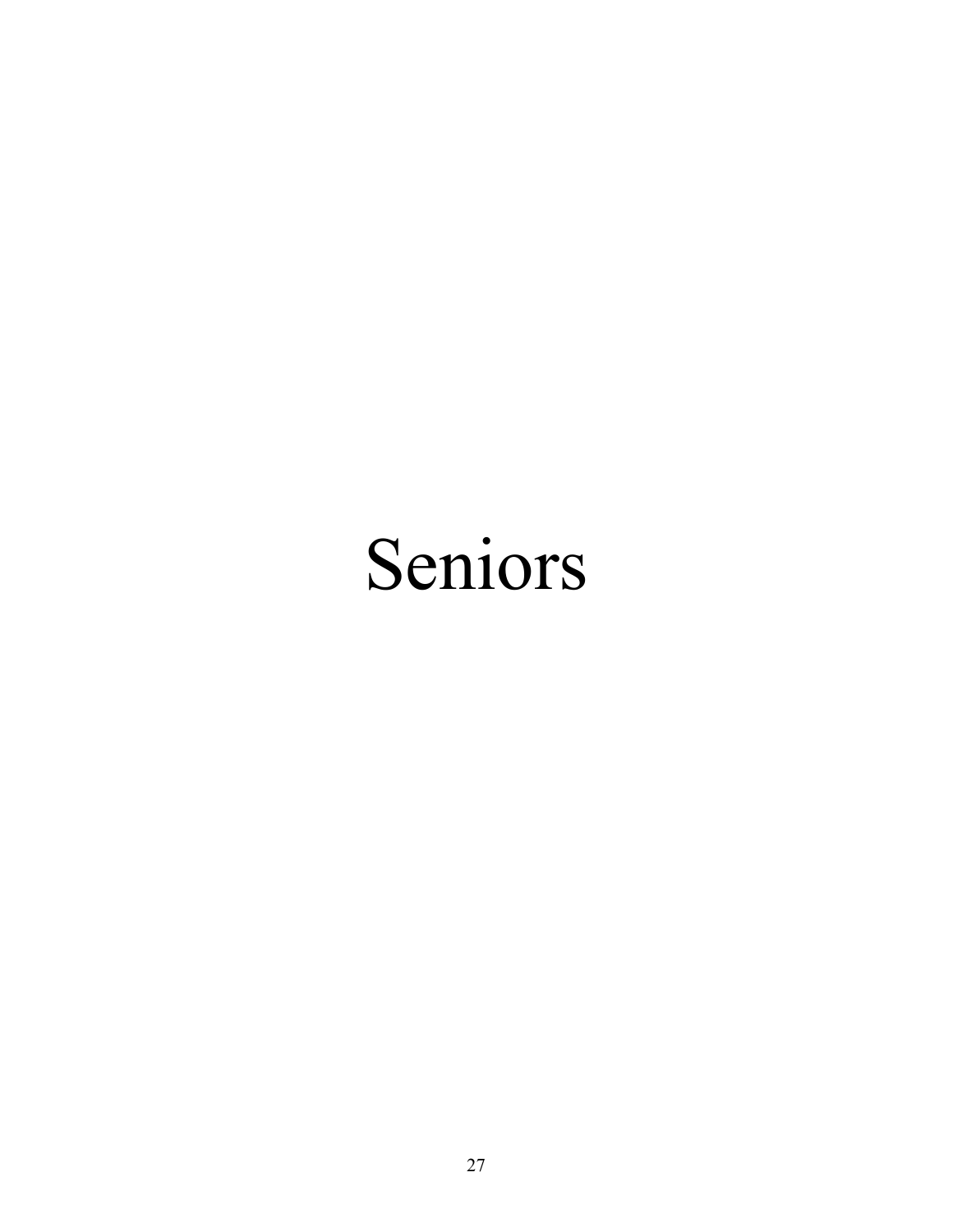# Seniors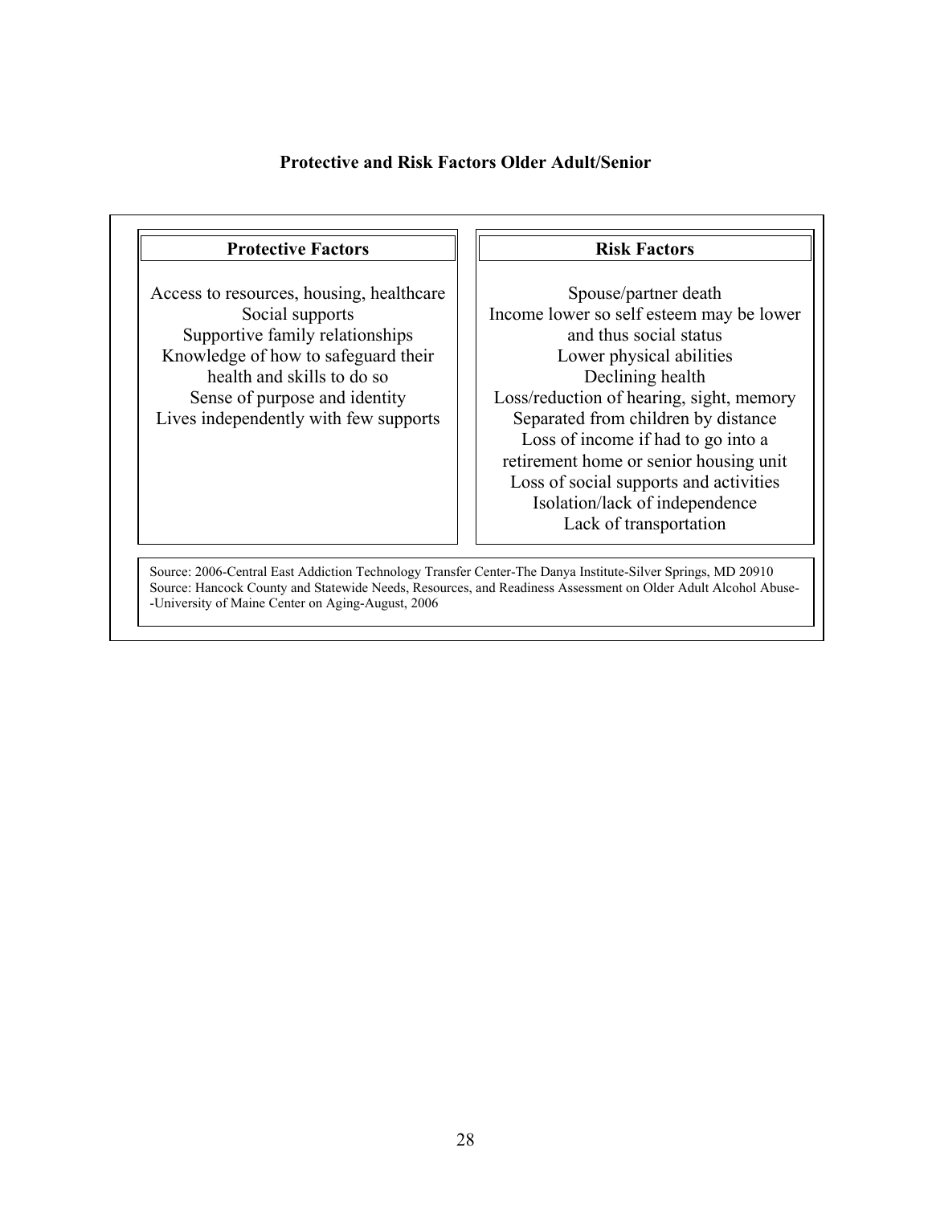**Protective and Risk Factors Older Adult/Senior**

| Protective Factors | Risk Factors |
|---|---|
| Access to resources, housing, healthcare | Spouse/partner death |
| Social supports | Income lower so self esteem may be lower and thus social status |
| Supportive family relationships | Lower physical abilities |
| Knowledge of how to safeguard their health and skills to do so | Declining health |
| Sense of purpose and identity | Loss/reduction of hearing, sight, memory |
| Lives independently with few supports | Separated from children by distance |
| | Loss of income if had to go into a retirement home or senior housing unit |
| | Loss of social supports and activities |
| | Isolation/lack of independence |
| | Lack of transportation |

Source: 2006-Central East Addiction Technology Transfer Center-The Danya Institute-Silver Springs, MD 20910
Source: Hancock County and Statewide Needs, Resources, and Readiness Assessment on Older Adult Alcohol Abuse--University of Maine Center on Aging-August, 2006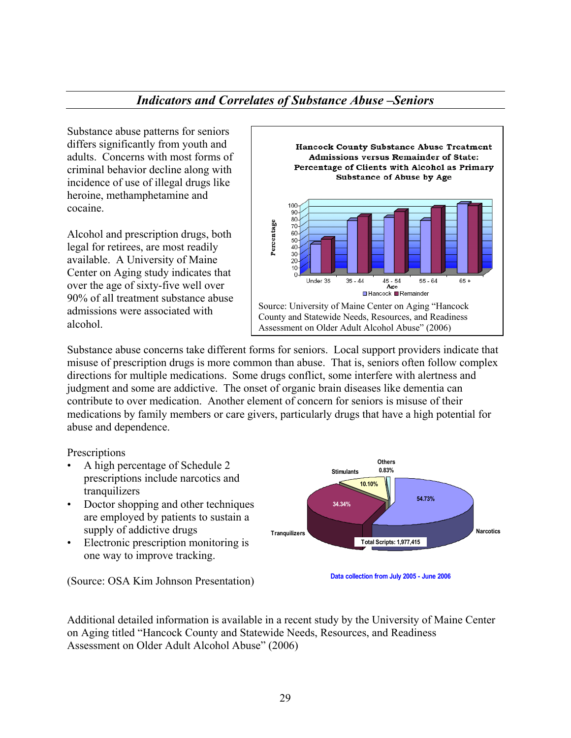## *Indicators and Correlates of Substance Abuse –Seniors*

Substance abuse patterns for seniors differs significantly from youth and adults. Concerns with most forms of criminal behavior decline along with incidence of use of illegal drugs like heroine, methamphetamine and cocaine.

Alcohol and prescription drugs, both legal for retirees, are most readily available. A University of Maine Center on Aging study indicates that over the age of sixty-five well over 90% of all treatment substance abuse admissions were associated with alcohol.

**Hancock County Substance Abuse Treatment Admissions versus Remainder of State: Percentage of Clients with Alcohol as Primary Substance of Abuse by Age**

Source: University of Maine Center on Aging "Hancock County and Statewide Needs, Resources, and Readiness Assessment on Older Adult Alcohol Abuse" (2006)

Substance abuse concerns take different forms for seniors. Local support providers indicate that misuse of prescription drugs is more common than abuse. That is, seniors often follow complex directions for multiple medications. Some drugs conflict, some interfere with alertness and judgment and some are addictive. The onset of organic brain diseases like dementia can contribute to over medication. Another element of concern for seniors is misuse of their medications by family members or care givers, particularly drugs that have a high potential for abuse and dependence.

Prescriptions

- A high percentage of Schedule 2 prescriptions include narcotics and tranquilizers
- Doctor shopping and other techniques are employed by patients to sustain a supply of addictive drugs
- Electronic prescription monitoring is one way to improve tracking.

(Source: OSA Kim Johnson Presentation)

| Category | Percentage |
|---|---|
| Narcotics | 54.73% |
| Tranquilizers | 34.34% |
| Stimulants | 10.10% |
| Others | 0.83% |

Total Scripts: 1,977,415

Data collection from July 2005 - June 2006

Additional detailed information is available in a recent study by the University of Maine Center on Aging titled "Hancock County and Statewide Needs, Resources, and Readiness Assessment on Older Adult Alcohol Abuse" (2006)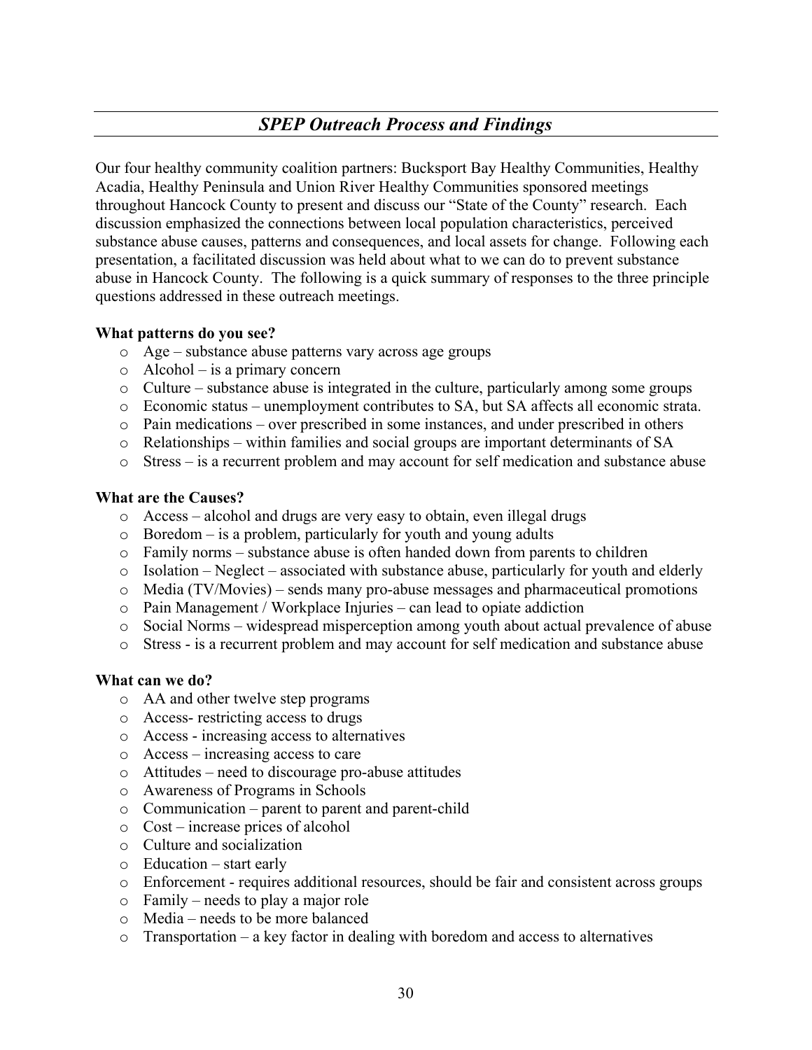## *SPEP Outreach Process and Findings*

Our four healthy community coalition partners: Bucksport Bay Healthy Communities, Healthy Acadia, Healthy Peninsula and Union River Healthy Communities sponsored meetings throughout Hancock County to present and discuss our "State of the County" research. Each discussion emphasized the connections between local population characteristics, perceived substance abuse causes, patterns and consequences, and local assets for change. Following each presentation, a facilitated discussion was held about what to we can do to prevent substance abuse in Hancock County. The following is a quick summary of responses to the three principle questions addressed in these outreach meetings.

**What patterns do you see?**

- Age – substance abuse patterns vary across age groups
- Alcohol – is a primary concern
- Culture – substance abuse is integrated in the culture, particularly among some groups
- Economic status – unemployment contributes to SA, but SA affects all economic strata.
- Pain medications – over prescribed in some instances, and under prescribed in others
- Relationships – within families and social groups are important determinants of SA
- Stress – is a recurrent problem and may account for self medication and substance abuse

**What are the Causes?**

- Access – alcohol and drugs are very easy to obtain, even illegal drugs
- Boredom – is a problem, particularly for youth and young adults
- Family norms – substance abuse is often handed down from parents to children
- Isolation – Neglect – associated with substance abuse, particularly for youth and elderly
- Media (TV/Movies) – sends many pro-abuse messages and pharmaceutical promotions
- Pain Management / Workplace Injuries – can lead to opiate addiction
- Social Norms – widespread misperception among youth about actual prevalence of abuse
- Stress - is a recurrent problem and may account for self medication and substance abuse

**What can we do?**

- AA and other twelve step programs
- Access- restricting access to drugs
- Access - increasing access to alternatives
- Access – increasing access to care
- Attitudes – need to discourage pro-abuse attitudes
- Awareness of Programs in Schools
- Communication – parent to parent and parent-child
- Cost – increase prices of alcohol
- Culture and socialization
- Education – start early
- Enforcement - requires additional resources, should be fair and consistent across groups
- Family – needs to play a major role
- Media – needs to be more balanced
- Transportation – a key factor in dealing with boredom and access to alternatives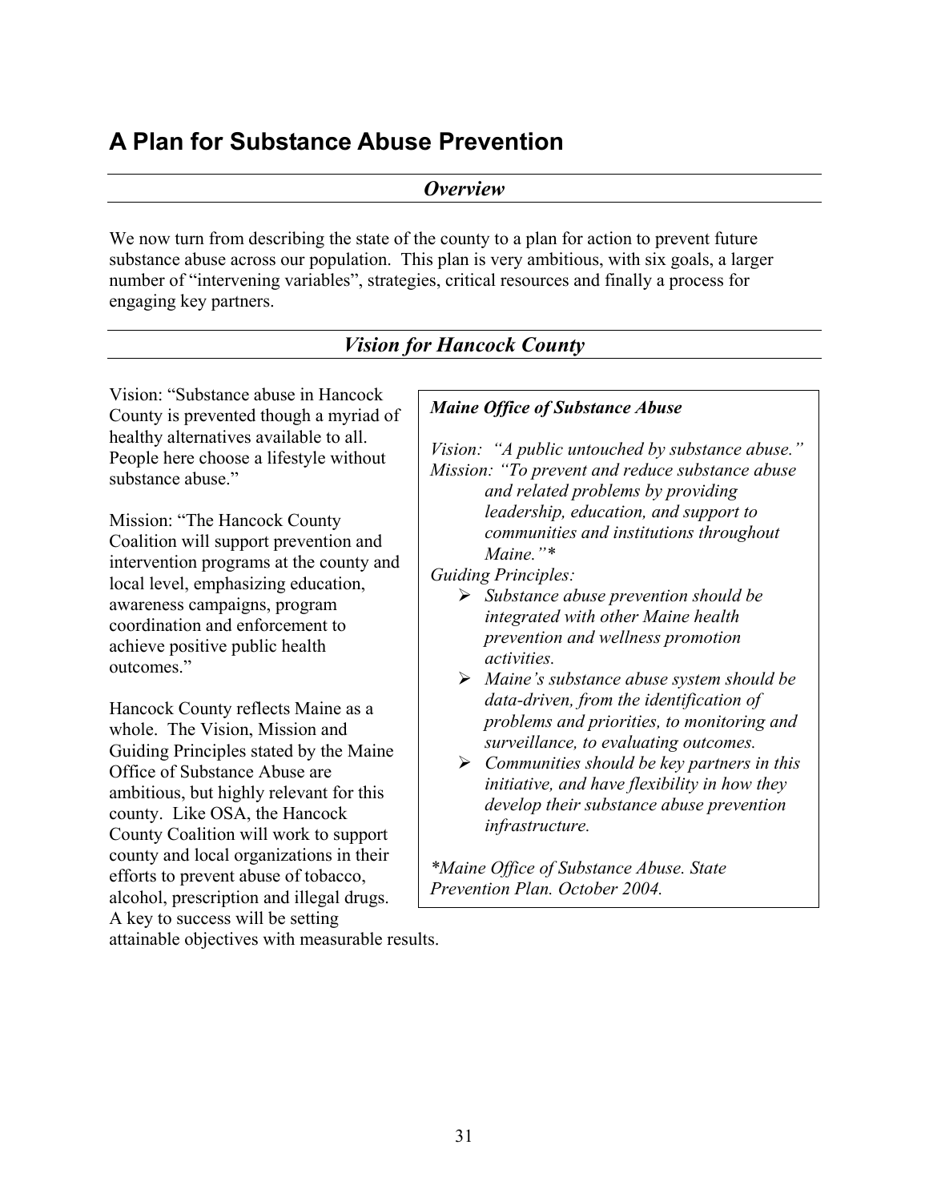# A Plan for Substance Abuse Prevention

## *Overview*

We now turn from describing the state of the county to a plan for action to prevent future substance abuse across our population. This plan is very ambitious, with six goals, a larger number of "intervening variables", strategies, critical resources and finally a process for engaging key partners.

## *Vision for Hancock County*

Vision: "Substance abuse in Hancock County is prevented though a myriad of healthy alternatives available to all. People here choose a lifestyle without substance abuse."

Mission: "The Hancock County Coalition will support prevention and intervention programs at the county and local level, emphasizing education, awareness campaigns, program coordination and enforcement to achieve positive public health outcomes."

Hancock County reflects Maine as a whole. The Vision, Mission and Guiding Principles stated by the Maine Office of Substance Abuse are ambitious, but highly relevant for this county. Like OSA, the Hancock County Coalition will work to support county and local organizations in their efforts to prevent abuse of tobacco, alcohol, prescription and illegal drugs. A key to success will be setting attainable objectives with measurable results.

> ***Maine Office of Substance Abuse***
>
> *Vision: "A public untouched by substance abuse."*
> *Mission: "To prevent and reduce substance abuse and related problems by providing leadership, education, and support to communities and institutions throughout Maine."**
> *Guiding Principles:*
>
> - *Substance abuse prevention should be integrated with other Maine health prevention and wellness promotion activities.*
> - *Maine's substance abuse system should be data-driven, from the identification of problems and priorities, to monitoring and surveillance, to evaluating outcomes.*
> - *Communities should be key partners in this initiative, and have flexibility in how they develop their substance abuse prevention infrastructure.*
>
> *\*Maine Office of Substance Abuse. State Prevention Plan. October 2004.*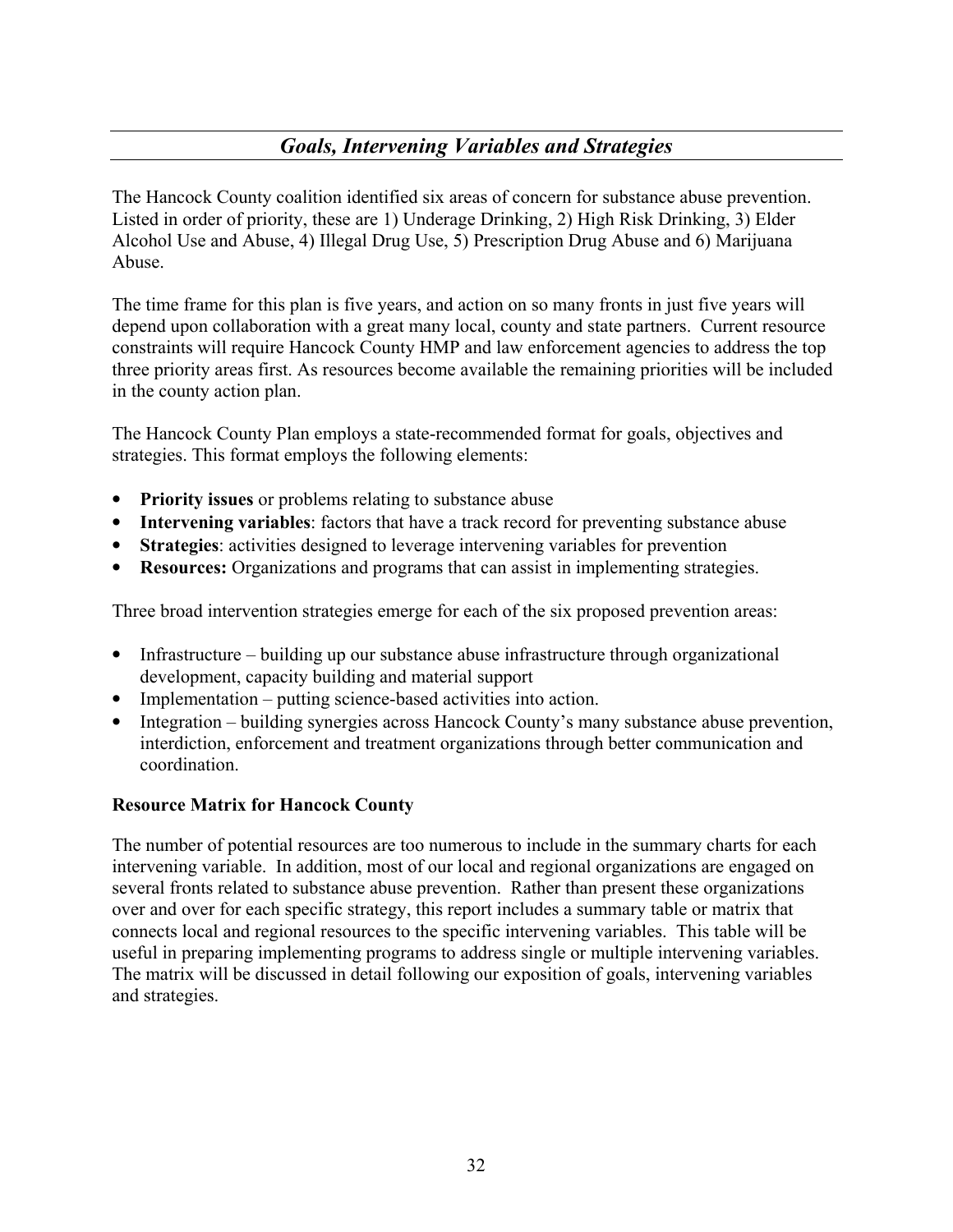## *Goals, Intervening Variables and Strategies*

The Hancock County coalition identified six areas of concern for substance abuse prevention. Listed in order of priority, these are 1) Underage Drinking, 2) High Risk Drinking, 3) Elder Alcohol Use and Abuse, 4) Illegal Drug Use, 5) Prescription Drug Abuse and 6) Marijuana Abuse.

The time frame for this plan is five years, and action on so many fronts in just five years will depend upon collaboration with a great many local, county and state partners. Current resource constraints will require Hancock County HMP and law enforcement agencies to address the top three priority areas first. As resources become available the remaining priorities will be included in the county action plan.

The Hancock County Plan employs a state-recommended format for goals, objectives and strategies. This format employs the following elements:

- **Priority issues** or problems relating to substance abuse
- **Intervening variables**: factors that have a track record for preventing substance abuse
- **Strategies**: activities designed to leverage intervening variables for prevention
- **Resources:** Organizations and programs that can assist in implementing strategies.

Three broad intervention strategies emerge for each of the six proposed prevention areas:

- Infrastructure – building up our substance abuse infrastructure through organizational development, capacity building and material support
- Implementation – putting science-based activities into action.
- Integration – building synergies across Hancock County's many substance abuse prevention, interdiction, enforcement and treatment organizations through better communication and coordination.

**Resource Matrix for Hancock County**

The number of potential resources are too numerous to include in the summary charts for each intervening variable. In addition, most of our local and regional organizations are engaged on several fronts related to substance abuse prevention. Rather than present these organizations over and over for each specific strategy, this report includes a summary table or matrix that connects local and regional resources to the specific intervening variables. This table will be useful in preparing implementing programs to address single or multiple intervening variables. The matrix will be discussed in detail following our exposition of goals, intervening variables and strategies.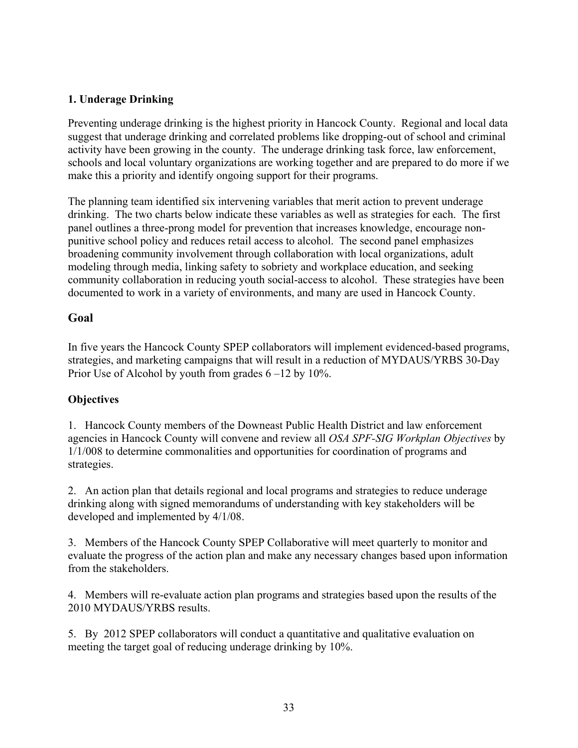### 1. Underage Drinking

Preventing underage drinking is the highest priority in Hancock County. Regional and local data suggest that underage drinking and correlated problems like dropping-out of school and criminal activity have been growing in the county. The underage drinking task force, law enforcement, schools and local voluntary organizations are working together and are prepared to do more if we make this a priority and identify ongoing support for their programs.

The planning team identified six intervening variables that merit action to prevent underage drinking. The two charts below indicate these variables as well as strategies for each. The first panel outlines a three-prong model for prevention that increases knowledge, encourage non-punitive school policy and reduces retail access to alcohol. The second panel emphasizes broadening community involvement through collaboration with local organizations, adult modeling through media, linking safety to sobriety and workplace education, and seeking community collaboration in reducing youth social-access to alcohol. These strategies have been documented to work in a variety of environments, and many are used in Hancock County.

## Goal

In five years the Hancock County SPEP collaborators will implement evidenced-based programs, strategies, and marketing campaigns that will result in a reduction of MYDAUS/YRBS 30-Day Prior Use of Alcohol by youth from grades 6 –12 by 10%.

### Objectives

1. Hancock County members of the Downeast Public Health District and law enforcement agencies in Hancock County will convene and review all *OSA SPF-SIG Workplan Objectives* by 1/1/008 to determine commonalities and opportunities for coordination of programs and strategies.

2. An action plan that details regional and local programs and strategies to reduce underage drinking along with signed memorandums of understanding with key stakeholders will be developed and implemented by 4/1/08.

3. Members of the Hancock County SPEP Collaborative will meet quarterly to monitor and evaluate the progress of the action plan and make any necessary changes based upon information from the stakeholders.

4. Members will re-evaluate action plan programs and strategies based upon the results of the 2010 MYDAUS/YRBS results.

5. By 2012 SPEP collaborators will conduct a quantitative and qualitative evaluation on meeting the target goal of reducing underage drinking by 10%.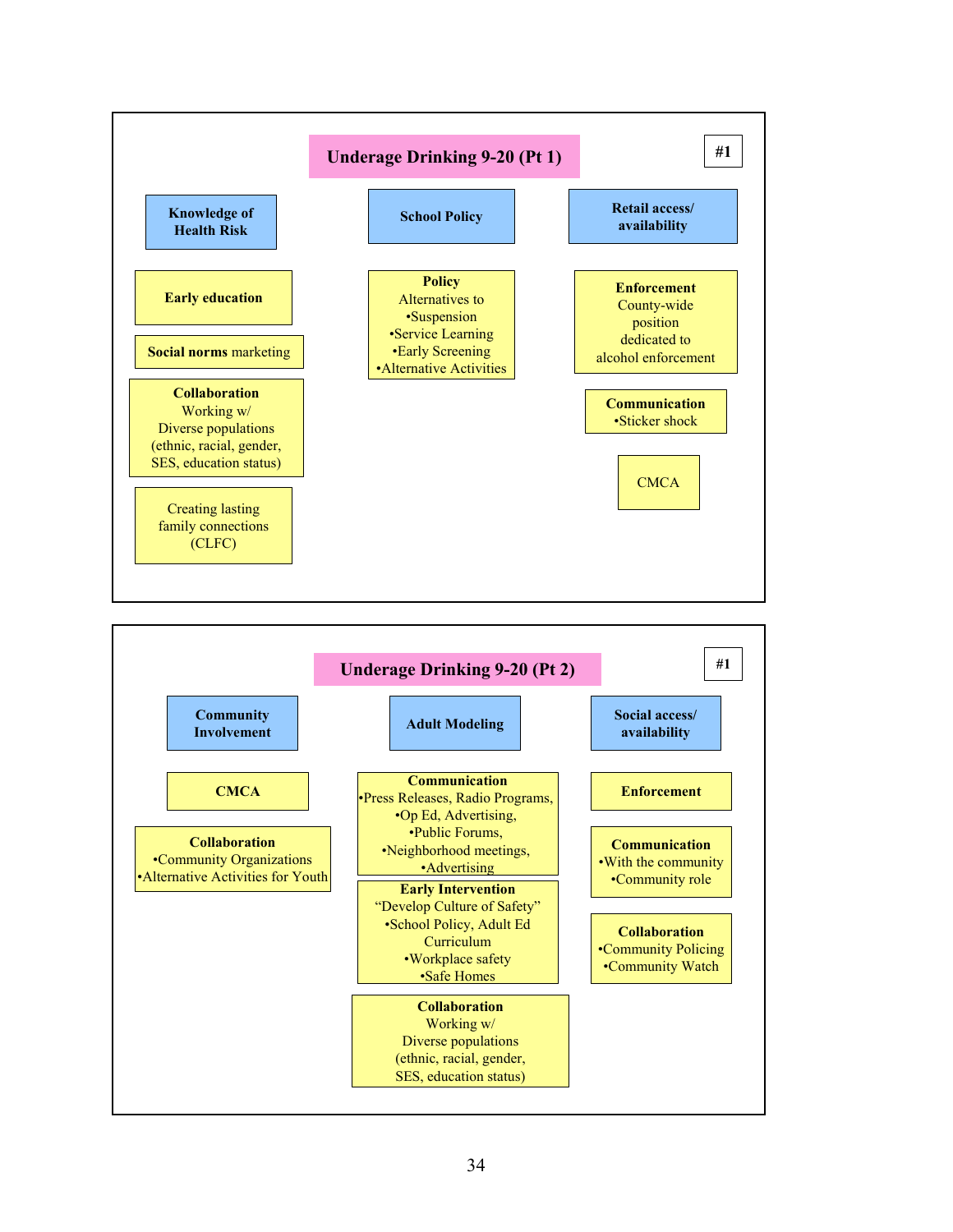## Underage Drinking 9-20 (Pt 1)

#1

### Knowledge of Health Risk

- **Early education**
- **Social norms** marketing
- **Collaboration**
  Working w/ Diverse populations (ethnic, racial, gender, SES, education status)
- Creating lasting family connections (CLFC)

### School Policy

- **Policy**
  Alternatives to
  - Suspension
  - Service Learning
  - Early Screening
  - Alternative Activities

### Retail access/ availability

- **Enforcement**
  County-wide position dedicated to alcohol enforcement
- **Communication**
  - Sticker shock
- CMCA

## Underage Drinking 9-20 (Pt 2)

#1

### Community Involvement

- **CMCA**
- **Collaboration**
  - Community Organizations
  - Alternative Activities for Youth

### Adult Modeling

- **Communication**
  - Press Releases, Radio Programs,
  - Op Ed, Advertising,
  - Public Forums,
  - Neighborhood meetings,
  - Advertising
- **Early Intervention**
  "Develop Culture of Safety"
  - School Policy, Adult Ed Curriculum
  - Workplace safety
  - Safe Homes
- **Collaboration**
  Working w/ Diverse populations (ethnic, racial, gender, SES, education status)

### Social access/ availability

- **Enforcement**
- **Communication**
  - With the community
  - Community role
- **Collaboration**
  - Community Policing
  - Community Watch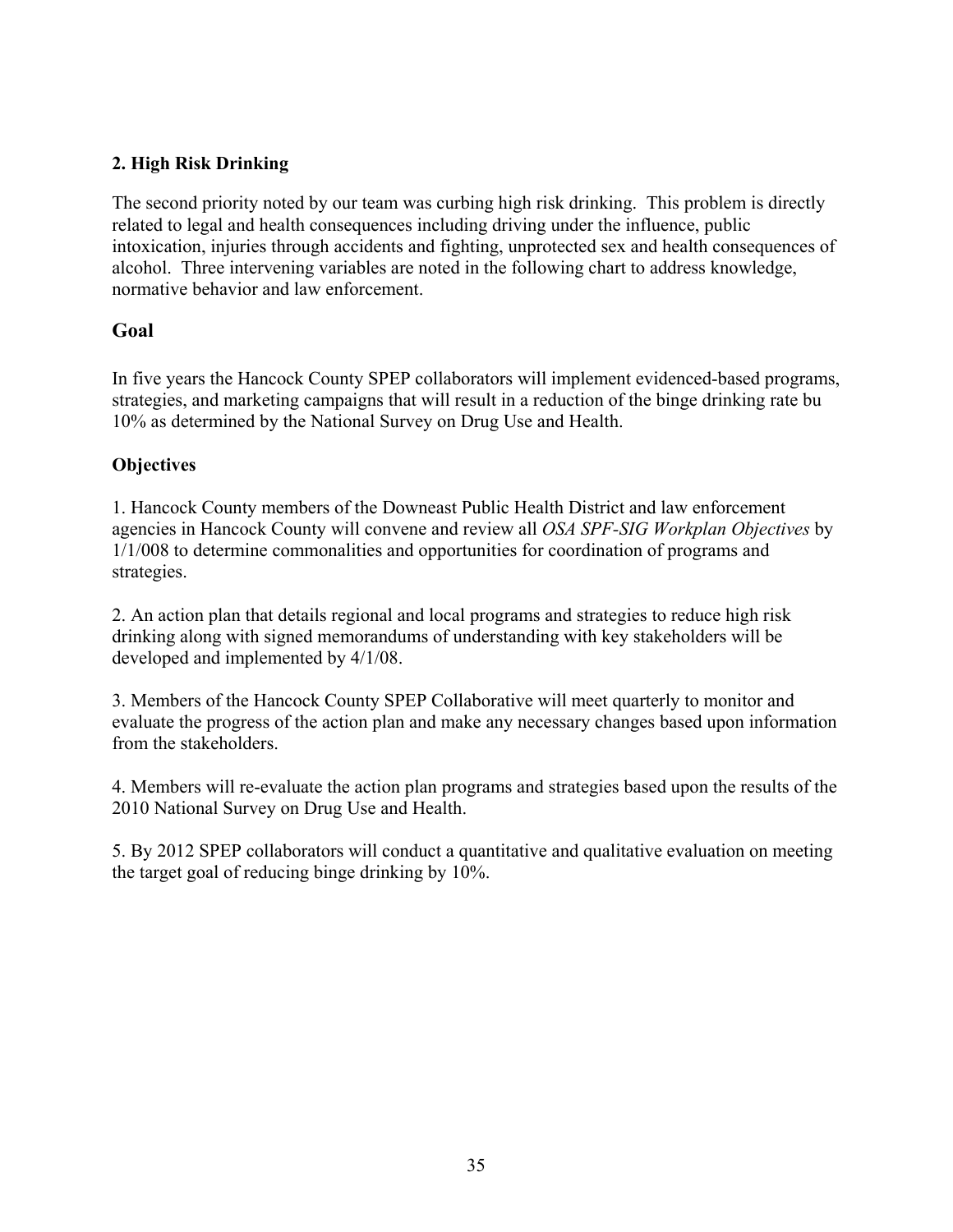**2. High Risk Drinking**

The second priority noted by our team was curbing high risk drinking. This problem is directly related to legal and health consequences including driving under the influence, public intoxication, injuries through accidents and fighting, unprotected sex and health consequences of alcohol. Three intervening variables are noted in the following chart to address knowledge, normative behavior and law enforcement.

## Goal

In five years the Hancock County SPEP collaborators will implement evidenced-based programs, strategies, and marketing campaigns that will result in a reduction of the binge drinking rate bu 10% as determined by the National Survey on Drug Use and Health.

### Objectives

1. Hancock County members of the Downeast Public Health District and law enforcement agencies in Hancock County will convene and review all *OSA SPF-SIG Workplan Objectives* by 1/1/008 to determine commonalities and opportunities for coordination of programs and strategies.

2. An action plan that details regional and local programs and strategies to reduce high risk drinking along with signed memorandums of understanding with key stakeholders will be developed and implemented by 4/1/08.

3. Members of the Hancock County SPEP Collaborative will meet quarterly to monitor and evaluate the progress of the action plan and make any necessary changes based upon information from the stakeholders.

4. Members will re-evaluate the action plan programs and strategies based upon the results of the 2010 National Survey on Drug Use and Health.

5. By 2012 SPEP collaborators will conduct a quantitative and qualitative evaluation on meeting the target goal of reducing binge drinking by 10%.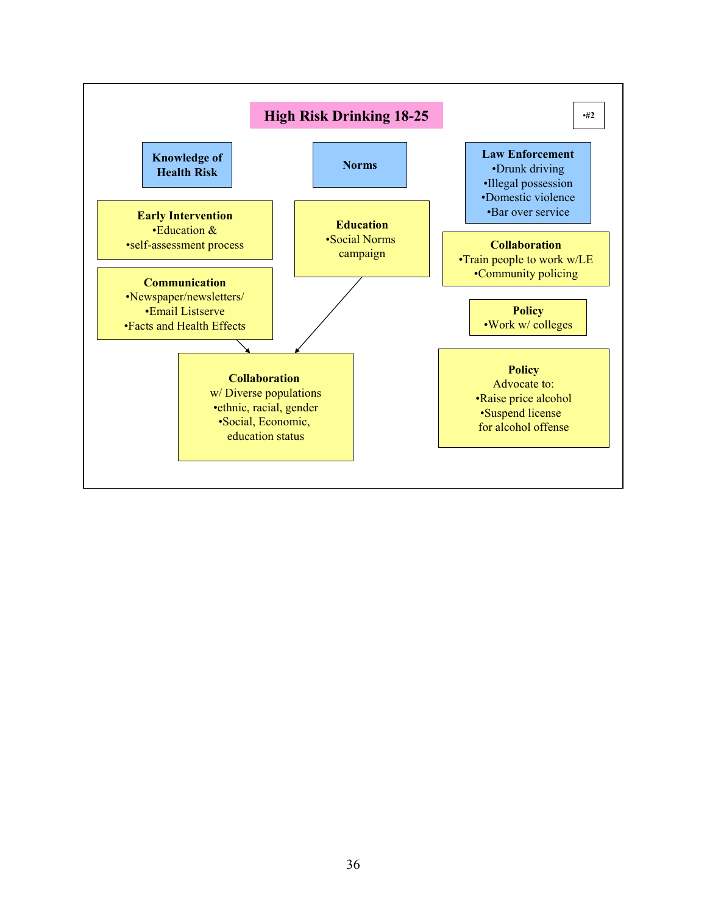# High Risk Drinking 18-25

•#2

**Knowledge of Health Risk**

**Early Intervention**
- Education &
- self-assessment process

**Communication**
- Newspaper/newsletters/
- Email Listserve
- Facts and Health Effects

**Norms**

**Education**
- Social Norms campaign

**Collaboration**
w/ Diverse populations
- ethnic, racial, gender
- Social, Economic, education status

**Law Enforcement**
- Drunk driving
- Illegal possession
- Domestic violence
- Bar over service

**Collaboration**
- Train people to work w/LE
- Community policing

**Policy**
- Work w/ colleges

**Policy**
Advocate to:
- Raise price alcohol
- Suspend license for alcohol offense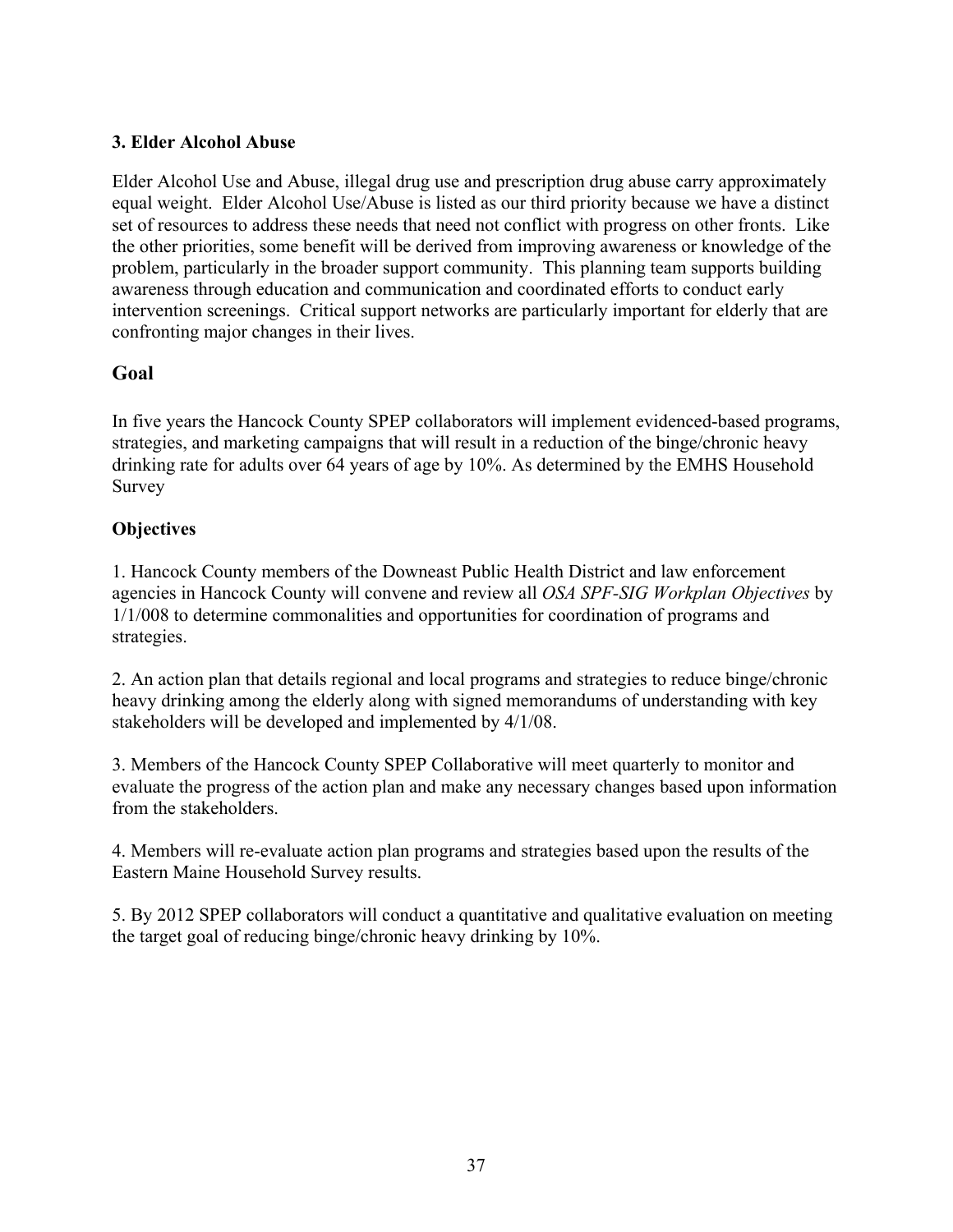### 3. Elder Alcohol Abuse

Elder Alcohol Use and Abuse, illegal drug use and prescription drug abuse carry approximately equal weight. Elder Alcohol Use/Abuse is listed as our third priority because we have a distinct set of resources to address these needs that need not conflict with progress on other fronts. Like the other priorities, some benefit will be derived from improving awareness or knowledge of the problem, particularly in the broader support community. This planning team supports building awareness through education and communication and coordinated efforts to conduct early intervention screenings. Critical support networks are particularly important for elderly that are confronting major changes in their lives.

## Goal

In five years the Hancock County SPEP collaborators will implement evidenced-based programs, strategies, and marketing campaigns that will result in a reduction of the binge/chronic heavy drinking rate for adults over 64 years of age by 10%. As determined by the EMHS Household Survey

### Objectives

1. Hancock County members of the Downeast Public Health District and law enforcement agencies in Hancock County will convene and review all *OSA SPF-SIG Workplan Objectives* by 1/1/008 to determine commonalities and opportunities for coordination of programs and strategies.

2. An action plan that details regional and local programs and strategies to reduce binge/chronic heavy drinking among the elderly along with signed memorandums of understanding with key stakeholders will be developed and implemented by 4/1/08.

3. Members of the Hancock County SPEP Collaborative will meet quarterly to monitor and evaluate the progress of the action plan and make any necessary changes based upon information from the stakeholders.

4. Members will re-evaluate action plan programs and strategies based upon the results of the Eastern Maine Household Survey results.

5. By 2012 SPEP collaborators will conduct a quantitative and qualitative evaluation on meeting the target goal of reducing binge/chronic heavy drinking by 10%.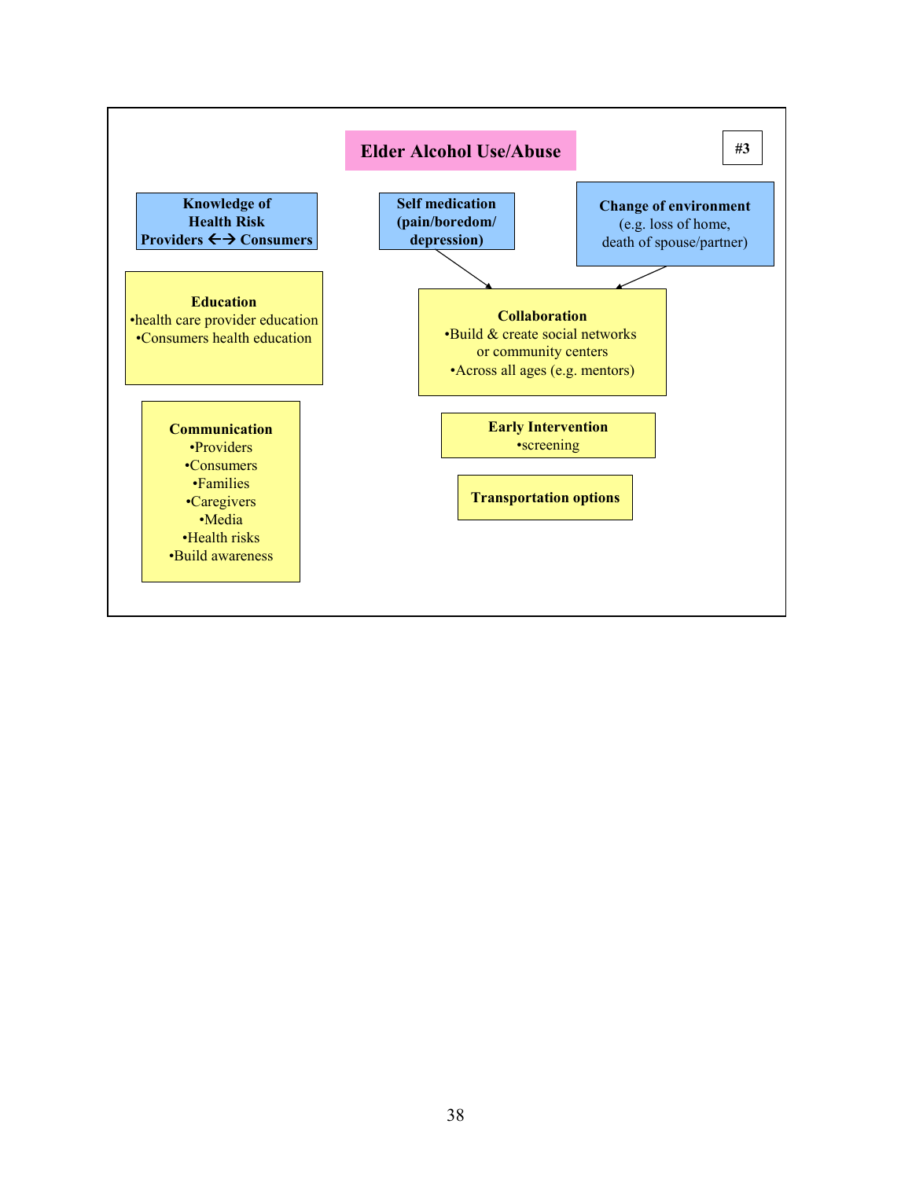# Elder Alcohol Use/Abuse

#3

**Knowledge of Health Risk**
**Providers ←→ Consumers**

**Self medication (pain/boredom/ depression)**

**Change of environment**
(e.g. loss of home, death of spouse/partner)

**Education**
- health care provider education
- Consumers health education

**Collaboration**
- Build & create social networks or community centers
- Across all ages (e.g. mentors)

**Communication**
- Providers
- Consumers
- Families
- Caregivers
- Media
- Health risks
- Build awareness

**Early Intervention**
- screening

**Transportation options**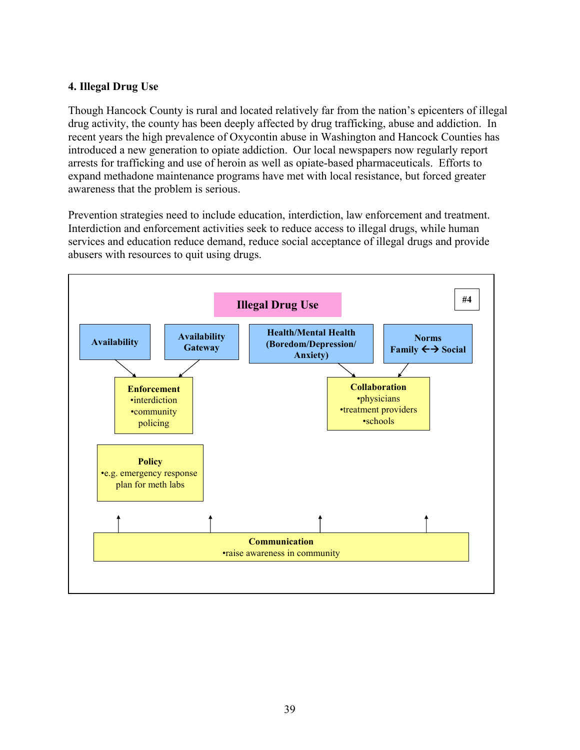**4. Illegal Drug Use**

Though Hancock County is rural and located relatively far from the nation's epicenters of illegal drug activity, the county has been deeply affected by drug trafficking, abuse and addiction. In recent years the high prevalence of Oxycontin abuse in Washington and Hancock Counties has introduced a new generation to opiate addiction. Our local newspapers now regularly report arrests for trafficking and use of heroin as well as opiate-based pharmaceuticals. Efforts to expand methadone maintenance programs have met with local resistance, but forced greater awareness that the problem is serious.

Prevention strategies need to include education, interdiction, law enforcement and treatment. Interdiction and enforcement activities seek to reduce access to illegal drugs, while human services and education reduce demand, reduce social acceptance of illegal drugs and provide abusers with resources to quit using drugs.

**Illegal Drug Use** #4

- **Availability**
- **Availability Gateway**
- **Health/Mental Health (Boredom/Depression/ Anxiety)**
- **Norms Family ←→ Social**

**Enforcement**
- interdiction
- community policing

**Collaboration**
- physicians
- treatment providers
- schools

**Policy**
- e.g. emergency response plan for meth labs

**Communication**
- raise awareness in community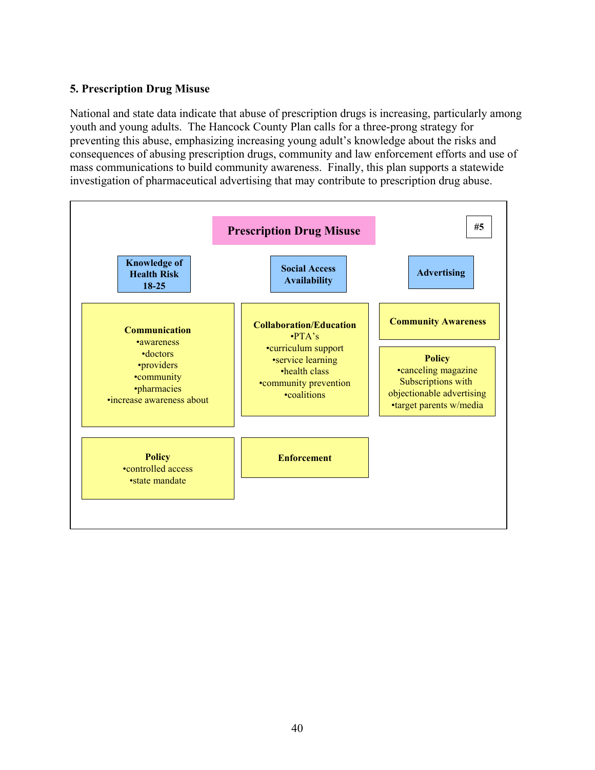### 5. Prescription Drug Misuse

National and state data indicate that abuse of prescription drugs is increasing, particularly among youth and young adults. The Hancock County Plan calls for a three-prong strategy for preventing this abuse, emphasizing increasing young adult's knowledge about the risks and consequences of abusing prescription drugs, community and law enforcement efforts and use of mass communications to build community awareness. Finally, this plan supports a statewide investigation of pharmaceutical advertising that may contribute to prescription drug abuse.

**Prescription Drug Misuse** #5

| Knowledge of Health Risk 18-25 | Social Access Availability | Advertising |
|---|---|---|
| **Communication**<br>•awareness<br>•doctors<br>•providers<br>•community<br>•pharmacies<br>•increase awareness about | **Collaboration/Education**<br>•PTA's<br>•curriculum support<br>•service learning<br>•health class<br>•community prevention<br>•coalitions | **Community Awareness**<br><br>**Policy**<br>•canceling magazine Subscriptions with objectionable advertising<br>•target parents w/media |
| **Policy**<br>•controlled access<br>•state mandate | **Enforcement** | |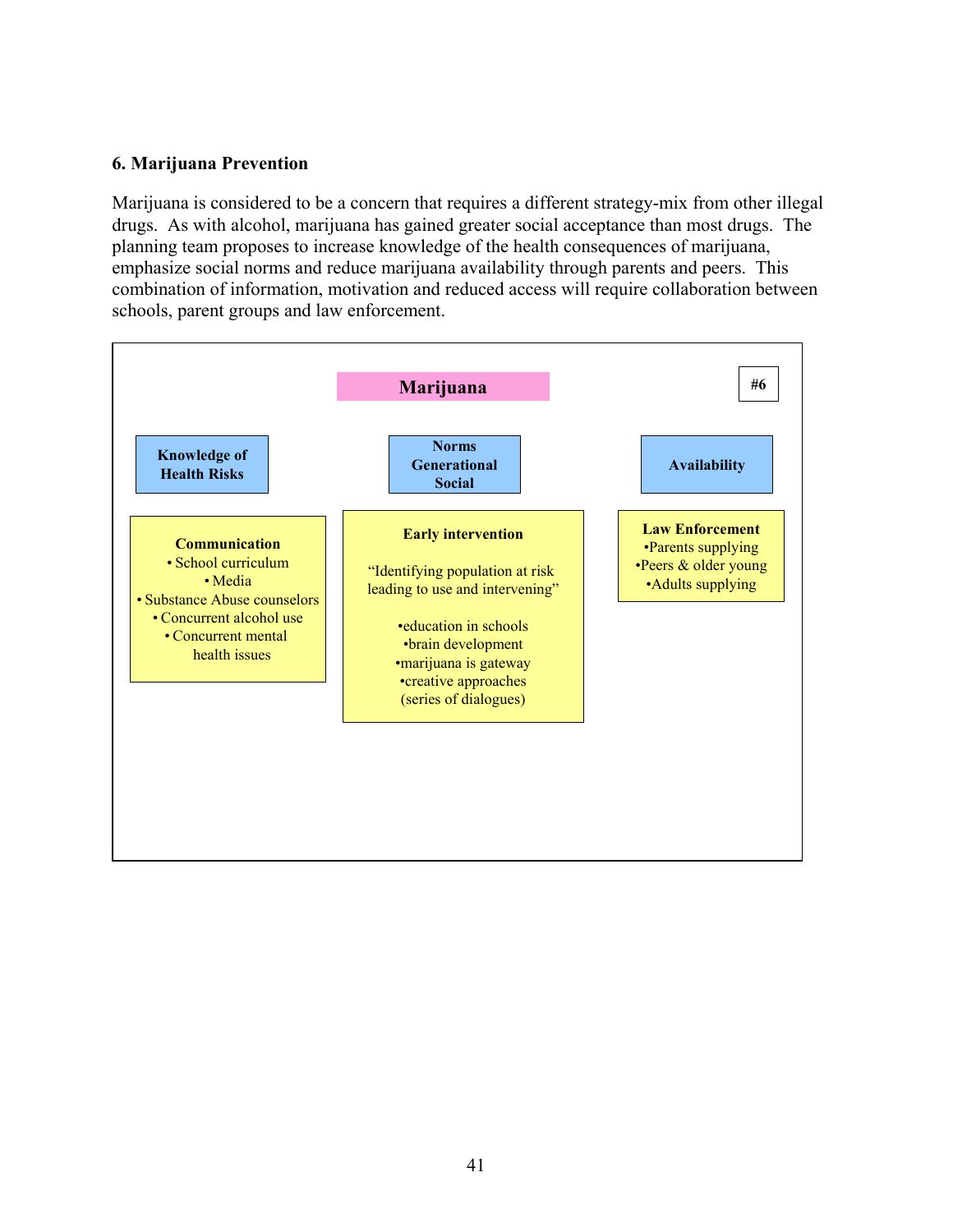### 6. Marijuana Prevention

Marijuana is considered to be a concern that requires a different strategy-mix from other illegal drugs. As with alcohol, marijuana has gained greater social acceptance than most drugs. The planning team proposes to increase knowledge of the health consequences of marijuana, emphasize social norms and reduce marijuana availability through parents and peers. This combination of information, motivation and reduced access will require collaboration between schools, parent groups and law enforcement.

**Marijuana** — #6

| Knowledge of Health Risks | Norms Generational Social | Availability |
|---|---|---|
| **Communication**<br>• School curriculum<br>• Media<br>• Substance Abuse counselors<br>• Concurrent alcohol use<br>• Concurrent mental health issues | **Early intervention**<br>"Identifying population at risk leading to use and intervening"<br>•education in schools<br>•brain development<br>•marijuana is gateway<br>•creative approaches (series of dialogues) | **Law Enforcement**<br>•Parents supplying<br>•Peers & older young<br>•Adults supplying |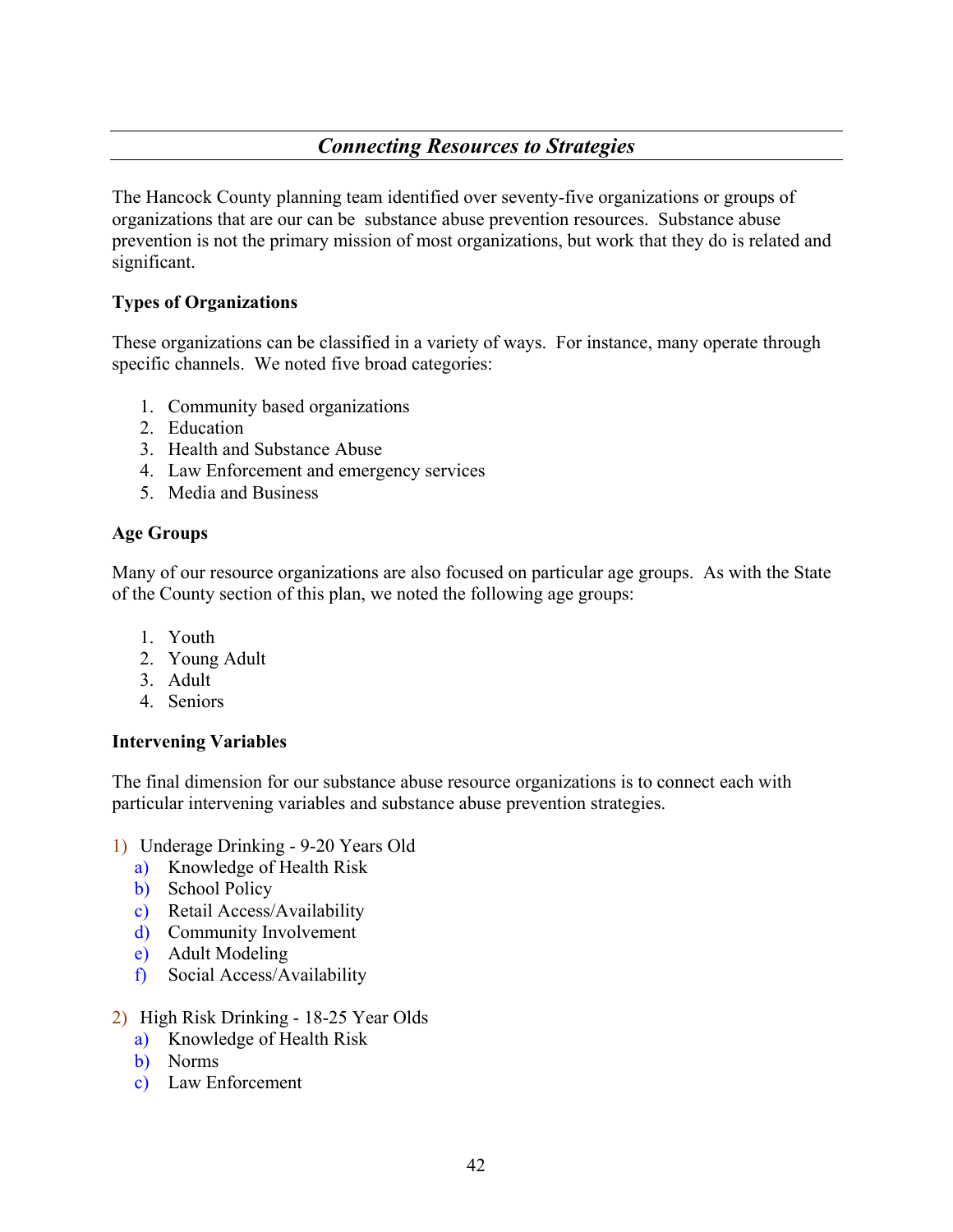## *Connecting Resources to Strategies*

The Hancock County planning team identified over seventy-five organizations or groups of organizations that are our can be  substance abuse prevention resources.  Substance abuse prevention is not the primary mission of most organizations, but work that they do is related and significant.

### Types of Organizations

These organizations can be classified in a variety of ways.  For instance, many operate through specific channels.  We noted five broad categories:

1. Community based organizations
2. Education
3. Health and Substance Abuse
4. Law Enforcement and emergency services
5. Media and Business

### Age Groups

Many of our resource organizations are also focused on particular age groups.  As with the State of the County section of this plan, we noted the following age groups:

1. Youth
2. Young Adult
3. Adult
4. Seniors

### Intervening Variables

The final dimension for our substance abuse resource organizations is to connect each with particular intervening variables and substance abuse prevention strategies.

1) Underage Drinking - 9-20 Years Old
   a) Knowledge of Health Risk
   b) School Policy
   c) Retail Access/Availability
   d) Community Involvement
   e) Adult Modeling
   f) Social Access/Availability

2) High Risk Drinking - 18-25 Year Olds
   a) Knowledge of Health Risk
   b) Norms
   c) Law Enforcement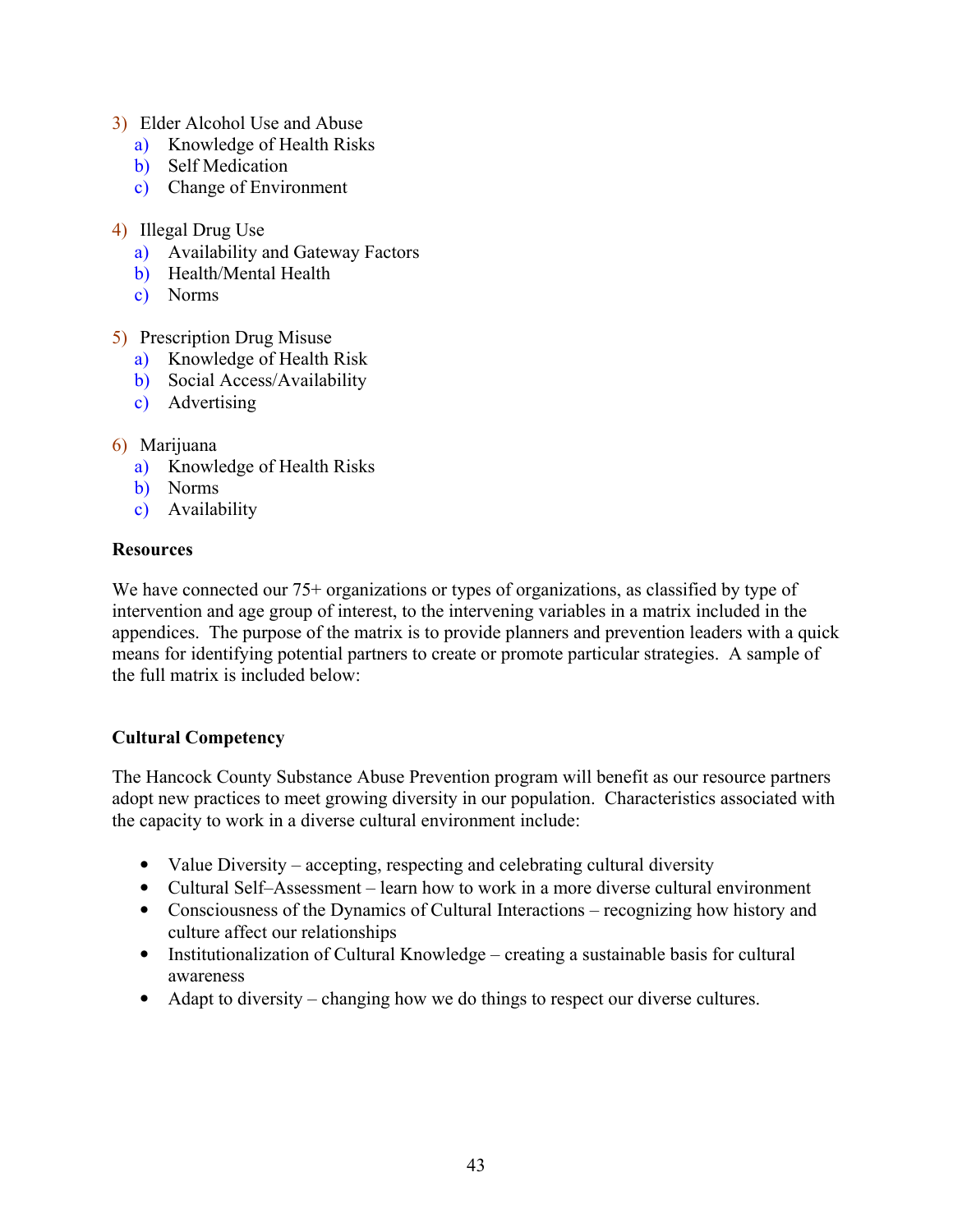3) Elder Alcohol Use and Abuse
   a) Knowledge of Health Risks
   b) Self Medication
   c) Change of Environment

4) Illegal Drug Use
   a) Availability and Gateway Factors
   b) Health/Mental Health
   c) Norms

5) Prescription Drug Misuse
   a) Knowledge of Health Risk
   b) Social Access/Availability
   c) Advertising

6) Marijuana
   a) Knowledge of Health Risks
   b) Norms
   c) Availability

**Resources**

We have connected our 75+ organizations or types of organizations, as classified by type of intervention and age group of interest, to the intervening variables in a matrix included in the appendices. The purpose of the matrix is to provide planners and prevention leaders with a quick means for identifying potential partners to create or promote particular strategies. A sample of the full matrix is included below:

**Cultural Competency**

The Hancock County Substance Abuse Prevention program will benefit as our resource partners adopt new practices to meet growing diversity in our population. Characteristics associated with the capacity to work in a diverse cultural environment include:

- Value Diversity – accepting, respecting and celebrating cultural diversity
- Cultural Self–Assessment – learn how to work in a more diverse cultural environment
- Consciousness of the Dynamics of Cultural Interactions – recognizing how history and culture affect our relationships
- Institutionalization of Cultural Knowledge – creating a sustainable basis for cultural awareness
- Adapt to diversity – changing how we do things to respect our diverse cultures.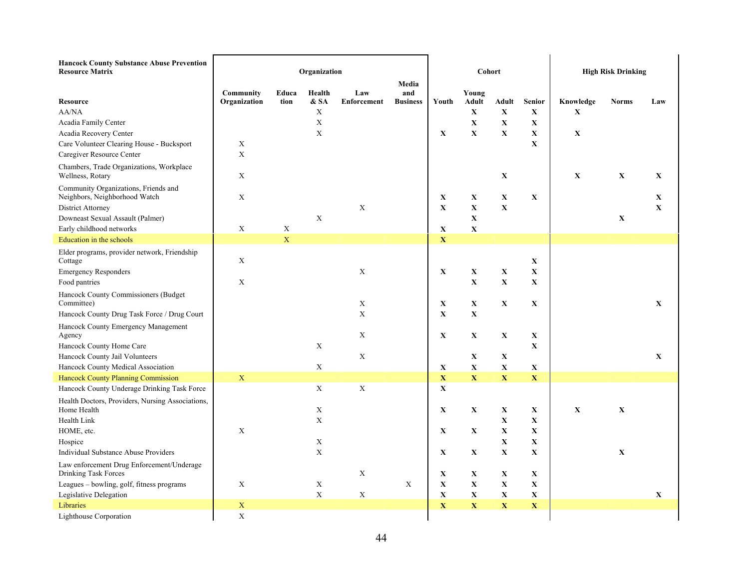| Hancock County Substance Abuse Prevention Resource Matrix | Organization | | | | | Cohort | | | | High Risk Drinking | | |
|---|---|---|---|---|---|---|---|---|---|---|---|---|
| **Resource** | **Community Organization** | **Education** | **Health & SA** | **Law Enforcement** | **Media and Business** | **Youth** | **Young Adult** | **Adult** | **Senior** | **Knowledge** | **Norms** | **Law** |
| AA/NA | | | X | | | | X | X | X | X | | |
| Acadia Family Center | | | X | | | | X | X | X | | | |
| Acadia Recovery Center | | | X | | | X | X | X | X | X | | |
| Care Volunteer Clearing House - Bucksport | X | | | | | | | | X | | | |
| Caregiver Resource Center | X | | | | | | | | | | | |
| Chambers, Trade Organizations, Workplace Wellness, Rotary | X | | | | | | | X | | X | X | X |
| Community Organizations, Friends and Neighbors, Neighborhood Watch | X | | | | | X | X | X | X | | | X |
| District Attorney | | | | X | | X | X | X | | | | X |
| Downeast Sexual Assault (Palmer) | | | X | | | | X | | | | X | |
| Early childhood networks | X | X | | | | X | X | | | | | |
| Education in the schools | | X | | | | X | | | | | | |
| Elder programs, provider network, Friendship Cottage | X | | | | | | | | X | | | |
| Emergency Responders | | | | X | | X | X | X | X | | | |
| Food pantries | X | | | | | | X | X | X | | | |
| Hancock County Commissioners (Budget Committee) | | | | X | | X | X | X | X | | | X |
| Hancock County Drug Task Force / Drug Court | | | | X | | X | X | | | | | |
| Hancock County Emergency Management Agency | | | | X | | X | X | X | X | | | |
| Hancock County Home Care | | | X | | | | | | X | | | |
| Hancock County Jail Volunteers | | | | X | | | X | X | | | | X |
| Hancock County Medical Association | | | X | | | X | X | X | X | | | |
| Hancock County Planning Commission | X | | | | | X | X | X | X | | | |
| Hancock County Underage Drinking Task Force | | | X | X | | X | | | | | | |
| Health Doctors, Providers, Nursing Associations, Home Health | | | X | | | X | X | X | X | X | X | |
| Health Link | | | X | | | | | X | X | | | |
| HOME, etc. | X | | | | | X | X | X | X | | | |
| Hospice | | | X | | | | | X | X | | | |
| Individual Substance Abuse Providers | | | X | | | X | X | X | X | | X | |
| Law enforcement Drug Enforcement/Underage Drinking Task Forces | | | | X | | X | X | X | X | | | |
| Leagues – bowling, golf, fitness programs | X | | X | | X | X | X | X | X | | | |
| Legislative Delegation | | | X | X | | X | X | X | X | | | X |
| Libraries | X | | | | | X | X | X | X | | | |
| Lighthouse Corporation | X | | | | | | | | | | | |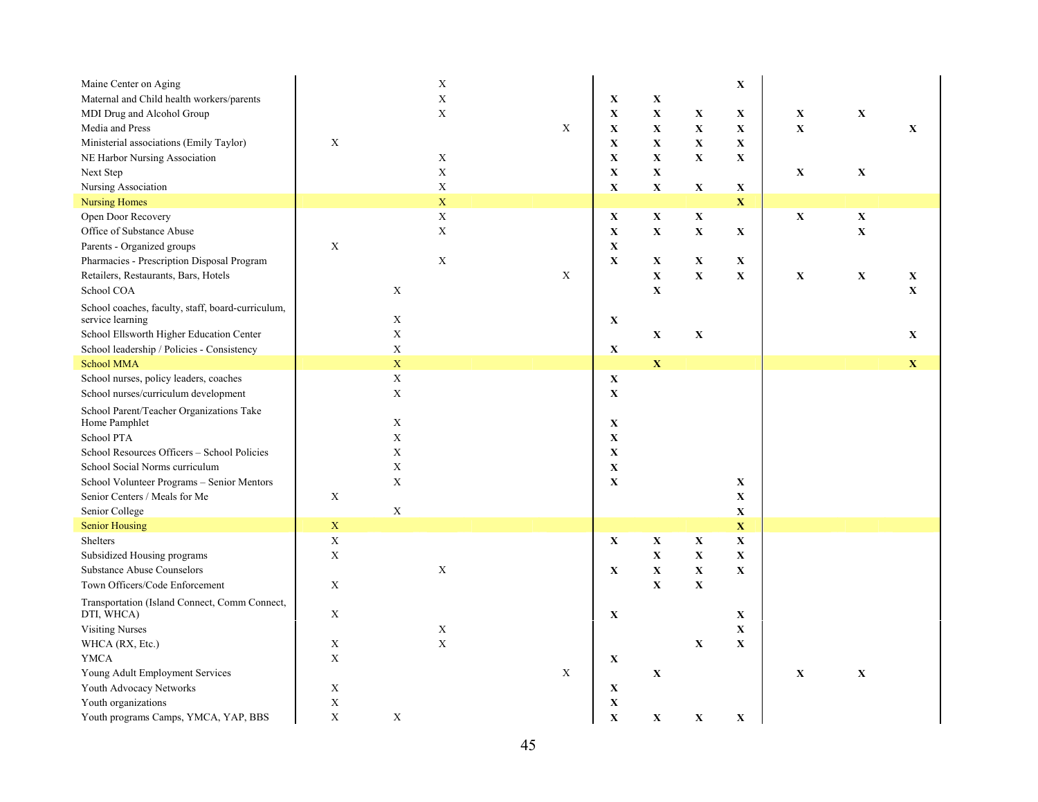| | | | | | | | | | | | |
|---|---|---|---|---|---|---|---|---|---|---|---|
| Maine Center on Aging | | | X | | | | | **X** | | | |
| Maternal and Child health workers/parents | | | X | | **X** | **X** | | | | | |
| MDI Drug and Alcohol Group | | | X | | **X** | **X** | **X** | **X** | **X** | **X** | |
| Media and Press | | | | X | **X** | **X** | **X** | **X** | **X** | | **X** |
| Ministerial associations (Emily Taylor) | X | | | | **X** | **X** | **X** | **X** | | | |
| NE Harbor Nursing Association | | | X | | **X** | **X** | **X** | **X** | | | |
| Next Step | | | X | | **X** | **X** | | | **X** | **X** | |
| Nursing Association | | | X | | **X** | **X** | **X** | **X** | | | |
| Nursing Homes | | | X | | | | | **X** | | | |
| Open Door Recovery | | | X | | **X** | **X** | **X** | | **X** | **X** | |
| Office of Substance Abuse | | | X | | **X** | **X** | **X** | **X** | | **X** | |
| Parents - Organized groups | X | | | | **X** | | | | | | |
| Pharmacies - Prescription Disposal Program | | | X | | **X** | **X** | **X** | **X** | | | |
| Retailers, Restaurants, Bars, Hotels | | | | X | | **X** | **X** | **X** | **X** | **X** | **X** |
| School COA | | X | | | | **X** | | | | | **X** |
| School coaches, faculty, staff, board-curriculum, service learning | | X | | | **X** | | | | | | |
| School Ellsworth Higher Education Center | | X | | | | **X** | **X** | | | | **X** |
| School leadership / Policies - Consistency | | X | | | **X** | | | | | | |
| School MMA | | X | | | | **X** | | | | | **X** |
| School nurses, policy leaders, coaches | | X | | | **X** | | | | | | |
| School nurses/curriculum development | | X | | | **X** | | | | | | |
| School Parent/Teacher Organizations Take Home Pamphlet | | X | | | **X** | | | | | | |
| School PTA | | X | | | **X** | | | | | | |
| School Resources Officers – School Policies | | X | | | **X** | | | | | | |
| School Social Norms curriculum | | X | | | **X** | | | | | | |
| School Volunteer Programs – Senior Mentors | | X | | | **X** | | | **X** | | | |
| Senior Centers / Meals for Me | X | | | | | | | **X** | | | |
| Senior College | | X | | | | | | **X** | | | |
| Senior Housing | X | | | | | | | **X** | | | |
| Shelters | X | | | | **X** | **X** | **X** | **X** | | | |
| Subsidized Housing programs | X | | | | | **X** | **X** | **X** | | | |
| Substance Abuse Counselors | | | X | | **X** | **X** | **X** | **X** | | | |
| Town Officers/Code Enforcement | X | | | | | **X** | **X** | | | | |
| Transportation (Island Connect, Comm Connect, DTI, WHCA) | X | | | | **X** | | | **X** | | | |
| Visiting Nurses | | | X | | | | | **X** | | | |
| WHCA (RX, Etc.) | X | | X | | | | **X** | **X** | | | |
| YMCA | X | | | | **X** | | | | | | |
| Young Adult Employment Services | | | | X | | **X** | | | **X** | **X** | |
| Youth Advocacy Networks | X | | | | **X** | | | | | | |
| Youth organizations | X | | | | **X** | | | | | | |
| Youth programs Camps, YMCA, YAP, BBS | X | X | | | **X** | **X** | **X** | **X** | | | |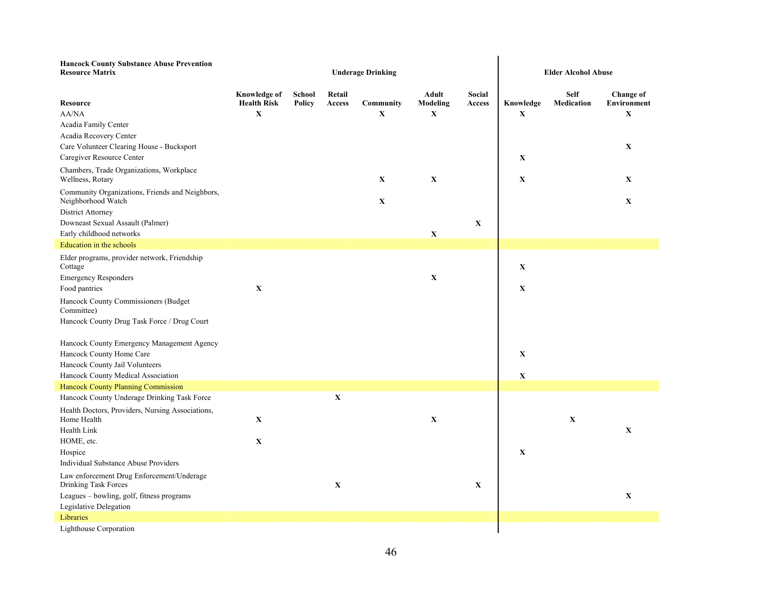**Hancock County Substance Abuse Prevention Resource Matrix**

| Resource | Underage Drinking | | | | | | Elder Alcohol Abuse | | |
|---|---|---|---|---|---|---|---|---|---|
| | Knowledge of Health Risk | School Policy | Retail Access | Community | Adult Modeling | Social Access | Knowledge | Self Medication | Change of Environment |
| AA/NA | X | | | X | X | | X | | X |
| Acadia Family Center | | | | | | | | | |
| Acadia Recovery Center | | | | | | | | | |
| Care Volunteer Clearing House - Bucksport | | | | | | | | | X |
| Caregiver Resource Center | | | | | | | X | | |
| Chambers, Trade Organizations, Workplace Wellness, Rotary | | | | X | X | | X | | X |
| Community Organizations, Friends and Neighbors, Neighborhood Watch | | | | X | | | | | X |
| District Attorney | | | | | | | | | |
| Downeast Sexual Assault (Palmer) | | | | | | X | | | |
| Early childhood networks | | | | | X | | | | |
| Education in the schools | | | | | | | | | |
| Elder programs, provider network, Friendship Cottage | | | | | | | X | | |
| Emergency Responders | | | | | X | | | | |
| Food pantries | X | | | | | | X | | |
| Hancock County Commissioners (Budget Committee) | | | | | | | | | |
| Hancock County Drug Task Force / Drug Court | | | | | | | | | |
| Hancock County Emergency Management Agency | | | | | | | | | |
| Hancock County Home Care | | | | | | | X | | |
| Hancock County Jail Volunteers | | | | | | | | | |
| Hancock County Medical Association | | | | | | | X | | |
| Hancock County Planning Commission | | | | | | | | | |
| Hancock County Underage Drinking Task Force | | | X | | | | | | |
| Health Doctors, Providers, Nursing Associations, Home Health | X | | | | X | | | X | |
| Health Link | | | | | | | | | X |
| HOME, etc. | X | | | | | | | | |
| Hospice | | | | | | | X | | |
| Individual Substance Abuse Providers | | | | | | | | | |
| Law enforcement Drug Enforcement/Underage Drinking Task Forces | | | X | | | X | | | |
| Leagues – bowling, golf, fitness programs | | | | | | | | | X |
| Legislative Delegation | | | | | | | | | |
| Libraries | | | | | | | | | |
| Lighthouse Corporation | | | | | | | | | |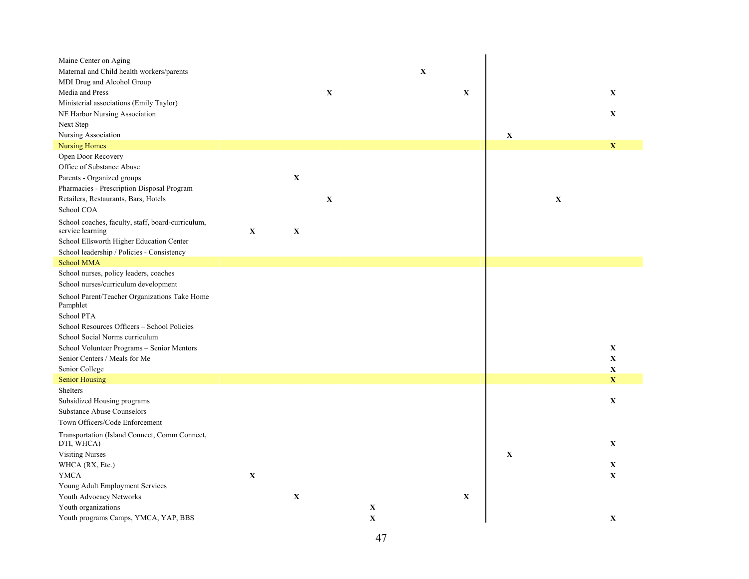| | | | | | | | | | |
|---|---|---|---|---|---|---|---|---|---|
| Maine Center on Aging | | | | | | | | | |
| Maternal and Child health workers/parents | | | | | X | | | | |
| MDI Drug and Alcohol Group | | | | | | | | | |
| Media and Press | | | X | | | X | | | X |
| Ministerial associations (Emily Taylor) | | | | | | | | | |
| NE Harbor Nursing Association | | | | | | | | | X |
| Next Step | | | | | | | | | |
| Nursing Association | | | | | | | X | | |
| Nursing Homes | | | | | | | | | X |
| Open Door Recovery | | | | | | | | | |
| Office of Substance Abuse | | | | | | | | | |
| Parents - Organized groups | | X | | | | | | | |
| Pharmacies - Prescription Disposal Program | | | | | | | | | |
| Retailers, Restaurants, Bars, Hotels | | | X | | | | | X | |
| School COA | | | | | | | | | |
| School coaches, faculty, staff, board-curriculum, service learning | X | X | | | | | | | |
| School Ellsworth Higher Education Center | | | | | | | | | |
| School leadership / Policies - Consistency | | | | | | | | | |
| School MMA | | | | | | | | | |
| School nurses, policy leaders, coaches | | | | | | | | | |
| School nurses/curriculum development | | | | | | | | | |
| School Parent/Teacher Organizations Take Home Pamphlet | | | | | | | | | |
| School PTA | | | | | | | | | |
| School Resources Officers – School Policies | | | | | | | | | |
| School Social Norms curriculum | | | | | | | | | |
| School Volunteer Programs – Senior Mentors | | | | | | | | | X |
| Senior Centers / Meals for Me | | | | | | | | | X |
| Senior College | | | | | | | | | X |
| Senior Housing | | | | | | | | | X |
| Shelters | | | | | | | | | |
| Subsidized Housing programs | | | | | | | | | X |
| Substance Abuse Counselors | | | | | | | | | |
| Town Officers/Code Enforcement | | | | | | | | | |
| Transportation (Island Connect, Comm Connect, DTI, WHCA) | | | | | | | | | X |
| Visiting Nurses | | | | | | | X | | |
| WHCA (RX, Etc.) | | | | | | | | | X |
| YMCA | X | | | | | | | | X |
| Young Adult Employment Services | | | | | | | | | |
| Youth Advocacy Networks | | X | | | | X | | | |
| Youth organizations | | | | X | | | | | |
| Youth programs Camps, YMCA, YAP, BBS | | | | X | | | | | X |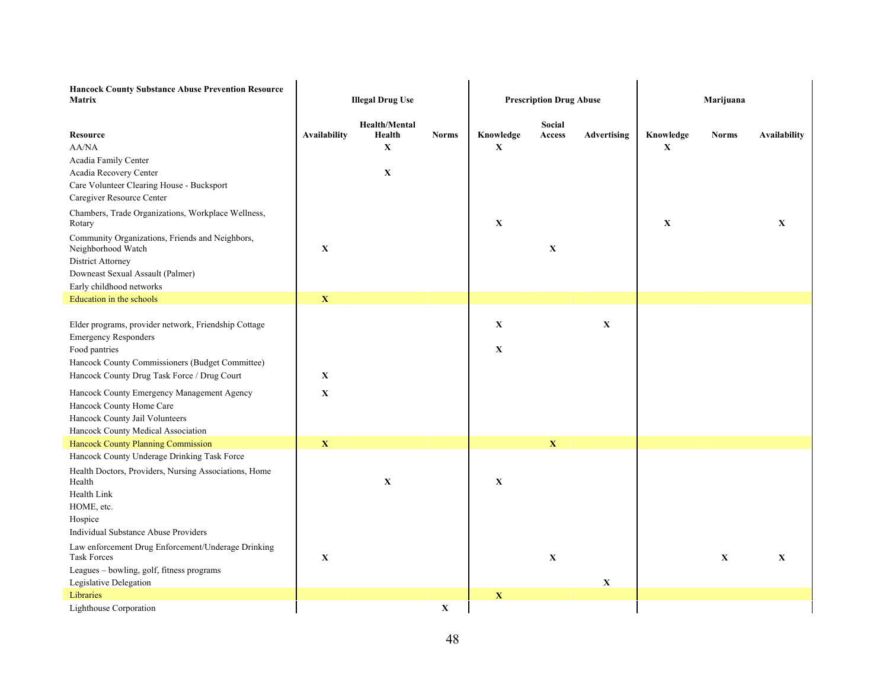| Hancock County Substance Abuse Prevention Resource Matrix | Illegal Drug Use | | | Prescription Drug Abuse | | | Marijuana | | |
|---|---|---|---|---|---|---|---|---|---|
| **Resource** | **Availability** | **Health/Mental Health** | **Norms** | **Knowledge** | **Social Access** | **Advertising** | **Knowledge** | **Norms** | **Availability** |
| AA/NA | | X | | X | | | X | | |
| Acadia Family Center | | | | | | | | | |
| Acadia Recovery Center | | X | | | | | | | |
| Care Volunteer Clearing House - Bucksport | | | | | | | | | |
| Caregiver Resource Center | | | | | | | | | |
| Chambers, Trade Organizations, Workplace Wellness, Rotary | | | | X | | | X | | X |
| Community Organizations, Friends and Neighbors, Neighborhood Watch | X | | | | X | | | | |
| District Attorney | | | | | | | | | |
| Downeast Sexual Assault (Palmer) | | | | | | | | | |
| Early childhood networks | | | | | | | | | |
| Education in the schools | X | | | | | | | | |
| Elder programs, provider network, Friendship Cottage | | | | X | | X | | | |
| Emergency Responders | | | | | | | | | |
| Food pantries | | | | X | | | | | |
| Hancock County Commissioners (Budget Committee) | | | | | | | | | |
| Hancock County Drug Task Force / Drug Court | X | | | | | | | | |
| Hancock County Emergency Management Agency | X | | | | | | | | |
| Hancock County Home Care | | | | | | | | | |
| Hancock County Jail Volunteers | | | | | | | | | |
| Hancock County Medical Association | | | | | | | | | |
| Hancock County Planning Commission | X | | | | X | | | | |
| Hancock County Underage Drinking Task Force | | | | | | | | | |
| Health Doctors, Providers, Nursing Associations, Home Health | | X | | X | | | | | |
| Health Link | | | | | | | | | |
| HOME, etc. | | | | | | | | | |
| Hospice | | | | | | | | | |
| Individual Substance Abuse Providers | | | | | | | | | |
| Law enforcement Drug Enforcement/Underage Drinking Task Forces | X | | | | X | | | X | X |
| Leagues – bowling, golf, fitness programs | | | | | | | | | |
| Legislative Delegation | | | | | | X | | | |
| Libraries | | | | X | | | | | |
| Lighthouse Corporation | | | X | | | | | | |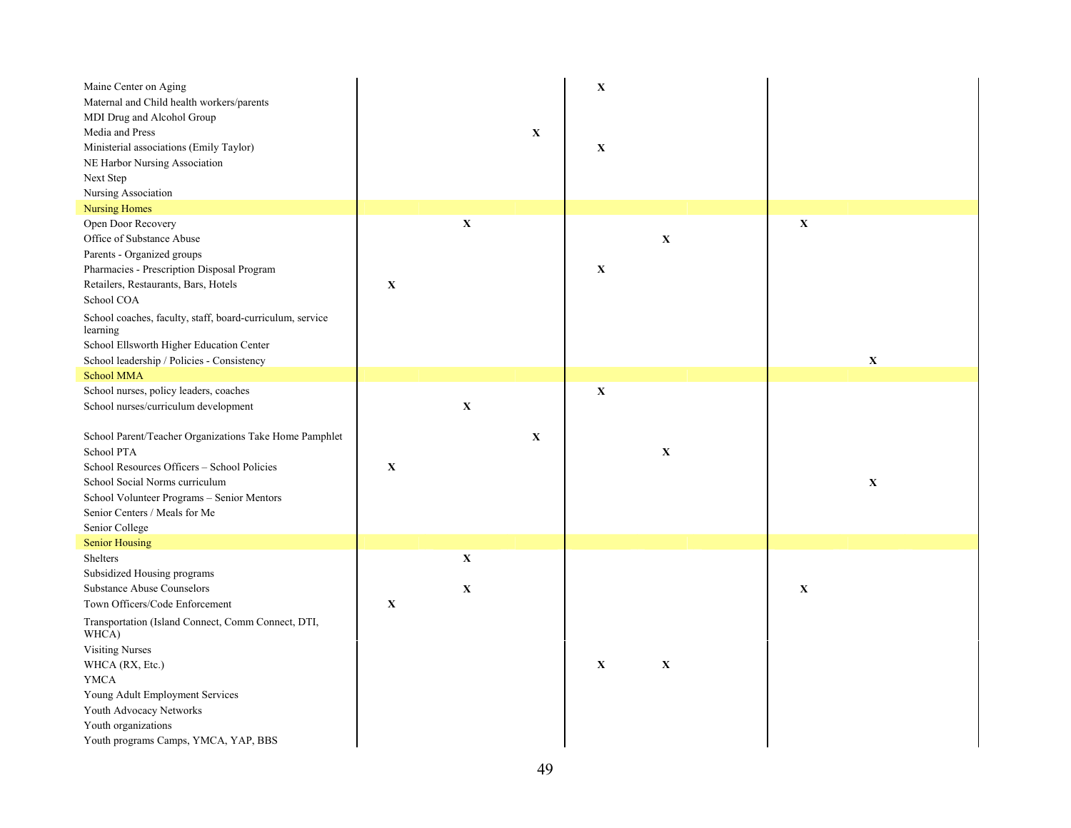| | | | | | | | |
|---|---|---|---|---|---|---|---|
| Maine Center on Aging | | | | X | | | |
| Maternal and Child health workers/parents | | | | | | | |
| MDI Drug and Alcohol Group | | | | | | | |
| Media and Press | | | X | | | | |
| Ministerial associations (Emily Taylor) | | | | X | | | |
| NE Harbor Nursing Association | | | | | | | |
| Next Step | | | | | | | |
| Nursing Association | | | | | | | |
| Nursing Homes | | | | | | | |
| Open Door Recovery | | X | | | | X | |
| Office of Substance Abuse | | | | | X | | |
| Parents - Organized groups | | | | | | | |
| Pharmacies - Prescription Disposal Program | | | | X | | | |
| Retailers, Restaurants, Bars, Hotels | X | | | | | | |
| School COA | | | | | | | |
| School coaches, faculty, staff, board-curriculum, service learning | | | | | | | |
| School Ellsworth Higher Education Center | | | | | | | |
| School leadership / Policies - Consistency | | | | | | | X |
| School MMA | | | | | | | |
| School nurses, policy leaders, coaches | | | | X | | | |
| School nurses/curriculum development | | X | | | | | |
| School Parent/Teacher Organizations Take Home Pamphlet | | | X | | | | |
| School PTA | | | | | X | | |
| School Resources Officers – School Policies | X | | | | | | |
| School Social Norms curriculum | | | | | | | X |
| School Volunteer Programs – Senior Mentors | | | | | | | |
| Senior Centers / Meals for Me | | | | | | | |
| Senior College | | | | | | | |
| Senior Housing | | | | | | | |
| Shelters | | X | | | | | |
| Subsidized Housing programs | | | | | | | |
| Substance Abuse Counselors | | X | | | | X | |
| Town Officers/Code Enforcement | X | | | | | | |
| Transportation (Island Connect, Comm Connect, DTI, WHCA) | | | | | | | |
| Visiting Nurses | | | | | | | |
| WHCA (RX, Etc.) | | | | X | X | | |
| YMCA | | | | | | | |
| Young Adult Employment Services | | | | | | | |
| Youth Advocacy Networks | | | | | | | |
| Youth organizations | | | | | | | |
| Youth programs Camps, YMCA, YAP, BBS | | | | | | | |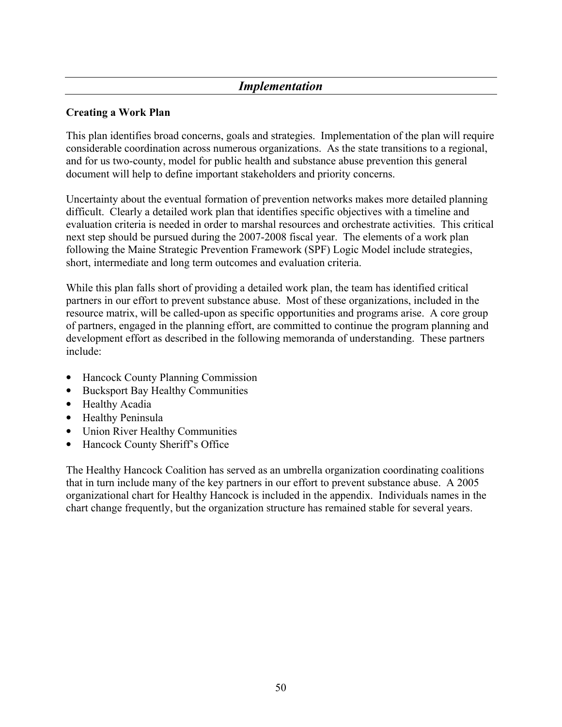## *Implementation*

### Creating a Work Plan

This plan identifies broad concerns, goals and strategies. Implementation of the plan will require considerable coordination across numerous organizations. As the state transitions to a regional, and for us two-county, model for public health and substance abuse prevention this general document will help to define important stakeholders and priority concerns.

Uncertainty about the eventual formation of prevention networks makes more detailed planning difficult. Clearly a detailed work plan that identifies specific objectives with a timeline and evaluation criteria is needed in order to marshal resources and orchestrate activities. This critical next step should be pursued during the 2007-2008 fiscal year. The elements of a work plan following the Maine Strategic Prevention Framework (SPF) Logic Model include strategies, short, intermediate and long term outcomes and evaluation criteria.

While this plan falls short of providing a detailed work plan, the team has identified critical partners in our effort to prevent substance abuse. Most of these organizations, included in the resource matrix, will be called-upon as specific opportunities and programs arise. A core group of partners, engaged in the planning effort, are committed to continue the program planning and development effort as described in the following memoranda of understanding. These partners include:

- Hancock County Planning Commission
- Bucksport Bay Healthy Communities
- Healthy Acadia
- Healthy Peninsula
- Union River Healthy Communities
- Hancock County Sheriff's Office

The Healthy Hancock Coalition has served as an umbrella organization coordinating coalitions that in turn include many of the key partners in our effort to prevent substance abuse. A 2005 organizational chart for Healthy Hancock is included in the appendix. Individuals names in the chart change frequently, but the organization structure has remained stable for several years.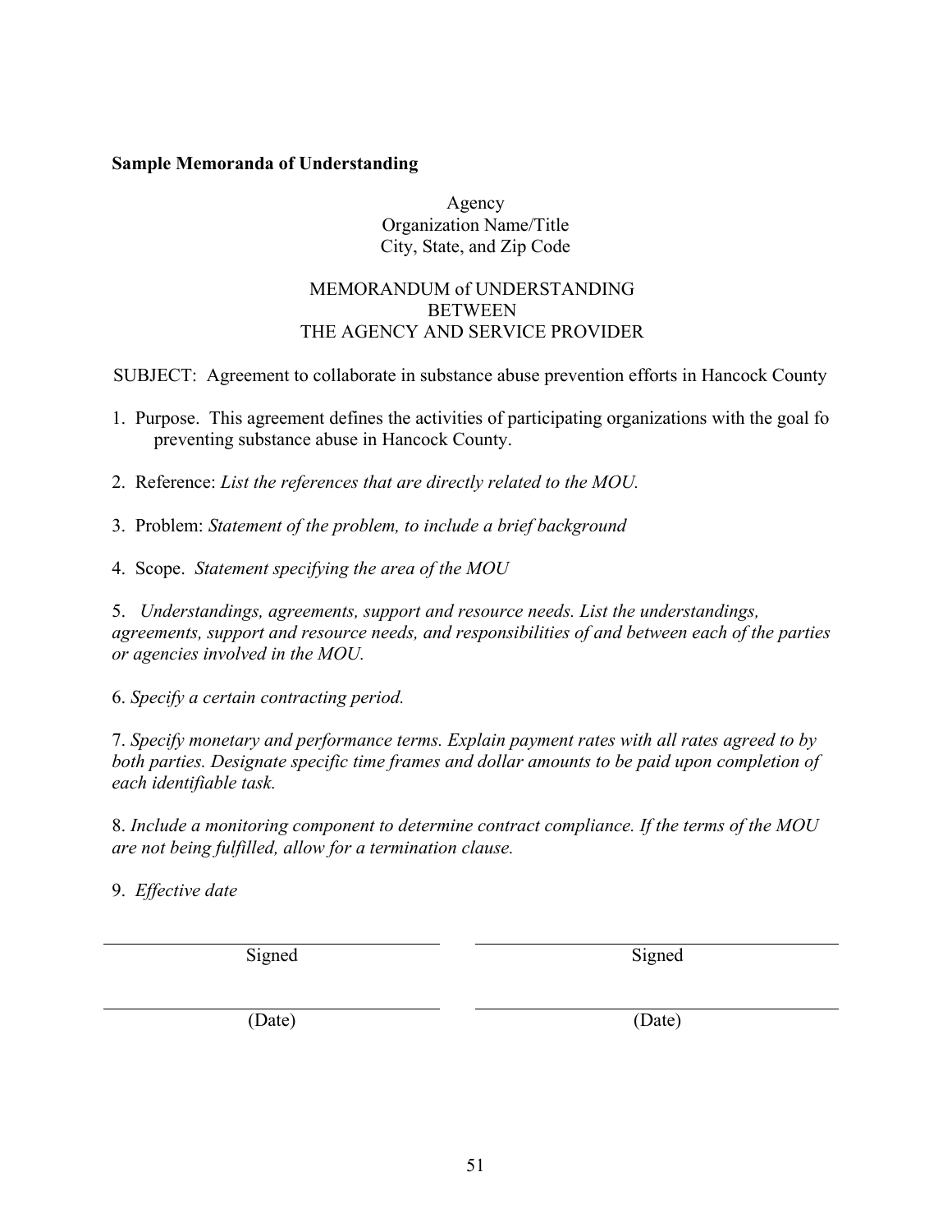**Sample Memoranda of Understanding**

Agency
Organization Name/Title
City, State, and Zip Code

MEMORANDUM of UNDERSTANDING
BETWEEN
THE AGENCY AND SERVICE PROVIDER

SUBJECT: Agreement to collaborate in substance abuse prevention efforts in Hancock County

1. Purpose. This agreement defines the activities of participating organizations with the goal fo preventing substance abuse in Hancock County.

2. Reference: *List the references that are directly related to the MOU.*

3. Problem: *Statement of the problem, to include a brief background*

4. Scope. *Statement specifying the area of the MOU*

5. *Understandings, agreements, support and resource needs. List the understandings, agreements, support and resource needs, and responsibilities of and between each of the parties or agencies involved in the MOU.*

6. *Specify a certain contracting period.*

7. *Specify monetary and performance terms. Explain payment rates with all rates agreed to by both parties. Designate specific time frames and dollar amounts to be paid upon completion of each identifiable task.*

8. *Include a monitoring component to determine contract compliance. If the terms of the MOU are not being fulfilled, allow for a termination clause.*

9. *Effective date*

| _______________________ | _______________________ |
|---|---|
| Signed | Signed |
| _______________________ | _______________________ |
| (Date) | (Date) |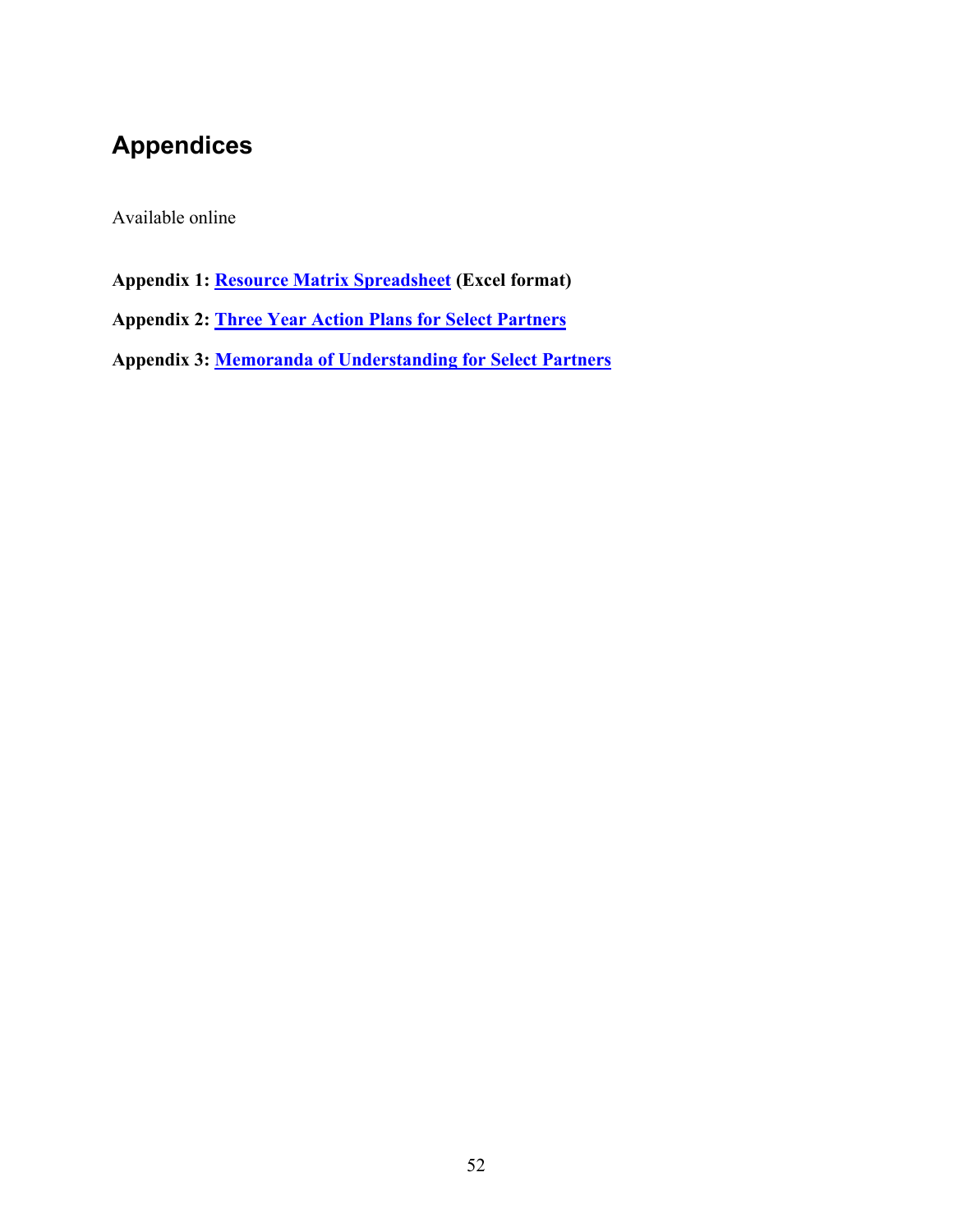# Appendices

Available online

**Appendix 1: Resource Matrix Spreadsheet (Excel format)**

**Appendix 2: Three Year Action Plans for Select Partners**

**Appendix 3: Memoranda of Understanding for Select Partners**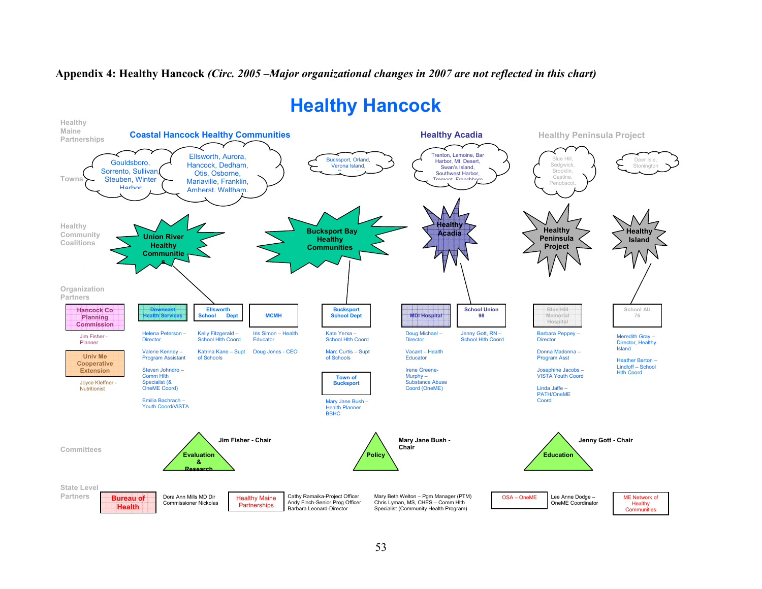**Appendix 4: Healthy Hancock** ***(Circ. 2005 –Major organizational changes in 2007 are not reflected in this chart)***

# Healthy Hancock

Healthy Maine Partnerships

Coastal Hancock Healthy Communities

Healthy Acadia

Healthy Peninsula Project

Towns

Gouldsboro, Sorrento, Sullivan, Steuben, Winter Harbor

Ellsworth, Aurora, Hancock, Dedham, Otis, Osborne, Mariaville, Franklin, Amherst, Waltham

Bucksport, Orland, Verona Island,

Trenton, Lamoine, Bar Harbor, Mt. Desert, Swan's Island, Southwest Harbor, Tremont, Frenchboro

Blue Hill, Sedgwick, Brooklin, Castine, Penobscot,

Deer Isle, Stonington

Healthy Community Coalitions

Union River Healthy Communities

Bucksport Bay Healthy Communities

Healthy Acadia

Healthy Peninsula Project

Healthy Island

Organization Partners

Hancock Co Planning Commission
Jim Fisher - Planner

Univ Me Cooperative Extension
Joyce Kleffner - Nutritionist

Downeast Health Services
Helena Peterson – Director
Valerie Kenney – Program Assistant
Steven Johndro – Comm Hlth Specialist (& OneME Coord)
Emilia Bachrach – Youth Coord/VISTA

Ellsworth School Dept
Kelly Fitzgerald – School Hlth Coord
Katrina Kane – Supt of Schools

MCMH
Iris Simon – Health Educator
Doug Jones - CEO

Bucksport School Dept
Kate Yerxa – School Hlth Coord
Marc Curtis – Supt of Schools

Town of Bucksport
Mary Jane Bush – Health Planner BBHC

MDI Hospital
Doug Michael – Director
Vacant – Health Educator
Irene Greene-Murphy – Substance Abuse Coord (OneME)

School Union 98
Jenny Gott, RN – School Hlth Coord

Blue Hill Memorial Hospital
Barbara Peppey – Director
Donna Madonna – Program Asst
Josephine Jacobs – VISTA Youth Coord
Linda Jaffe – PATH/OneME Coord

School AU 76
Meredith Gray – Director, Healthy Island
Heather Barton – Lindloff – School Hlth Coord

Committees

Evaluation & Research — Jim Fisher - Chair

Policy — Mary Jane Bush - Chair

Education — Jenny Gott - Chair

State Level Partners

Bureau of Health
Dora Ann Mills MD Dir
Commissioner Nickolas

Healthy Maine Partnerships
Cathy Ramaika-Project Officer
Andy Finch-Senior Prog Officer
Barbara Leonard-Director
Mary Beth Welton – Pgm Manager (PTM)
Chris Lyman, MS, CHES – Comm Hlth Specialist (Community Health Program)

OSA – OneME
Lee Anne Dodge – OneME Coordinator

ME Network of Healthy Communities